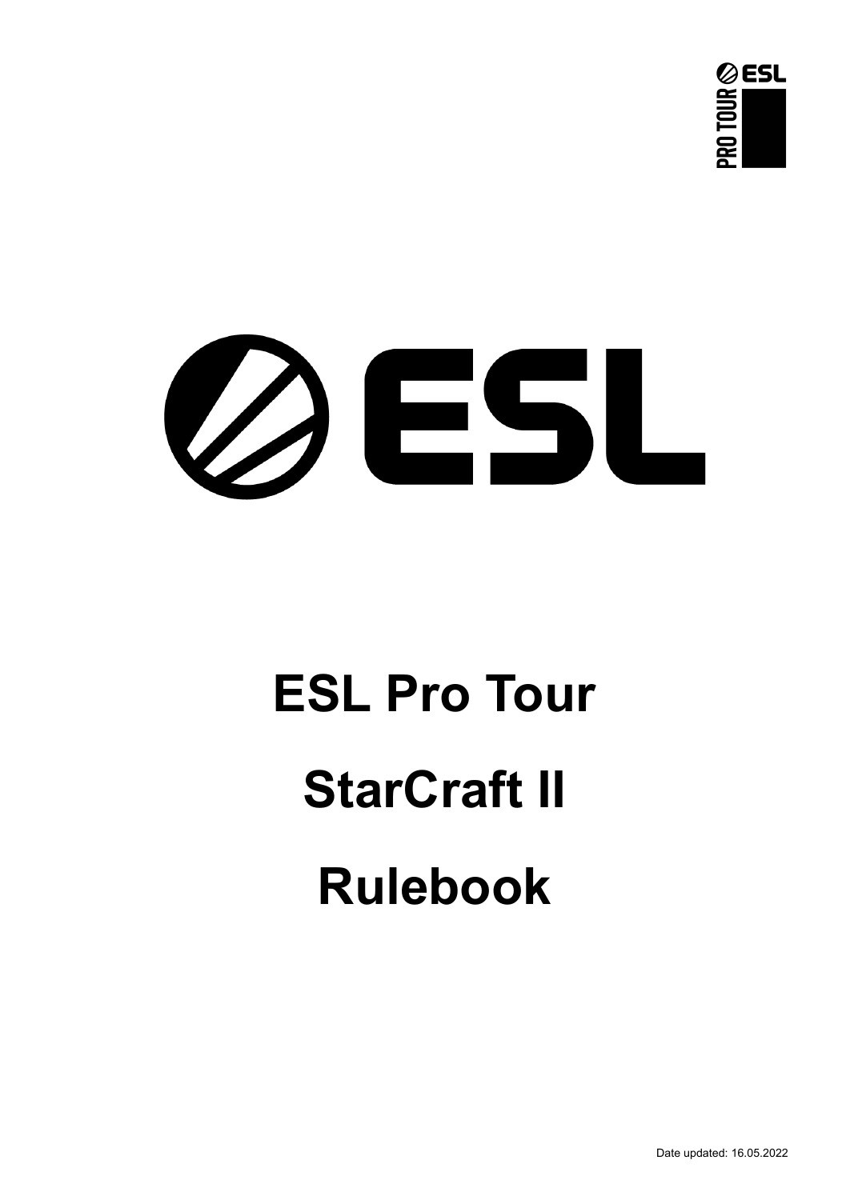# ESL Pro Tour

# StarCraft II

# Rulebook

Date updated: 16.05.2022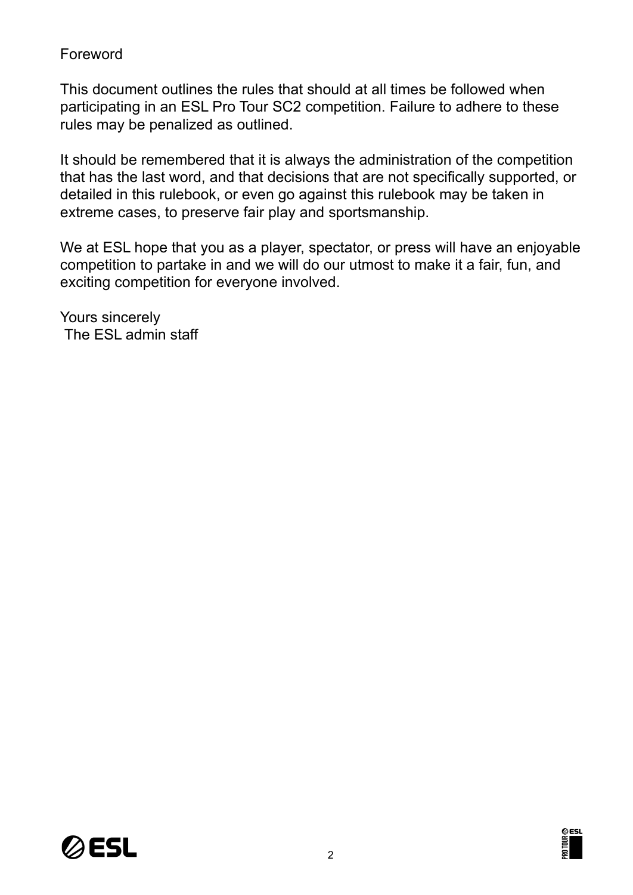# Foreword

This document outlines the rules that should at all times be followed when participating in an ESL Pro Tour SC2 competition. Failure to adhere to these rules may be penalized as outlined.

It should be remembered that it is always the administration of the competition that has the last word, and that decisions that are not specifically supported, or detailed in this rulebook, or even go against this rulebook may be taken in extreme cases, to preserve fair play and sportsmanship.

We at ESL hope that you as a player, spectator, or press will have an enjoyable competition to partake in and we will do our utmost to make it a fair, fun, and exciting competition for everyone involved.

Yours sincerely
The ESL admin staff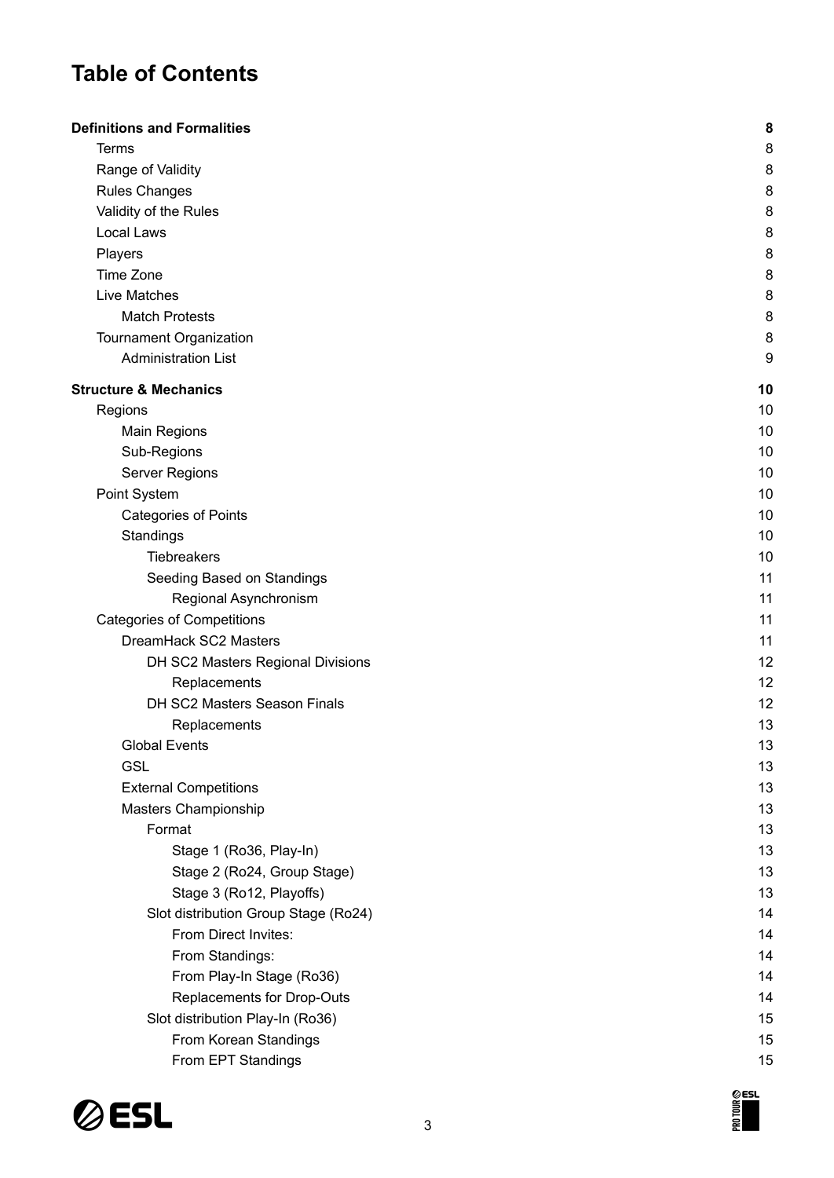# Table of Contents

- **Definitions and Formalities** — 8
  - Terms — 8
  - Range of Validity — 8
  - Rules Changes — 8
  - Validity of the Rules — 8
  - Local Laws — 8
  - Players — 8
  - Time Zone — 8
  - Live Matches — 8
    - Match Protests — 8
  - Tournament Organization — 8
    - Administration List — 9
- **Structure & Mechanics** — 10
  - Regions — 10
    - Main Regions — 10
    - Sub-Regions — 10
    - Server Regions — 10
  - Point System — 10
    - Categories of Points — 10
    - Standings — 10
      - Tiebreakers — 10
      - Seeding Based on Standings — 11
        - Regional Asynchronism — 11
  - Categories of Competitions — 11
    - DreamHack SC2 Masters — 11
      - DH SC2 Masters Regional Divisions — 12
        - Replacements — 12
      - DH SC2 Masters Season Finals — 12
        - Replacements — 13
    - Global Events — 13
    - GSL — 13
    - External Competitions — 13
    - Masters Championship — 13
      - Format — 13
        - Stage 1 (Ro36, Play-In) — 13
        - Stage 2 (Ro24, Group Stage) — 13
        - Stage 3 (Ro12, Playoffs) — 13
      - Slot distribution Group Stage (Ro24) — 14
        - From Direct Invites: — 14
        - From Standings: — 14
        - From Play-In Stage (Ro36) — 14
        - Replacements for Drop-Outs — 14
      - Slot distribution Play-In (Ro36) — 15
        - From Korean Standings — 15
        - From EPT Standings — 15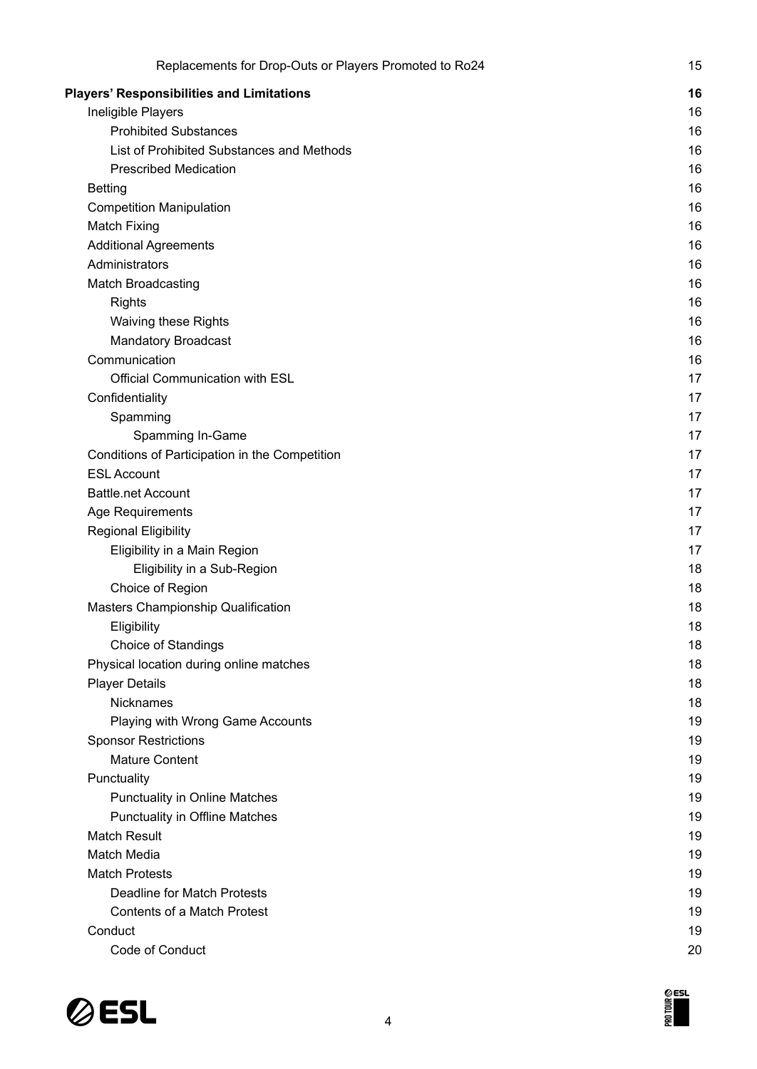- Replacements for Drop-Outs or Players Promoted to Ro24 — 15

**Players' Responsibilities and Limitations — 16**

- Ineligible Players — 16
  - Prohibited Substances — 16
  - List of Prohibited Substances and Methods — 16
  - Prescribed Medication — 16
- Betting — 16
- Competition Manipulation — 16
- Match Fixing — 16
- Additional Agreements — 16
- Administrators — 16
- Match Broadcasting — 16
  - Rights — 16
  - Waiving these Rights — 16
  - Mandatory Broadcast — 16
- Communication — 16
  - Official Communication with ESL — 17
- Confidentiality — 17
  - Spamming — 17
    - Spamming In-Game — 17
- Conditions of Participation in the Competition — 17
- ESL Account — 17
- Battle.net Account — 17
- Age Requirements — 17
- Regional Eligibility — 17
  - Eligibility in a Main Region — 17
    - Eligibility in a Sub-Region — 18
  - Choice of Region — 18
- Masters Championship Qualification — 18
  - Eligibility — 18
  - Choice of Standings — 18
- Physical location during online matches — 18
- Player Details — 18
  - Nicknames — 18
  - Playing with Wrong Game Accounts — 19
- Sponsor Restrictions — 19
  - Mature Content — 19
- Punctuality — 19
  - Punctuality in Online Matches — 19
  - Punctuality in Offline Matches — 19
- Match Result — 19
- Match Media — 19
- Match Protests — 19
  - Deadline for Match Protests — 19
  - Contents of a Match Protest — 19
- Conduct — 19
  - Code of Conduct — 20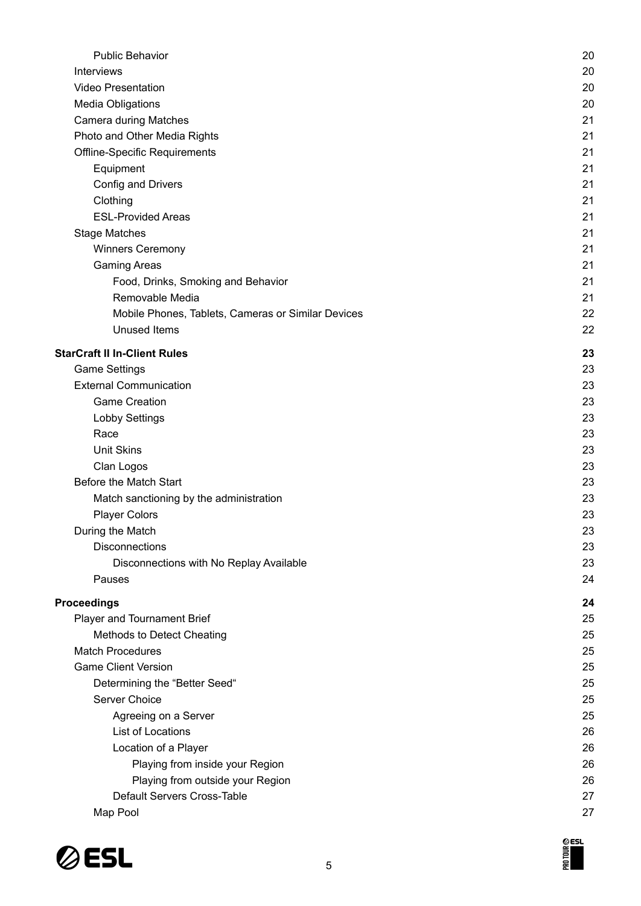- Public Behavior 20
- Interviews 20
- Video Presentation 20
- Media Obligations 20
- Camera during Matches 21
- Photo and Other Media Rights 21
- Offline-Specific Requirements 21
  - Equipment 21
  - Config and Drivers 21
  - Clothing 21
  - ESL-Provided Areas 21
- Stage Matches 21
  - Winners Ceremony 21
  - Gaming Areas 21
    - Food, Drinks, Smoking and Behavior 21
    - Removable Media 21
    - Mobile Phones, Tablets, Cameras or Similar Devices 22
    - Unused Items 22

**StarCraft II In-Client Rules 23**

- Game Settings 23
- External Communication 23
  - Game Creation 23
  - Lobby Settings 23
  - Race 23
  - Unit Skins 23
  - Clan Logos 23
- Before the Match Start 23
  - Match sanctioning by the administration 23
  - Player Colors 23
- During the Match 23
  - Disconnections 23
    - Disconnections with No Replay Available 23
  - Pauses 24

**Proceedings 24**

- Player and Tournament Brief 25
  - Methods to Detect Cheating 25
- Match Procedures 25
- Game Client Version 25
  - Determining the "Better Seed" 25
  - Server Choice 25
    - Agreeing on a Server 25
    - List of Locations 26
    - Location of a Player 26
      - Playing from inside your Region 26
      - Playing from outside your Region 26
    - Default Servers Cross-Table 27
  - Map Pool 27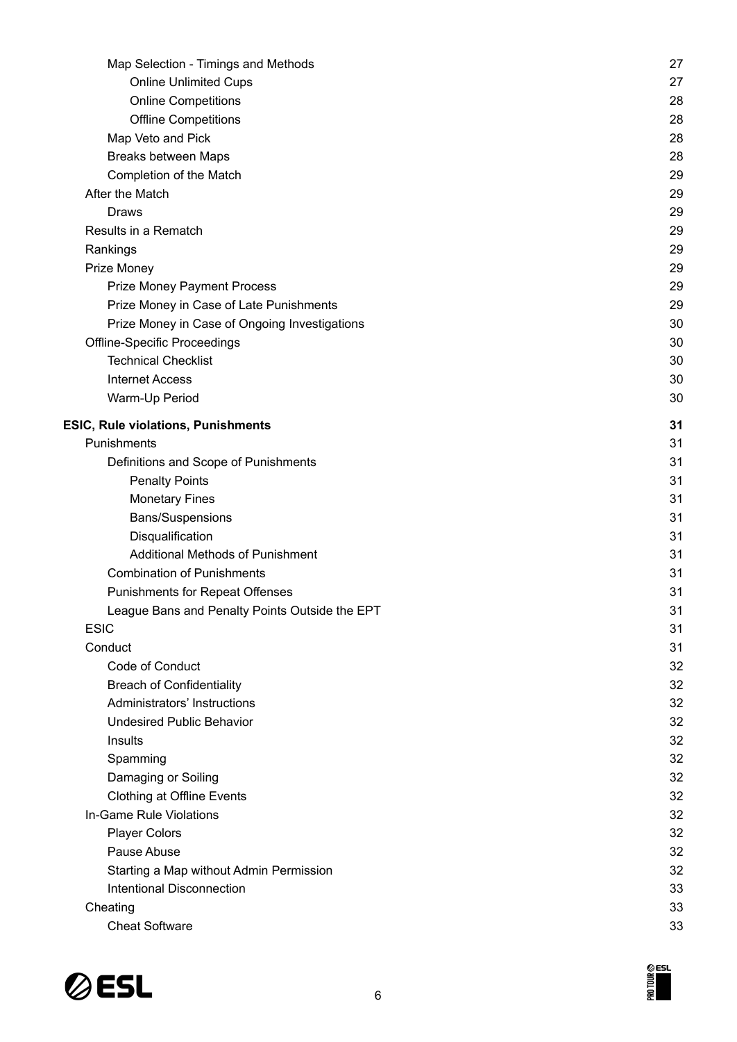- Map Selection - Timings and Methods 27
  - Online Unlimited Cups 27
  - Online Competitions 28
  - Offline Competitions 28
- Map Veto and Pick 28
- Breaks between Maps 28
- Completion of the Match 29
- After the Match 29
  - Draws 29
- Results in a Rematch 29
- Rankings 29
- Prize Money 29
  - Prize Money Payment Process 29
  - Prize Money in Case of Late Punishments 29
  - Prize Money in Case of Ongoing Investigations 30
- Offline-Specific Proceedings 30
  - Technical Checklist 30
  - Internet Access 30
  - Warm-Up Period 30

**ESIC, Rule violations, Punishments 31**

- Punishments 31
  - Definitions and Scope of Punishments 31
    - Penalty Points 31
    - Monetary Fines 31
    - Bans/Suspensions 31
    - Disqualification 31
    - Additional Methods of Punishment 31
  - Combination of Punishments 31
  - Punishments for Repeat Offenses 31
  - League Bans and Penalty Points Outside the EPT 31
- ESIC 31
- Conduct 31
  - Code of Conduct 32
  - Breach of Confidentiality 32
  - Administrators' Instructions 32
  - Undesired Public Behavior 32
  - Insults 32
  - Spamming 32
  - Damaging or Soiling 32
  - Clothing at Offline Events 32
- In-Game Rule Violations 32
  - Player Colors 32
  - Pause Abuse 32
  - Starting a Map without Admin Permission 32
  - Intentional Disconnection 33
- Cheating 33
  - Cheat Software 33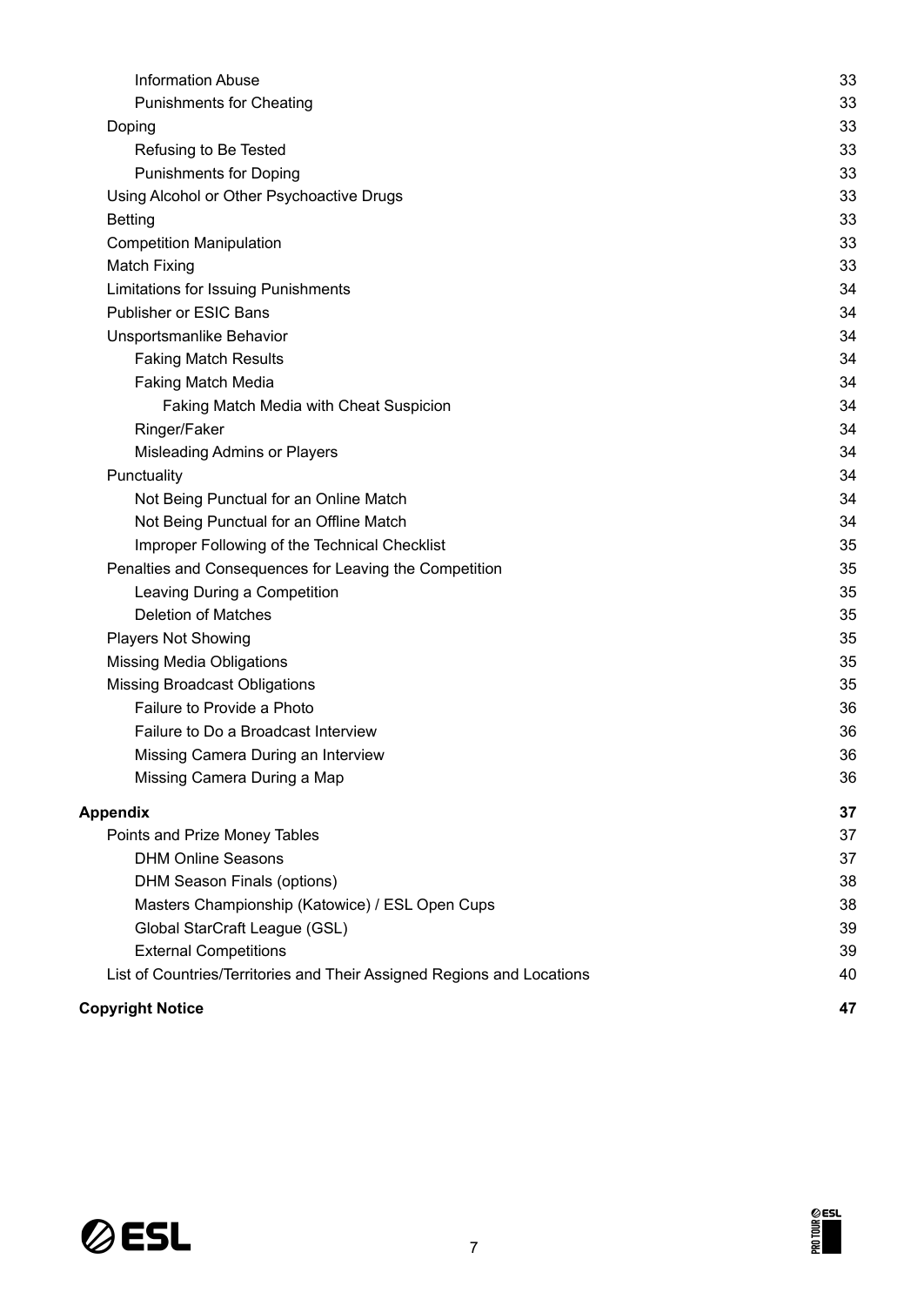- Information Abuse 33
- Punishments for Cheating 33
- Doping 33
  - Refusing to Be Tested 33
  - Punishments for Doping 33
- Using Alcohol or Other Psychoactive Drugs 33
- Betting 33
- Competition Manipulation 33
- Match Fixing 33
- Limitations for Issuing Punishments 34
- Publisher or ESIC Bans 34
- Unsportsmanlike Behavior 34
  - Faking Match Results 34
  - Faking Match Media 34
    - Faking Match Media with Cheat Suspicion 34
  - Ringer/Faker 34
  - Misleading Admins or Players 34
- Punctuality 34
  - Not Being Punctual for an Online Match 34
  - Not Being Punctual for an Offline Match 34
  - Improper Following of the Technical Checklist 35
- Penalties and Consequences for Leaving the Competition 35
  - Leaving During a Competition 35
  - Deletion of Matches 35
- Players Not Showing 35
- Missing Media Obligations 35
- Missing Broadcast Obligations 35
  - Failure to Provide a Photo 36
  - Failure to Do a Broadcast Interview 36
  - Missing Camera During an Interview 36
  - Missing Camera During a Map 36

**Appendix 37**

- Points and Prize Money Tables 37
  - DHM Online Seasons 37
  - DHM Season Finals (options) 38
  - Masters Championship (Katowice) / ESL Open Cups 38
  - Global StarCraft League (GSL) 39
  - External Competitions 39
- List of Countries/Territories and Their Assigned Regions and Locations 40

**Copyright Notice 47**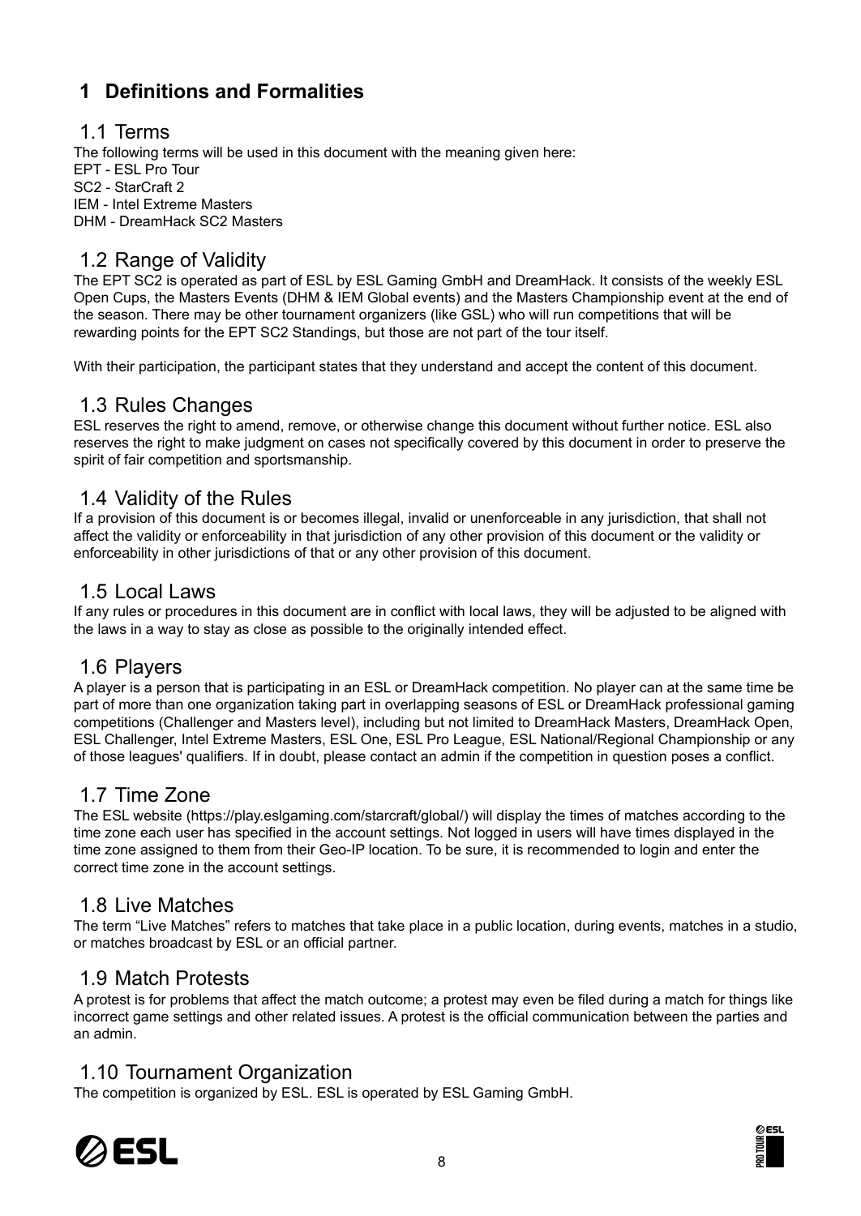# 1 Definitions and Formalities

## 1.1 Terms

The following terms will be used in this document with the meaning given here:
EPT - ESL Pro Tour
SC2 - StarCraft 2
IEM - Intel Extreme Masters
DHM - DreamHack SC2 Masters

## 1.2 Range of Validity

The EPT SC2 is operated as part of ESL by ESL Gaming GmbH and DreamHack. It consists of the weekly ESL Open Cups, the Masters Events (DHM & IEM Global events) and the Masters Championship event at the end of the season. There may be other tournament organizers (like GSL) who will run competitions that will be rewarding points for the EPT SC2 Standings, but those are not part of the tour itself.

With their participation, the participant states that they understand and accept the content of this document.

## 1.3 Rules Changes

ESL reserves the right to amend, remove, or otherwise change this document without further notice. ESL also reserves the right to make judgment on cases not specifically covered by this document in order to preserve the spirit of fair competition and sportsmanship.

## 1.4 Validity of the Rules

If a provision of this document is or becomes illegal, invalid or unenforceable in any jurisdiction, that shall not affect the validity or enforceability in that jurisdiction of any other provision of this document or the validity or enforceability in other jurisdictions of that or any other provision of this document.

## 1.5 Local Laws

If any rules or procedures in this document are in conflict with local laws, they will be adjusted to be aligned with the laws in a way to stay as close as possible to the originally intended effect.

## 1.6 Players

A player is a person that is participating in an ESL or DreamHack competition. No player can at the same time be part of more than one organization taking part in overlapping seasons of ESL or DreamHack professional gaming competitions (Challenger and Masters level), including but not limited to DreamHack Masters, DreamHack Open, ESL Challenger, Intel Extreme Masters, ESL One, ESL Pro League, ESL National/Regional Championship or any of those leagues' qualifiers. If in doubt, please contact an admin if the competition in question poses a conflict.

## 1.7 Time Zone

The ESL website (https://play.eslgaming.com/starcraft/global/) will display the times of matches according to the time zone each user has specified in the account settings. Not logged in users will have times displayed in the time zone assigned to them from their Geo-IP location. To be sure, it is recommended to login and enter the correct time zone in the account settings.

## 1.8 Live Matches

The term “Live Matches” refers to matches that take place in a public location, during events, matches in a studio, or matches broadcast by ESL or an official partner.

## 1.9 Match Protests

A protest is for problems that affect the match outcome; a protest may even be filed during a match for things like incorrect game settings and other related issues. A protest is the official communication between the parties and an admin.

## 1.10 Tournament Organization

The competition is organized by ESL. ESL is operated by ESL Gaming GmbH.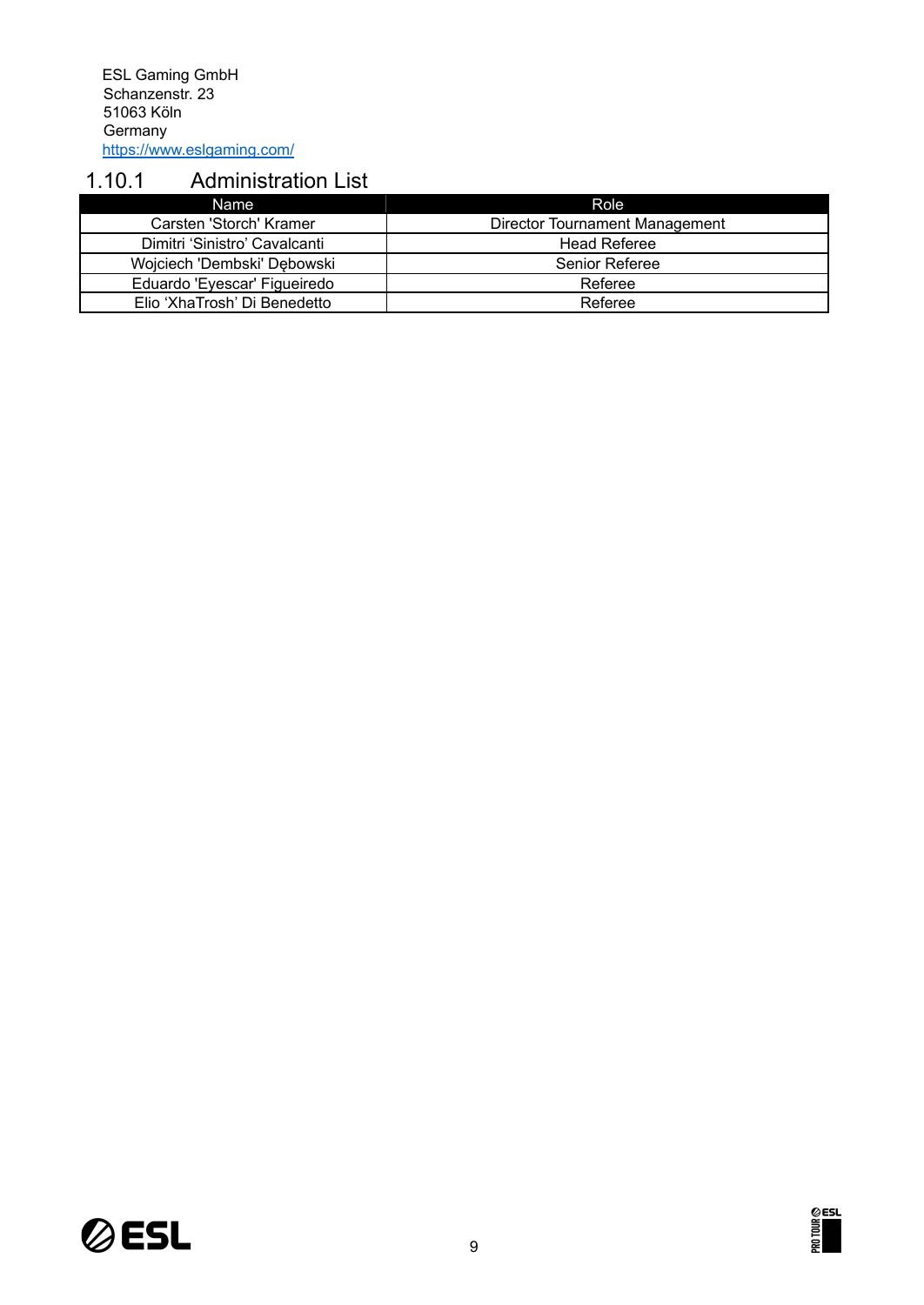ESL Gaming GmbH
Schanzenstr. 23
51063 Köln
Germany
https://www.eslgaming.com/

### 1.10.1 Administration List

| Name | Role |
| --- | --- |
| Carsten 'Storch' Kramer | Director Tournament Management |
| Dimitri 'Sinistro' Cavalcanti | Head Referee |
| Wojciech 'Dembski' Dębowski | Senior Referee |
| Eduardo 'Eyescar' Figueiredo | Referee |
| Elio 'XhaTrosh' Di Benedetto | Referee |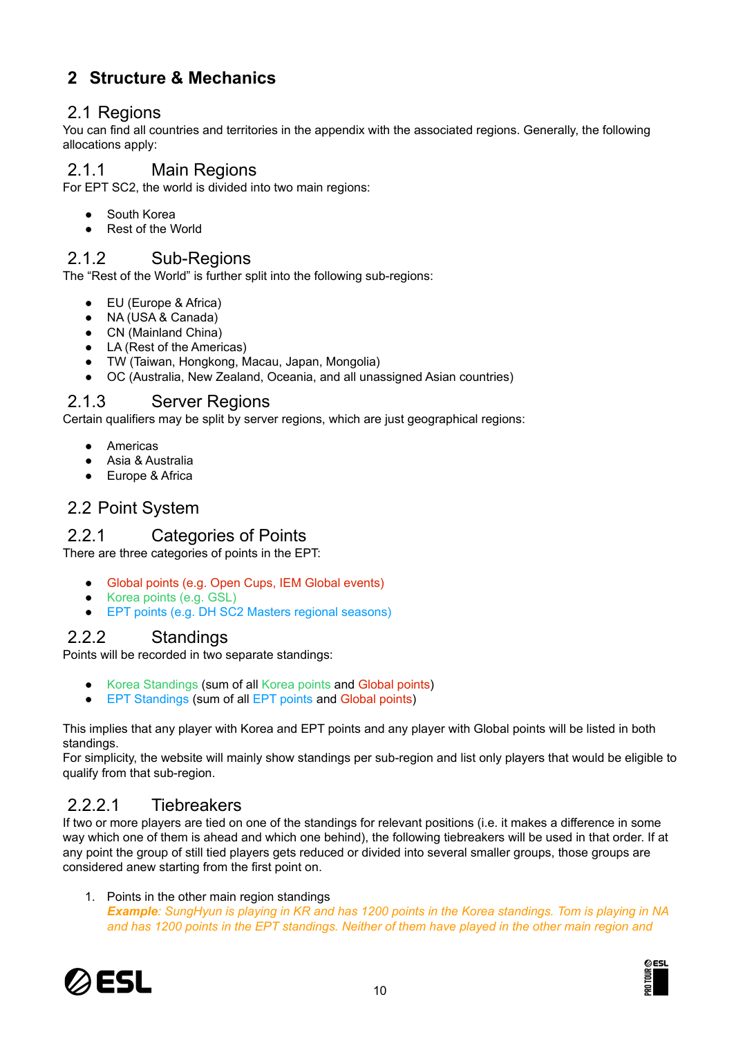# 2 Structure & Mechanics

## 2.1 Regions

You can find all countries and territories in the appendix with the associated regions. Generally, the following allocations apply:

### 2.1.1 Main Regions

For EPT SC2, the world is divided into two main regions:

- South Korea
- Rest of the World

### 2.1.2 Sub-Regions

The "Rest of the World" is further split into the following sub-regions:

- EU (Europe & Africa)
- NA (USA & Canada)
- CN (Mainland China)
- LA (Rest of the Americas)
- TW (Taiwan, Hongkong, Macau, Japan, Mongolia)
- OC (Australia, New Zealand, Oceania, and all unassigned Asian countries)

### 2.1.3 Server Regions

Certain qualifiers may be split by server regions, which are just geographical regions:

- Americas
- Asia & Australia
- Europe & Africa

## 2.2 Point System

### 2.2.1 Categories of Points

There are three categories of points in the EPT:

- Global points (e.g. Open Cups, IEM Global events)
- Korea points (e.g. GSL)
- EPT points (e.g. DH SC2 Masters regional seasons)

### 2.2.2 Standings

Points will be recorded in two separate standings:

- Korea Standings (sum of all Korea points and Global points)
- EPT Standings (sum of all EPT points and Global points)

This implies that any player with Korea and EPT points and any player with Global points will be listed in both standings.
For simplicity, the website will mainly show standings per sub-region and list only players that would be eligible to qualify from that sub-region.

#### 2.2.2.1 Tiebreakers

If two or more players are tied on one of the standings for relevant positions (i.e. it makes a difference in some way which one of them is ahead and which one behind), the following tiebreakers will be used in that order. If at any point the group of still tied players gets reduced or divided into several smaller groups, those groups are considered anew starting from the first point on.

1. Points in the other main region standings
   ***Example**: SungHyun is playing in KR and has 1200 points in the Korea standings. Tom is playing in NA and has 1200 points in the EPT standings. Neither of them have played in the other main region and*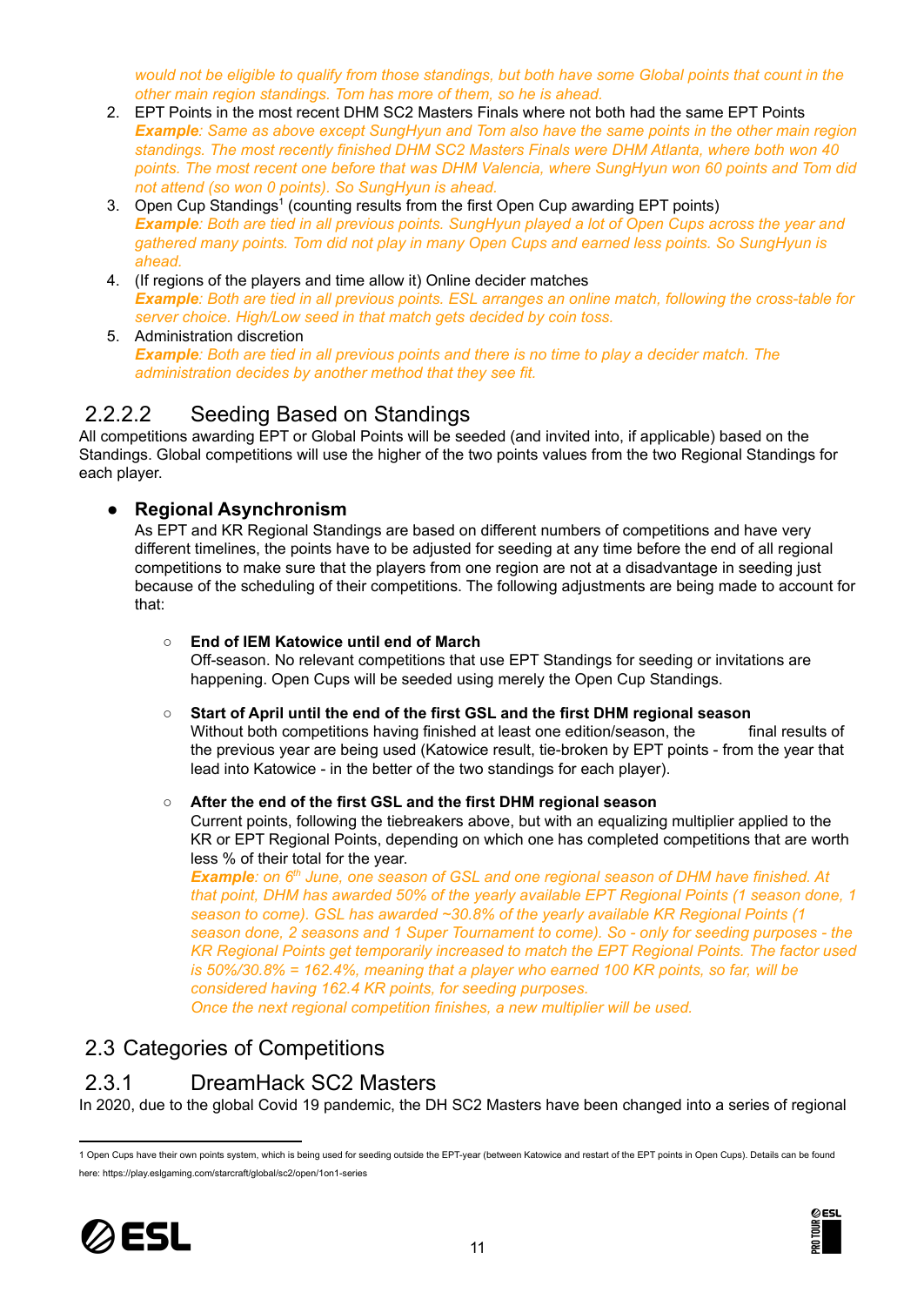*would not be eligible to qualify from those standings, but both have some Global points that count in the other main region standings. Tom has more of them, so he is ahead.*

2. EPT Points in the most recent DHM SC2 Masters Finals where not both had the same EPT Points
   ***Example****: Same as above except SungHyun and Tom also have the same points in the other main region standings. The most recently finished DHM SC2 Masters Finals were DHM Atlanta, where both won 40 points. The most recent one before that was DHM Valencia, where SungHyun won 60 points and Tom did not attend (so won 0 points). So SungHyun is ahead.*
3. Open Cup Standings[1] (counting results from the first Open Cup awarding EPT points)
   ***Example****: Both are tied in all previous points. SungHyun played a lot of Open Cups across the year and gathered many points. Tom did not play in many Open Cups and earned less points. So SungHyun is ahead.*
4. (If regions of the players and time allow it) Online decider matches
   ***Example****: Both are tied in all previous points. ESL arranges an online match, following the cross-table for server choice. High/Low seed in that match gets decided by coin toss.*
5. Administration discretion
   ***Example****: Both are tied in all previous points and there is no time to play a decider match. The administration decides by another method that they see fit.*

#### 2.2.2.2 Seeding Based on Standings

All competitions awarding EPT or Global Points will be seeded (and invited into, if applicable) based on the Standings. Global competitions will use the higher of the two points values from the two Regional Standings for each player.

- **Regional Asynchronism**
  As EPT and KR Regional Standings are based on different numbers of competitions and have very different timelines, the points have to be adjusted for seeding at any time before the end of all regional competitions to make sure that the players from one region are not at a disadvantage in seeding just because of the scheduling of their competitions. The following adjustments are being made to account for that:

  - **End of IEM Katowice until end of March**
    Off-season. No relevant competitions that use EPT Standings for seeding or invitations are happening. Open Cups will be seeded using merely the Open Cup Standings.

  - **Start of April until the end of the first GSL and the first DHM regional season**
    Without both competitions having finished at least one edition/season, the final results of the previous year are being used (Katowice result, tie-broken by EPT points - from the year that lead into Katowice - in the better of the two standings for each player).

  - **After the end of the first GSL and the first DHM regional season**
    Current points, following the tiebreakers above, but with an equalizing multiplier applied to the KR or EPT Regional Points, depending on which one has completed competitions that are worth less % of their total for the year.
    ***Example****: on 6th June, one season of GSL and one regional season of DHM have finished. At that point, DHM has awarded 50% of the yearly available EPT Regional Points (1 season done, 1 season to come). GSL has awarded ~30.8% of the yearly available KR Regional Points (1 season done, 2 seasons and 1 Super Tournament to come). So - only for seeding purposes - the KR Regional Points get temporarily increased to match the EPT Regional Points. The factor used is 50%/30.8% = 162.4%, meaning that a player who earned 100 KR points, so far, will be considered having 162.4 KR points, for seeding purposes.*
    *Once the next regional competition finishes, a new multiplier will be used.*

## 2.3 Categories of Competitions

### 2.3.1 DreamHack SC2 Masters

In 2020, due to the global Covid 19 pandemic, the DH SC2 Masters have been changed into a series of regional

[1] Open Cups have their own points system, which is being used for seeding outside the EPT-year (between Katowice and restart of the EPT points in Open Cups). Details can be found here: https://play.eslgaming.com/starcraft/global/sc2/open/1on1-series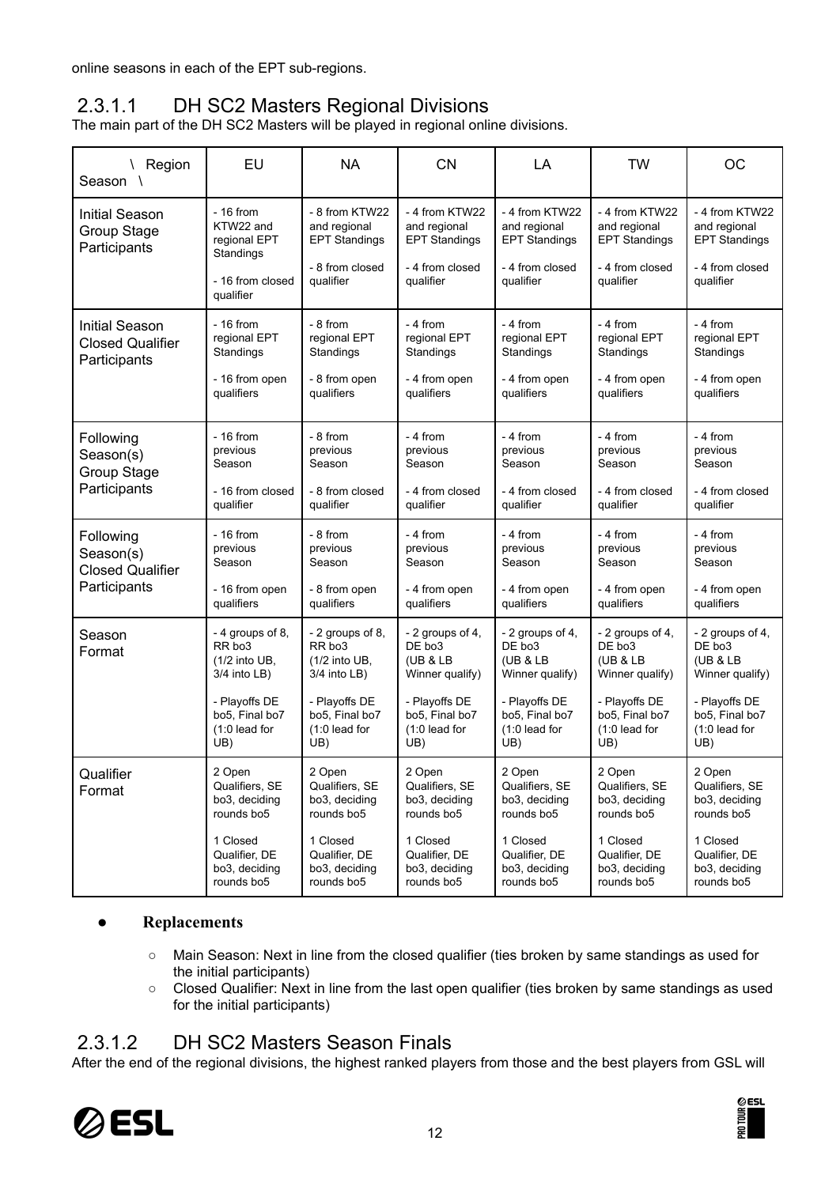online seasons in each of the EPT sub-regions.

### 2.3.1.1 DH SC2 Masters Regional Divisions

The main part of the DH SC2 Masters will be played in regional online divisions.

| \ Region Season \ | EU | NA | CN | LA | TW | OC |
|---|---|---|---|---|---|---|
| Initial Season Group Stage Participants | - 16 from KTW22 and regional EPT Standings<br><br>- 16 from closed qualifier | - 8 from KTW22 and regional EPT Standings<br><br>- 8 from closed qualifier | - 4 from KTW22 and regional EPT Standings<br><br>- 4 from closed qualifier | - 4 from KTW22 and regional EPT Standings<br><br>- 4 from closed qualifier | - 4 from KTW22 and regional EPT Standings<br><br>- 4 from closed qualifier | - 4 from KTW22 and regional EPT Standings<br><br>- 4 from closed qualifier |
| Initial Season Closed Qualifier Participants | - 16 from regional EPT Standings<br><br>- 16 from open qualifiers | - 8 from regional EPT Standings<br><br>- 8 from open qualifiers | - 4 from regional EPT Standings<br><br>- 4 from open qualifiers | - 4 from regional EPT Standings<br><br>- 4 from open qualifiers | - 4 from regional EPT Standings<br><br>- 4 from open qualifiers | - 4 from regional EPT Standings<br><br>- 4 from open qualifiers |
| Following Season(s) Group Stage Participants | - 16 from previous Season<br><br>- 16 from closed qualifier | - 8 from previous Season<br><br>- 8 from closed qualifier | - 4 from previous Season<br><br>- 4 from closed qualifier | - 4 from previous Season<br><br>- 4 from closed qualifier | - 4 from previous Season<br><br>- 4 from closed qualifier | - 4 from previous Season<br><br>- 4 from closed qualifier |
| Following Season(s) Closed Qualifier Participants | - 16 from previous Season<br><br>- 16 from open qualifiers | - 8 from previous Season<br><br>- 8 from open qualifiers | - 4 from previous Season<br><br>- 4 from open qualifiers | - 4 from previous Season<br><br>- 4 from open qualifiers | - 4 from previous Season<br><br>- 4 from open qualifiers | - 4 from previous Season<br><br>- 4 from open qualifiers |
| Season Format | - 4 groups of 8, RR bo3 (1/2 into UB, 3/4 into LB)<br><br>- Playoffs DE bo5, Final bo7 (1:0 lead for UB) | - 2 groups of 8, RR bo3 (1/2 into UB, 3/4 into LB)<br><br>- Playoffs DE bo5, Final bo7 (1:0 lead for UB) | - 2 groups of 4, DE bo3 (UB & LB Winner qualify)<br><br>- Playoffs DE bo5, Final bo7 (1:0 lead for UB) | - 2 groups of 4, DE bo3 (UB & LB Winner qualify)<br><br>- Playoffs DE bo5, Final bo7 (1:0 lead for UB) | - 2 groups of 4, DE bo3 (UB & LB Winner qualify)<br><br>- Playoffs DE bo5, Final bo7 (1:0 lead for UB) | - 2 groups of 4, DE bo3 (UB & LB Winner qualify)<br><br>- Playoffs DE bo5, Final bo7 (1:0 lead for UB) |
| Qualifier Format | 2 Open Qualifiers, SE bo3, deciding rounds bo5<br><br>1 Closed Qualifier, DE bo3, deciding rounds bo5 | 2 Open Qualifiers, SE bo3, deciding rounds bo5<br><br>1 Closed Qualifier, DE bo3, deciding rounds bo5 | 2 Open Qualifiers, SE bo3, deciding rounds bo5<br><br>1 Closed Qualifier, DE bo3, deciding rounds bo5 | 2 Open Qualifiers, SE bo3, deciding rounds bo5<br><br>1 Closed Qualifier, DE bo3, deciding rounds bo5 | 2 Open Qualifiers, SE bo3, deciding rounds bo5<br><br>1 Closed Qualifier, DE bo3, deciding rounds bo5 | 2 Open Qualifiers, SE bo3, deciding rounds bo5<br><br>1 Closed Qualifier, DE bo3, deciding rounds bo5 |

- **Replacements**
  - Main Season: Next in line from the closed qualifier (ties broken by same standings as used for the initial participants)
  - Closed Qualifier: Next in line from the last open qualifier (ties broken by same standings as used for the initial participants)

### 2.3.1.2 DH SC2 Masters Season Finals

After the end of the regional divisions, the highest ranked players from those and the best players from GSL will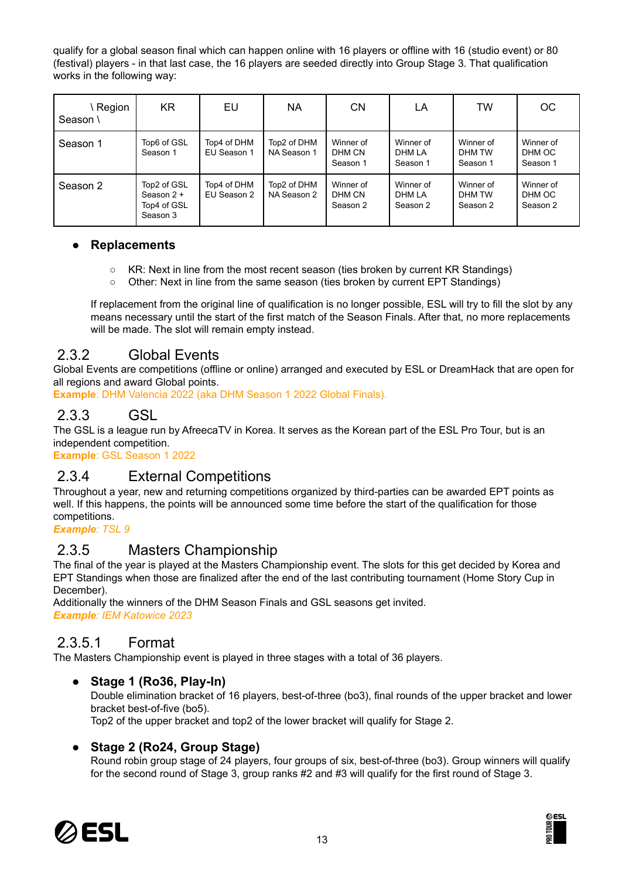qualify for a global season final which can happen online with 16 players or offline with 16 (studio event) or 80 (festival) players - in that last case, the 16 players are seeded directly into Group Stage 3. That qualification works in the following way:

| \ Region Season \ | KR | EU | NA | CN | LA | TW | OC |
|---|---|---|---|---|---|---|---|
| Season 1 | Top6 of GSL Season 1 | Top4 of DHM EU Season 1 | Top2 of DHM NA Season 1 | Winner of DHM CN Season 1 | Winner of DHM LA Season 1 | Winner of DHM TW Season 1 | Winner of DHM OC Season 1 |
| Season 2 | Top2 of GSL Season 2 + Top4 of GSL Season 3 | Top4 of DHM EU Season 2 | Top2 of DHM NA Season 2 | Winner of DHM CN Season 2 | Winner of DHM LA Season 2 | Winner of DHM TW Season 2 | Winner of DHM OC Season 2 |

- **Replacements**
  - KR: Next in line from the most recent season (ties broken by current KR Standings)
  - Other: Next in line from the same season (ties broken by current EPT Standings)

  If replacement from the original line of qualification is no longer possible, ESL will try to fill the slot by any means necessary until the start of the first match of the Season Finals. After that, no more replacements will be made. The slot will remain empty instead.

## 2.3.2 Global Events

Global Events are competitions (offline or online) arranged and executed by ESL or DreamHack that are open for all regions and award Global points.

**Example**: DHM Valencia 2022 (aka DHM Season 1 2022 Global Finals).

## 2.3.3 GSL

The GSL is a league run by AfreecaTV in Korea. It serves as the Korean part of the ESL Pro Tour, but is an independent competition.

**Example**: GSL Season 1 2022

## 2.3.4 External Competitions

Throughout a year, new and returning competitions organized by third-parties can be awarded EPT points as well. If this happens, the points will be announced some time before the start of the qualification for those competitions.

***Example***: *TSL 9*

## 2.3.5 Masters Championship

The final of the year is played at the Masters Championship event. The slots for this get decided by Korea and EPT Standings when those are finalized after the end of the last contributing tournament (Home Story Cup in December).

Additionally the winners of the DHM Season Finals and GSL seasons get invited.

***Example***: *IEM Katowice 2023*

### 2.3.5.1 Format

The Masters Championship event is played in three stages with a total of 36 players.

- **Stage 1 (Ro36, Play-In)**
  Double elimination bracket of 16 players, best-of-three (bo3), final rounds of the upper bracket and lower bracket best-of-five (bo5).
  Top2 of the upper bracket and top2 of the lower bracket will qualify for Stage 2.

- **Stage 2 (Ro24, Group Stage)**
  Round robin group stage of 24 players, four groups of six, best-of-three (bo3). Group winners will qualify for the second round of Stage 3, group ranks #2 and #3 will qualify for the first round of Stage 3.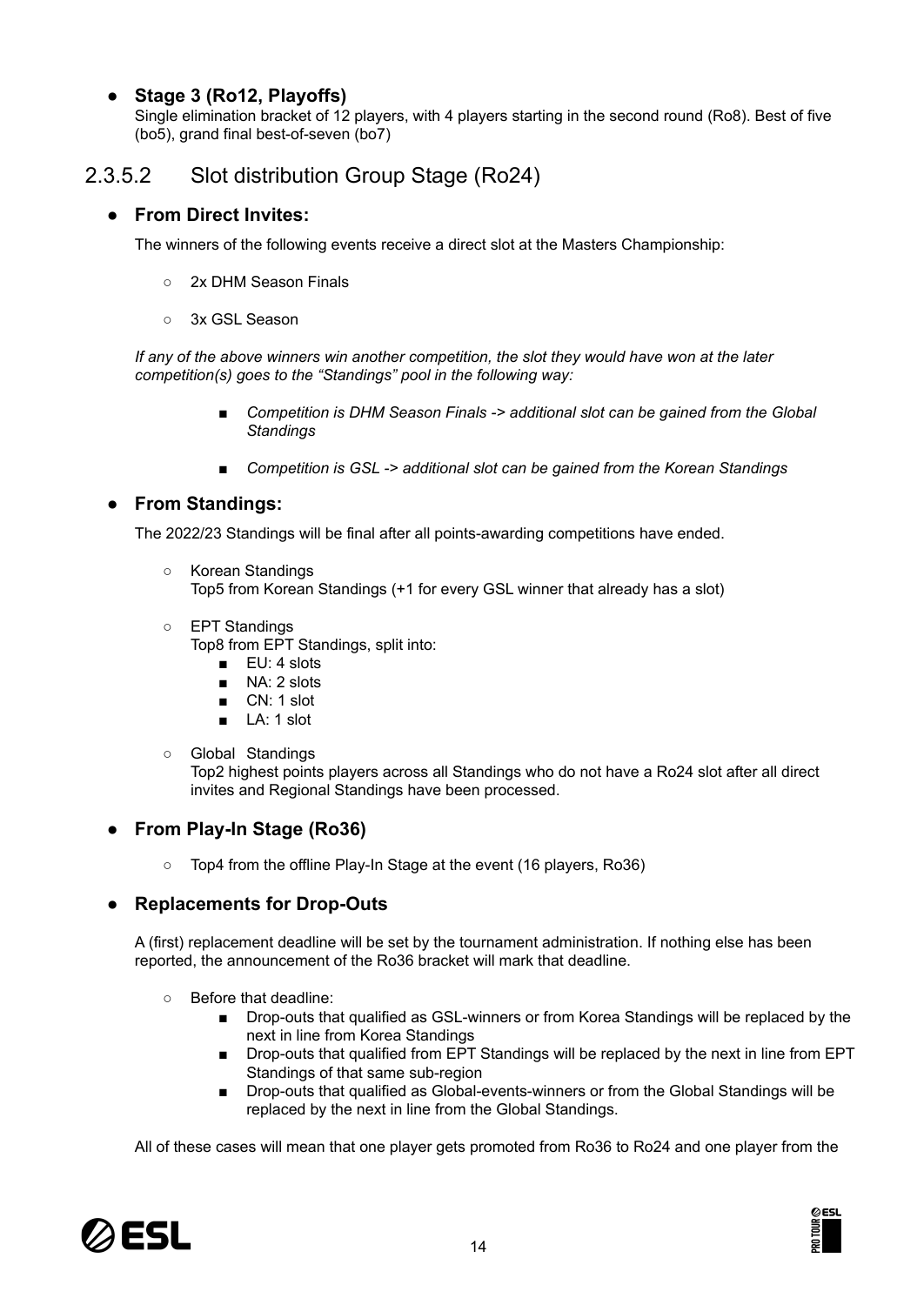- **Stage 3 (Ro12, Playoffs)**
  Single elimination bracket of 12 players, with 4 players starting in the second round (Ro8). Best of five (bo5), grand final best-of-seven (bo7)

### 2.3.5.2 Slot distribution Group Stage (Ro24)

- **From Direct Invites:**

  The winners of the following events receive a direct slot at the Masters Championship:

  - 2x DHM Season Finals
  - 3x GSL Season

  *If any of the above winners win another competition, the slot they would have won at the later competition(s) goes to the "Standings" pool in the following way:*

  - *Competition is DHM Season Finals -> additional slot can be gained from the Global Standings*
  - *Competition is GSL -> additional slot can be gained from the Korean Standings*

- **From Standings:**

  The 2022/23 Standings will be final after all points-awarding competitions have ended.

  - Korean Standings
    Top5 from Korean Standings (+1 for every GSL winner that already has a slot)
  - EPT Standings
    Top8 from EPT Standings, split into:
    - EU: 4 slots
    - NA: 2 slots
    - CN: 1 slot
    - LA: 1 slot
  - Global Standings
    Top2 highest points players across all Standings who do not have a Ro24 slot after all direct invites and Regional Standings have been processed.

- **From Play-In Stage (Ro36)**

  - Top4 from the offline Play-In Stage at the event (16 players, Ro36)

- **Replacements for Drop-Outs**

  A (first) replacement deadline will be set by the tournament administration. If nothing else has been reported, the announcement of the Ro36 bracket will mark that deadline.

  - Before that deadline:
    - Drop-outs that qualified as GSL-winners or from Korea Standings will be replaced by the next in line from Korea Standings
    - Drop-outs that qualified from EPT Standings will be replaced by the next in line from EPT Standings of that same sub-region
    - Drop-outs that qualified as Global-events-winners or from the Global Standings will be replaced by the next in line from the Global Standings.

  All of these cases will mean that one player gets promoted from Ro36 to Ro24 and one player from the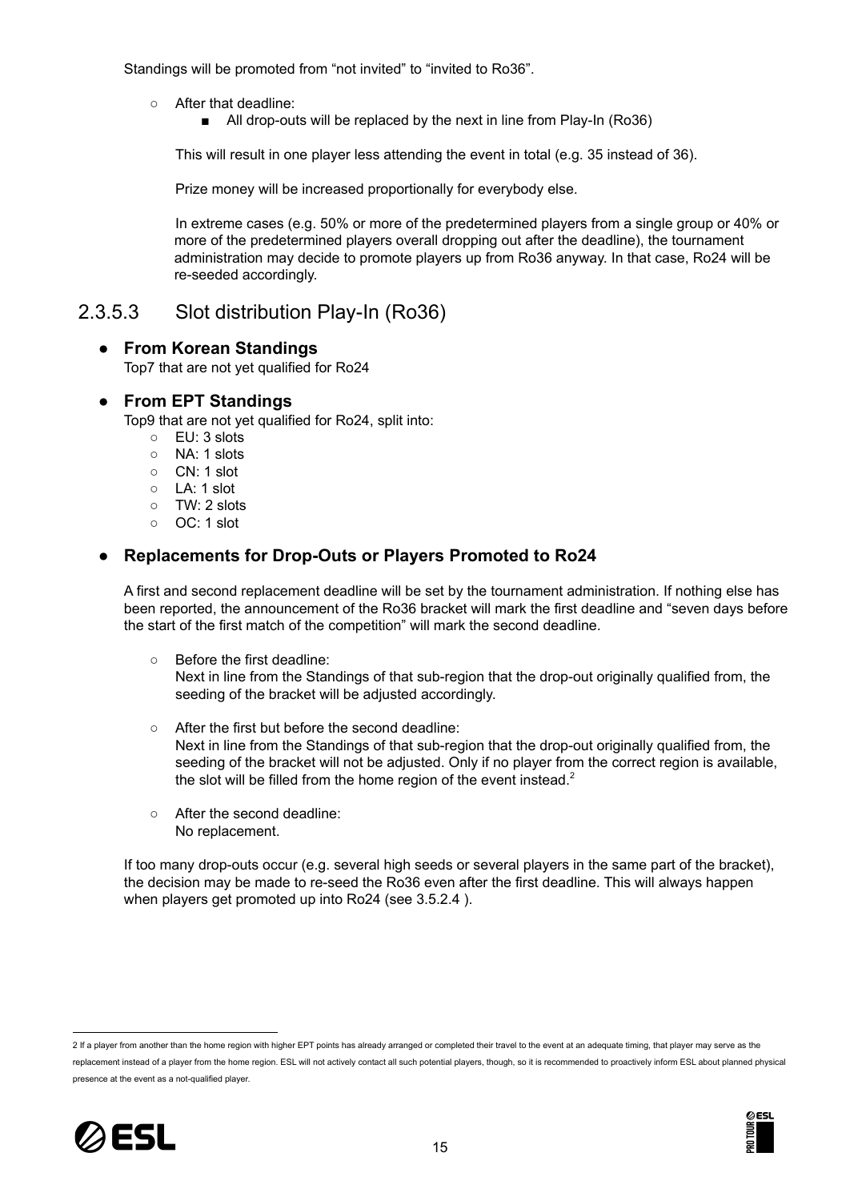Standings will be promoted from "not invited" to "invited to Ro36".

- After that deadline:
  - All drop-outs will be replaced by the next in line from Play-In (Ro36)

  This will result in one player less attending the event in total (e.g. 35 instead of 36).

  Prize money will be increased proportionally for everybody else.

  In extreme cases (e.g. 50% or more of the predetermined players from a single group or 40% or more of the predetermined players overall dropping out after the deadline), the tournament administration may decide to promote players up from Ro36 anyway. In that case, Ro24 will be re-seeded accordingly.

### 2.3.5.3 Slot distribution Play-In (Ro36)

- **From Korean Standings**
  Top7 that are not yet qualified for Ro24

- **From EPT Standings**
  Top9 that are not yet qualified for Ro24, split into:
  - EU: 3 slots
  - NA: 1 slots
  - CN: 1 slot
  - LA: 1 slot
  - TW: 2 slots
  - OC: 1 slot

- **Replacements for Drop-Outs or Players Promoted to Ro24**

  A first and second replacement deadline will be set by the tournament administration. If nothing else has been reported, the announcement of the Ro36 bracket will mark the first deadline and "seven days before the start of the first match of the competition" will mark the second deadline.

  - Before the first deadline:
    Next in line from the Standings of that sub-region that the drop-out originally qualified from, the seeding of the bracket will be adjusted accordingly.

  - After the first but before the second deadline:
    Next in line from the Standings of that sub-region that the drop-out originally qualified from, the seeding of the bracket will not be adjusted. Only if no player from the correct region is available, the slot will be filled from the home region of the event instead.[2]

  - After the second deadline:
    No replacement.

  If too many drop-outs occur (e.g. several high seeds or several players in the same part of the bracket), the decision may be made to re-seed the Ro36 even after the first deadline. This will always happen when players get promoted up into Ro24 (see 3.5.2.4 ).

---

[2] If a player from another than the home region with higher EPT points has already arranged or completed their travel to the event at an adequate timing, that player may serve as the replacement instead of a player from the home region. ESL will not actively contact all such potential players, though, so it is recommended to proactively inform ESL about planned physical presence at the event as a not-qualified player.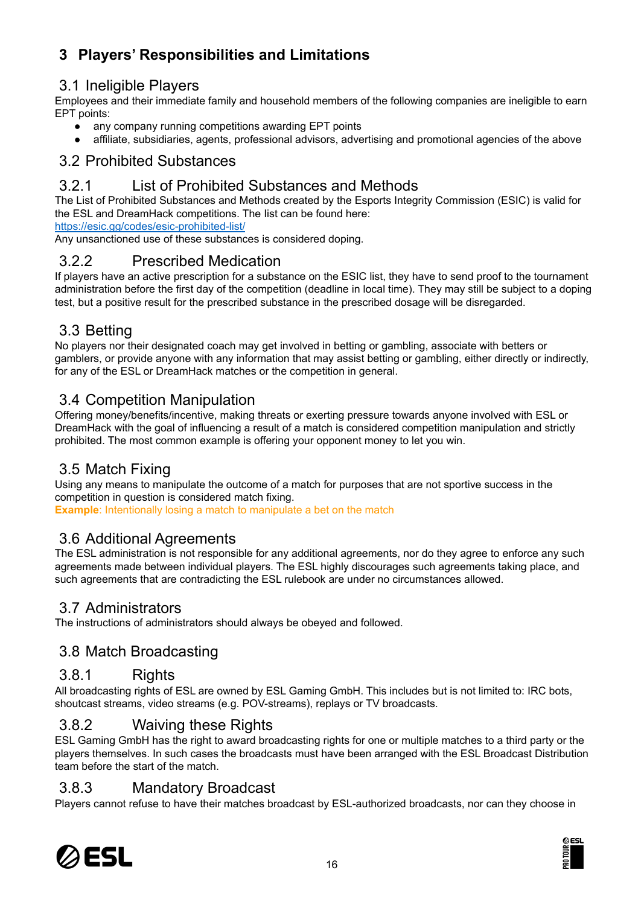# 3 Players' Responsibilities and Limitations

## 3.1 Ineligible Players

Employees and their immediate family and household members of the following companies are ineligible to earn EPT points:

- any company running competitions awarding EPT points
- affiliate, subsidiaries, agents, professional advisors, advertising and promotional agencies of the above

## 3.2 Prohibited Substances

### 3.2.1 List of Prohibited Substances and Methods

The List of Prohibited Substances and Methods created by the Esports Integrity Commission (ESIC) is valid for the ESL and DreamHack competitions. The list can be found here:
https://esic.gg/codes/esic-prohibited-list/
Any unsanctioned use of these substances is considered doping.

### 3.2.2 Prescribed Medication

If players have an active prescription for a substance on the ESIC list, they have to send proof to the tournament administration before the first day of the competition (deadline in local time). They may still be subject to a doping test, but a positive result for the prescribed substance in the prescribed dosage will be disregarded.

## 3.3 Betting

No players nor their designated coach may get involved in betting or gambling, associate with betters or gamblers, or provide anyone with any information that may assist betting or gambling, either directly or indirectly, for any of the ESL or DreamHack matches or the competition in general.

## 3.4 Competition Manipulation

Offering money/benefits/incentive, making threats or exerting pressure towards anyone involved with ESL or DreamHack with the goal of influencing a result of a match is considered competition manipulation and strictly prohibited. The most common example is offering your opponent money to let you win.

## 3.5 Match Fixing

Using any means to manipulate the outcome of a match for purposes that are not sportive success in the competition in question is considered match fixing.
**Example**: Intentionally losing a match to manipulate a bet on the match

## 3.6 Additional Agreements

The ESL administration is not responsible for any additional agreements, nor do they agree to enforce any such agreements made between individual players. The ESL highly discourages such agreements taking place, and such agreements that are contradicting the ESL rulebook are under no circumstances allowed.

## 3.7 Administrators

The instructions of administrators should always be obeyed and followed.

## 3.8 Match Broadcasting

### 3.8.1 Rights

All broadcasting rights of ESL are owned by ESL Gaming GmbH. This includes but is not limited to: IRC bots, shoutcast streams, video streams (e.g. POV-streams), replays or TV broadcasts.

### 3.8.2 Waiving these Rights

ESL Gaming GmbH has the right to award broadcasting rights for one or multiple matches to a third party or the players themselves. In such cases the broadcasts must have been arranged with the ESL Broadcast Distribution team before the start of the match.

### 3.8.3 Mandatory Broadcast

Players cannot refuse to have their matches broadcast by ESL-authorized broadcasts, nor can they choose in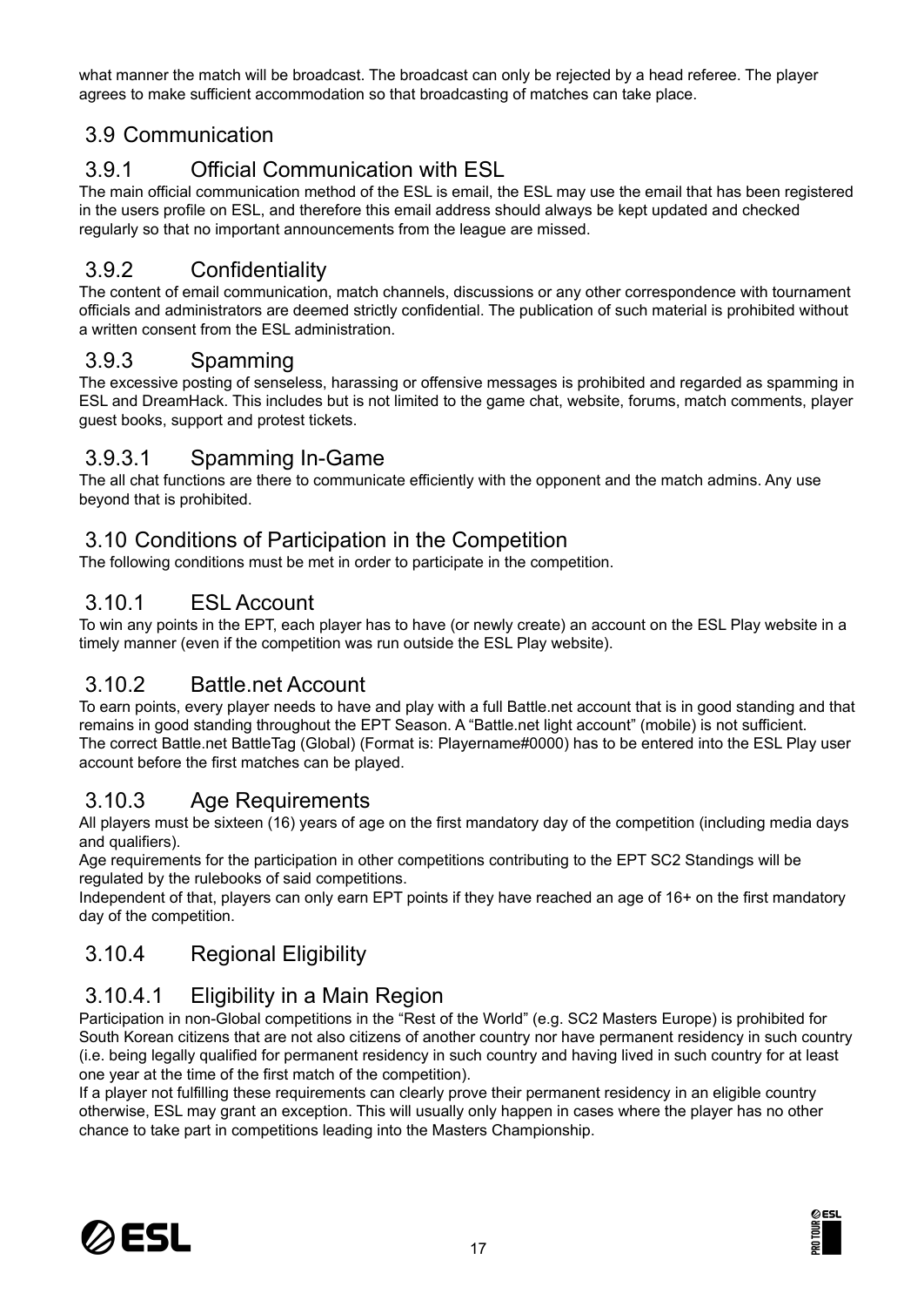what manner the match will be broadcast. The broadcast can only be rejected by a head referee. The player agrees to make sufficient accommodation so that broadcasting of matches can take place.

## 3.9 Communication

### 3.9.1 Official Communication with ESL

The main official communication method of the ESL is email, the ESL may use the email that has been registered in the users profile on ESL, and therefore this email address should always be kept updated and checked regularly so that no important announcements from the league are missed.

### 3.9.2 Confidentiality

The content of email communication, match channels, discussions or any other correspondence with tournament officials and administrators are deemed strictly confidential. The publication of such material is prohibited without a written consent from the ESL administration.

### 3.9.3 Spamming

The excessive posting of senseless, harassing or offensive messages is prohibited and regarded as spamming in ESL and DreamHack. This includes but is not limited to the game chat, website, forums, match comments, player guest books, support and protest tickets.

#### 3.9.3.1 Spamming In-Game

The all chat functions are there to communicate efficiently with the opponent and the match admins. Any use beyond that is prohibited.

## 3.10 Conditions of Participation in the Competition

The following conditions must be met in order to participate in the competition.

### 3.10.1 ESL Account

To win any points in the EPT, each player has to have (or newly create) an account on the ESL Play website in a timely manner (even if the competition was run outside the ESL Play website).

### 3.10.2 Battle.net Account

To earn points, every player needs to have and play with a full Battle.net account that is in good standing and that remains in good standing throughout the EPT Season. A “Battle.net light account” (mobile) is not sufficient.
The correct Battle.net BattleTag (Global) (Format is: Playername#0000) has to be entered into the ESL Play user account before the first matches can be played.

### 3.10.3 Age Requirements

All players must be sixteen (16) years of age on the first mandatory day of the competition (including media days and qualifiers).
Age requirements for the participation in other competitions contributing to the EPT SC2 Standings will be regulated by the rulebooks of said competitions.
Independent of that, players can only earn EPT points if they have reached an age of 16+ on the first mandatory day of the competition.

### 3.10.4 Regional Eligibility

#### 3.10.4.1 Eligibility in a Main Region

Participation in non-Global competitions in the “Rest of the World” (e.g. SC2 Masters Europe) is prohibited for South Korean citizens that are not also citizens of another country nor have permanent residency in such country (i.e. being legally qualified for permanent residency in such country and having lived in such country for at least one year at the time of the first match of the competition).
If a player not fulfilling these requirements can clearly prove their permanent residency in an eligible country otherwise, ESL may grant an exception. This will usually only happen in cases where the player has no other chance to take part in competitions leading into the Masters Championship.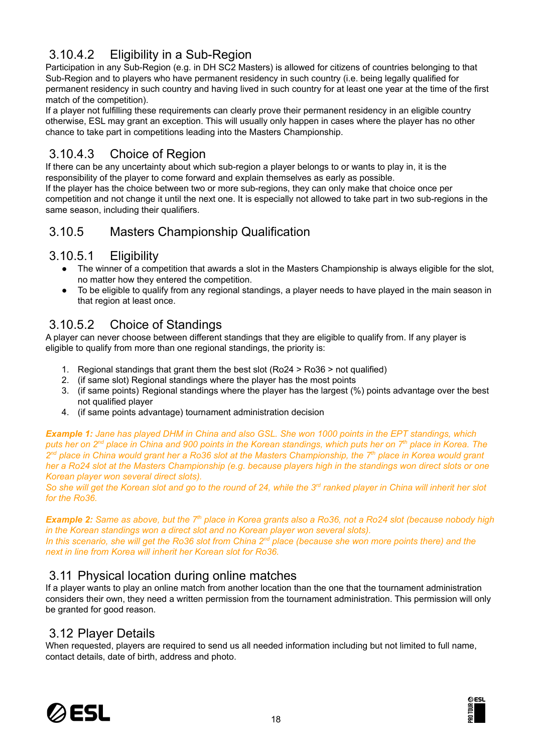### 3.10.4.2 Eligibility in a Sub-Region

Participation in any Sub-Region (e.g. in DH SC2 Masters) is allowed for citizens of countries belonging to that Sub-Region and to players who have permanent residency in such country (i.e. being legally qualified for permanent residency in such country and having lived in such country for at least one year at the time of the first match of the competition).

If a player not fulfilling these requirements can clearly prove their permanent residency in an eligible country otherwise, ESL may grant an exception. This will usually only happen in cases where the player has no other chance to take part in competitions leading into the Masters Championship.

### 3.10.4.3 Choice of Region

If there can be any uncertainty about which sub-region a player belongs to or wants to play in, it is the responsibility of the player to come forward and explain themselves as early as possible.

If the player has the choice between two or more sub-regions, they can only make that choice once per competition and not change it until the next one. It is especially not allowed to take part in two sub-regions in the same season, including their qualifiers.

## 3.10.5 Masters Championship Qualification

### 3.10.5.1 Eligibility

- The winner of a competition that awards a slot in the Masters Championship is always eligible for the slot, no matter how they entered the competition.
- To be eligible to qualify from any regional standings, a player needs to have played in the main season in that region at least once.

### 3.10.5.2 Choice of Standings

A player can never choose between different standings that they are eligible to qualify from. If any player is eligible to qualify from more than one regional standings, the priority is:

1. Regional standings that grant them the best slot (Ro24 > Ro36 > not qualified)
2. (if same slot) Regional standings where the player has the most points
3. (if same points) Regional standings where the player has the largest (%) points advantage over the best not qualified player
4. (if same points advantage) tournament administration decision

***Example 1:*** *Jane has played DHM in China and also GSL. She won 1000 points in the EPT standings, which puts her on 2nd place in China and 900 points in the Korean standings, which puts her on 7th place in Korea. The 2nd place in China would grant her a Ro36 slot at the Masters Championship, the 7th place in Korea would grant her a Ro24 slot at the Masters Championship (e.g. because players high in the standings won direct slots or one Korean player won several direct slots).*

*So she will get the Korean slot and go to the round of 24, while the 3rd ranked player in China will inherit her slot for the Ro36.*

***Example 2:*** *Same as above, but the 7th place in Korea grants also a Ro36, not a Ro24 slot (because nobody high in the Korean standings won a direct slot and no Korean player won several slots).*

*In this scenario, she will get the Ro36 slot from China 2nd place (because she won more points there) and the next in line from Korea will inherit her Korean slot for Ro36.*

## 3.11 Physical location during online matches

If a player wants to play an online match from another location than the one that the tournament administration considers their own, they need a written permission from the tournament administration. This permission will only be granted for good reason.

## 3.12 Player Details

When requested, players are required to send us all needed information including but not limited to full name, contact details, date of birth, address and photo.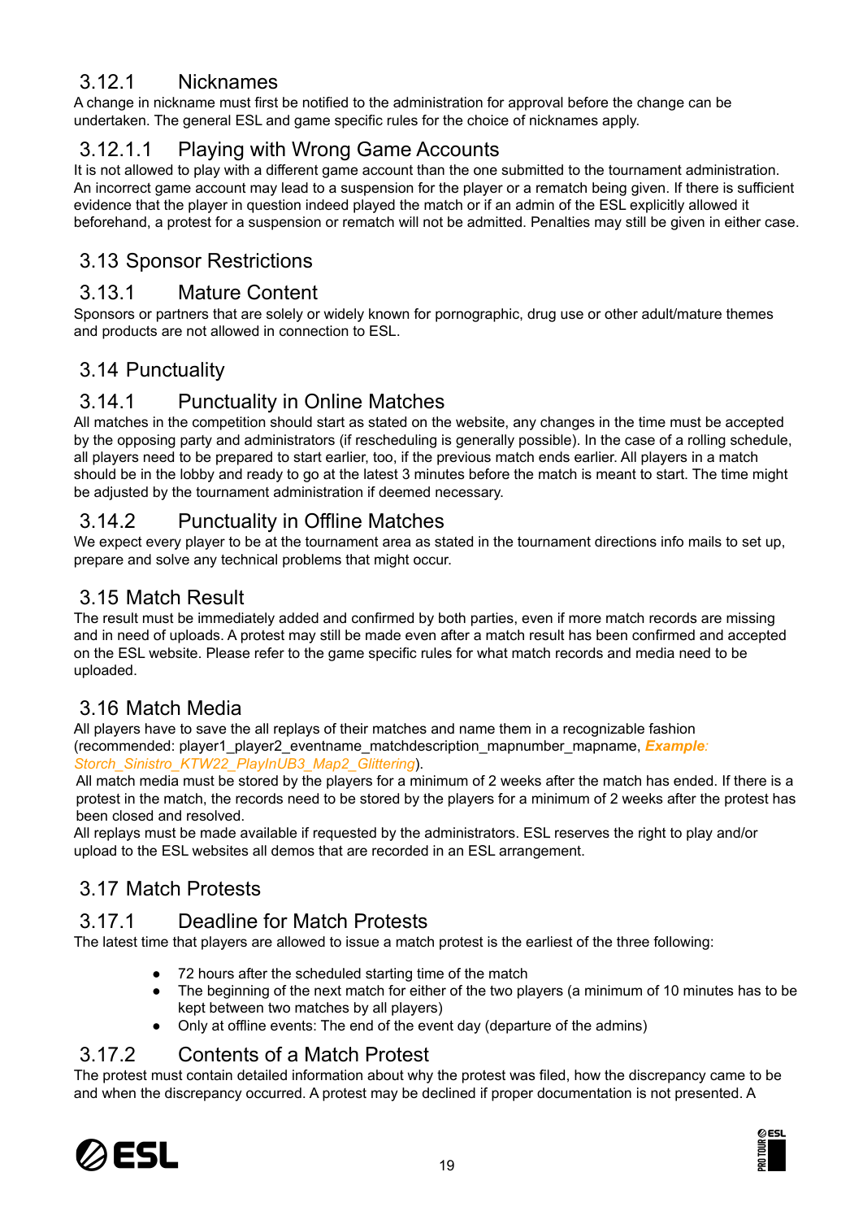### 3.12.1 Nicknames

A change in nickname must first be notified to the administration for approval before the change can be undertaken. The general ESL and game specific rules for the choice of nicknames apply.

#### 3.12.1.1 Playing with Wrong Game Accounts

It is not allowed to play with a different game account than the one submitted to the tournament administration. An incorrect game account may lead to a suspension for the player or a rematch being given. If there is sufficient evidence that the player in question indeed played the match or if an admin of the ESL explicitly allowed it beforehand, a protest for a suspension or rematch will not be admitted. Penalties may still be given in either case.

## 3.13 Sponsor Restrictions

### 3.13.1 Mature Content

Sponsors or partners that are solely or widely known for pornographic, drug use or other adult/mature themes and products are not allowed in connection to ESL.

## 3.14 Punctuality

### 3.14.1 Punctuality in Online Matches

All matches in the competition should start as stated on the website, any changes in the time must be accepted by the opposing party and administrators (if rescheduling is generally possible). In the case of a rolling schedule, all players need to be prepared to start earlier, too, if the previous match ends earlier. All players in a match should be in the lobby and ready to go at the latest 3 minutes before the match is meant to start. The time might be adjusted by the tournament administration if deemed necessary.

### 3.14.2 Punctuality in Offline Matches

We expect every player to be at the tournament area as stated in the tournament directions info mails to set up, prepare and solve any technical problems that might occur.

## 3.15 Match Result

The result must be immediately added and confirmed by both parties, even if more match records are missing and in need of uploads. A protest may still be made even after a match result has been confirmed and accepted on the ESL website. Please refer to the game specific rules for what match records and media need to be uploaded.

## 3.16 Match Media

All players have to save the all replays of their matches and name them in a recognizable fashion (recommended: player1_player2_eventname_matchdescription_mapnumber_mapname, ***Example***: *Storch_Sinistro_KTW22_PlayInUB3_Map2_Glittering*).

All match media must be stored by the players for a minimum of 2 weeks after the match has ended. If there is a protest in the match, the records need to be stored by the players for a minimum of 2 weeks after the protest has been closed and resolved.

All replays must be made available if requested by the administrators. ESL reserves the right to play and/or upload to the ESL websites all demos that are recorded in an ESL arrangement.

## 3.17 Match Protests

### 3.17.1 Deadline for Match Protests

The latest time that players are allowed to issue a match protest is the earliest of the three following:

- 72 hours after the scheduled starting time of the match
- The beginning of the next match for either of the two players (a minimum of 10 minutes has to be kept between two matches by all players)
- Only at offline events: The end of the event day (departure of the admins)

### 3.17.2 Contents of a Match Protest

The protest must contain detailed information about why the protest was filed, how the discrepancy came to be and when the discrepancy occurred. A protest may be declined if proper documentation is not presented. A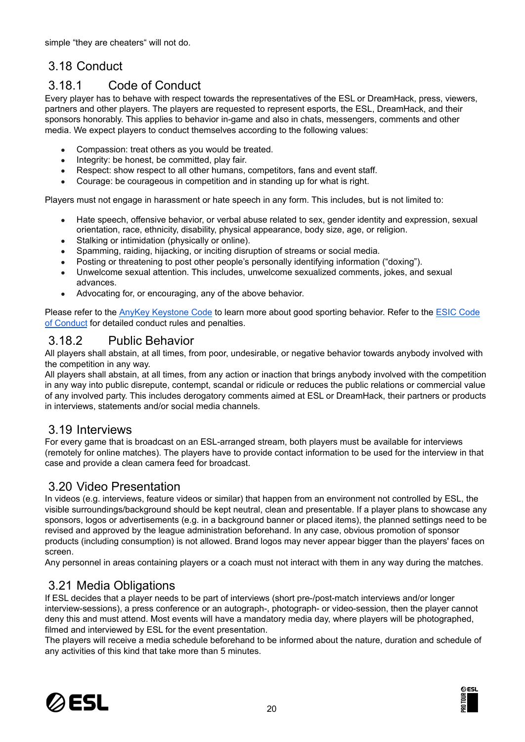simple "they are cheaters" will not do.

## 3.18 Conduct

### 3.18.1 Code of Conduct

Every player has to behave with respect towards the representatives of the ESL or DreamHack, press, viewers, partners and other players. The players are requested to represent esports, the ESL, DreamHack, and their sponsors honorably. This applies to behavior in-game and also in chats, messengers, comments and other media. We expect players to conduct themselves according to the following values:

- Compassion: treat others as you would be treated.
- Integrity: be honest, be committed, play fair.
- Respect: show respect to all other humans, competitors, fans and event staff.
- Courage: be courageous in competition and in standing up for what is right.

Players must not engage in harassment or hate speech in any form. This includes, but is not limited to:

- Hate speech, offensive behavior, or verbal abuse related to sex, gender identity and expression, sexual orientation, race, ethnicity, disability, physical appearance, body size, age, or religion.
- Stalking or intimidation (physically or online).
- Spamming, raiding, hijacking, or inciting disruption of streams or social media.
- Posting or threatening to post other people's personally identifying information ("doxing").
- Unwelcome sexual attention. This includes, unwelcome sexualized comments, jokes, and sexual advances.
- Advocating for, or encouraging, any of the above behavior.

Please refer to the AnyKey Keystone Code to learn more about good sporting behavior. Refer to the ESIC Code of Conduct for detailed conduct rules and penalties.

### 3.18.2 Public Behavior

All players shall abstain, at all times, from poor, undesirable, or negative behavior towards anybody involved with the competition in any way.

All players shall abstain, at all times, from any action or inaction that brings anybody involved with the competition in any way into public disrepute, contempt, scandal or ridicule or reduces the public relations or commercial value of any involved party. This includes derogatory comments aimed at ESL or DreamHack, their partners or products in interviews, statements and/or social media channels.

## 3.19 Interviews

For every game that is broadcast on an ESL-arranged stream, both players must be available for interviews (remotely for online matches). The players have to provide contact information to be used for the interview in that case and provide a clean camera feed for broadcast.

## 3.20 Video Presentation

In videos (e.g. interviews, feature videos or similar) that happen from an environment not controlled by ESL, the visible surroundings/background should be kept neutral, clean and presentable. If a player plans to showcase any sponsors, logos or advertisements (e.g. in a background banner or placed items), the planned settings need to be revised and approved by the league administration beforehand. In any case, obvious promotion of sponsor products (including consumption) is not allowed. Brand logos may never appear bigger than the players' faces on screen.

Any personnel in areas containing players or a coach must not interact with them in any way during the matches.

## 3.21 Media Obligations

If ESL decides that a player needs to be part of interviews (short pre-/post-match interviews and/or longer interview-sessions), a press conference or an autograph-, photograph- or video-session, then the player cannot deny this and must attend. Most events will have a mandatory media day, where players will be photographed, filmed and interviewed by ESL for the event presentation.

The players will receive a media schedule beforehand to be informed about the nature, duration and schedule of any activities of this kind that take more than 5 minutes.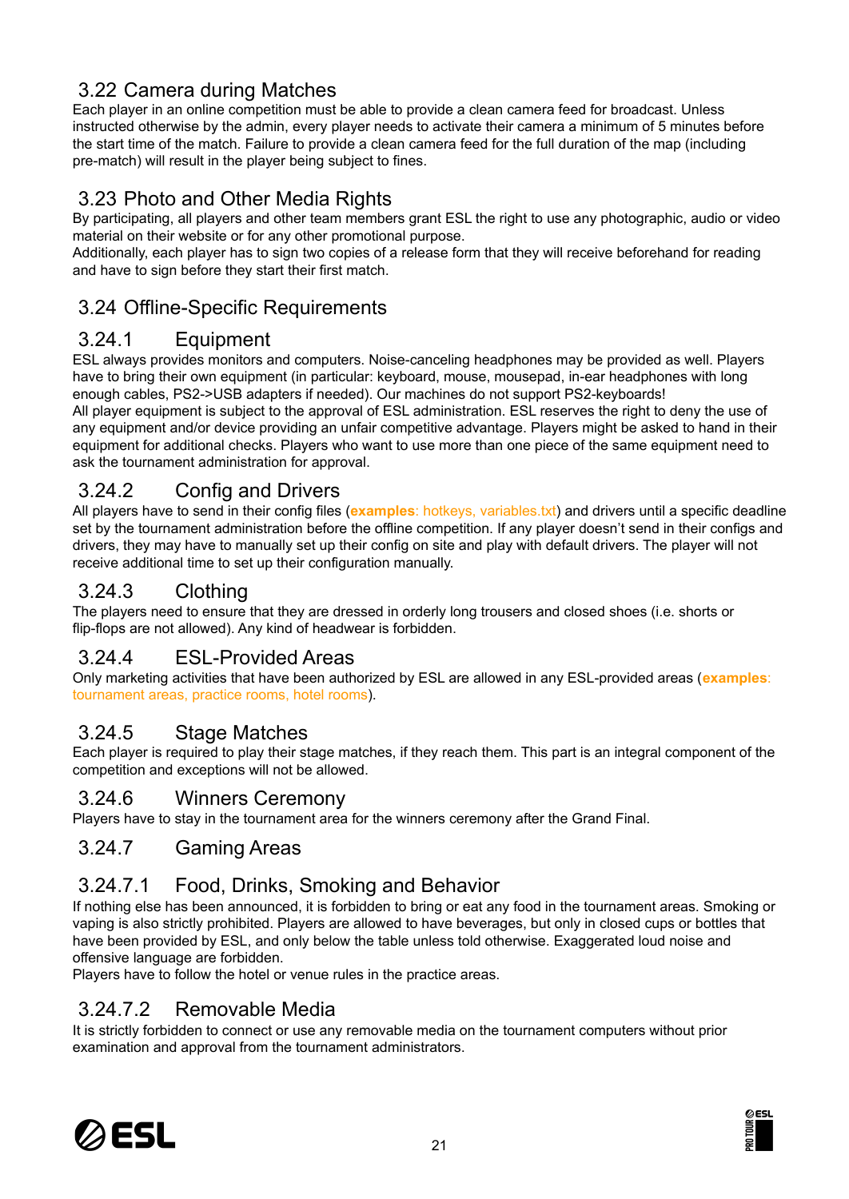## 3.22 Camera during Matches

Each player in an online competition must be able to provide a clean camera feed for broadcast. Unless instructed otherwise by the admin, every player needs to activate their camera a minimum of 5 minutes before the start time of the match. Failure to provide a clean camera feed for the full duration of the map (including pre-match) will result in the player being subject to fines.

## 3.23 Photo and Other Media Rights

By participating, all players and other team members grant ESL the right to use any photographic, audio or video material on their website or for any other promotional purpose.
Additionally, each player has to sign two copies of a release form that they will receive beforehand for reading and have to sign before they start their first match.

## 3.24 Offline-Specific Requirements

### 3.24.1 Equipment

ESL always provides monitors and computers. Noise-canceling headphones may be provided as well. Players have to bring their own equipment (in particular: keyboard, mouse, mousepad, in-ear headphones with long enough cables, PS2->USB adapters if needed). Our machines do not support PS2-keyboards!
All player equipment is subject to the approval of ESL administration. ESL reserves the right to deny the use of any equipment and/or device providing an unfair competitive advantage. Players might be asked to hand in their equipment for additional checks. Players who want to use more than one piece of the same equipment need to ask the tournament administration for approval.

### 3.24.2 Config and Drivers

All players have to send in their config files (**examples**: hotkeys, variables.txt) and drivers until a specific deadline set by the tournament administration before the offline competition. If any player doesn't send in their configs and drivers, they may have to manually set up their config on site and play with default drivers. The player will not receive additional time to set up their configuration manually.

### 3.24.3 Clothing

The players need to ensure that they are dressed in orderly long trousers and closed shoes (i.e. shorts or flip-flops are not allowed). Any kind of headwear is forbidden.

### 3.24.4 ESL-Provided Areas

Only marketing activities that have been authorized by ESL are allowed in any ESL-provided areas (**examples**: tournament areas, practice rooms, hotel rooms).

### 3.24.5 Stage Matches

Each player is required to play their stage matches, if they reach them. This part is an integral component of the competition and exceptions will not be allowed.

### 3.24.6 Winners Ceremony

Players have to stay in the tournament area for the winners ceremony after the Grand Final.

### 3.24.7 Gaming Areas

#### 3.24.7.1 Food, Drinks, Smoking and Behavior

If nothing else has been announced, it is forbidden to bring or eat any food in the tournament areas. Smoking or vaping is also strictly prohibited. Players are allowed to have beverages, but only in closed cups or bottles that have been provided by ESL, and only below the table unless told otherwise. Exaggerated loud noise and offensive language are forbidden.
Players have to follow the hotel or venue rules in the practice areas.

#### 3.24.7.2 Removable Media

It is strictly forbidden to connect or use any removable media on the tournament computers without prior examination and approval from the tournament administrators.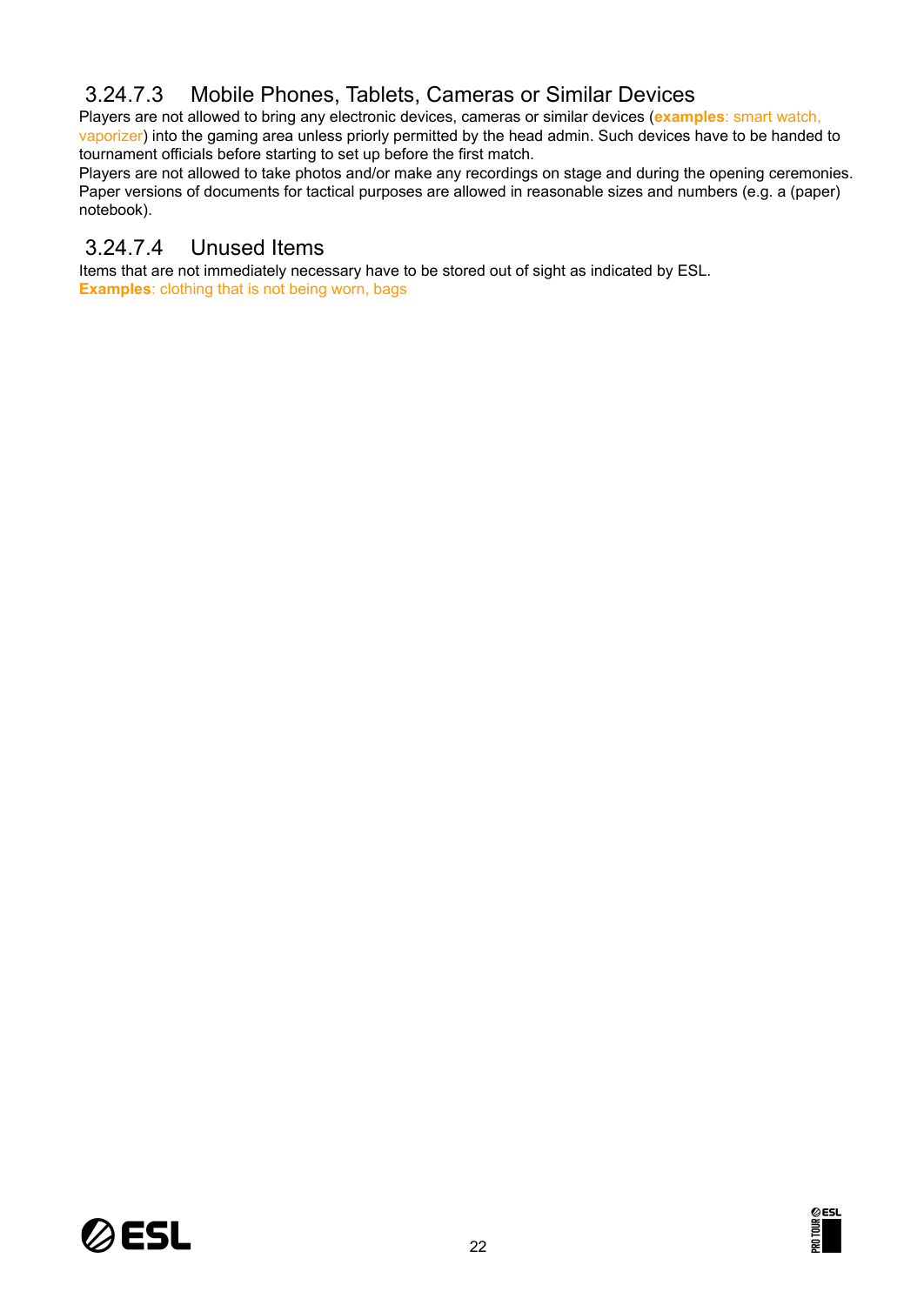#### 3.24.7.3 Mobile Phones, Tablets, Cameras or Similar Devices

Players are not allowed to bring any electronic devices, cameras or similar devices (**examples**: smart watch, vaporizer) into the gaming area unless priorly permitted by the head admin. Such devices have to be handed to tournament officials before starting to set up before the first match.
Players are not allowed to take photos and/or make any recordings on stage and during the opening ceremonies.
Paper versions of documents for tactical purposes are allowed in reasonable sizes and numbers (e.g. a (paper) notebook).

#### 3.24.7.4 Unused Items

Items that are not immediately necessary have to be stored out of sight as indicated by ESL.
**Examples**: clothing that is not being worn, bags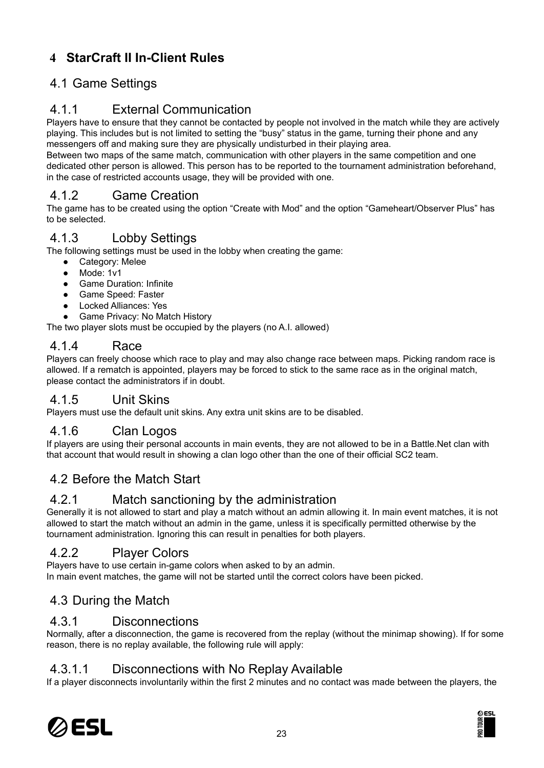# 4 StarCraft II In-Client Rules

## 4.1 Game Settings

### 4.1.1 External Communication

Players have to ensure that they cannot be contacted by people not involved in the match while they are actively playing. This includes but is not limited to setting the "busy" status in the game, turning their phone and any messengers off and making sure they are physically undisturbed in their playing area.

Between two maps of the same match, communication with other players in the same competition and one dedicated other person is allowed. This person has to be reported to the tournament administration beforehand, in the case of restricted accounts usage, they will be provided with one.

### 4.1.2 Game Creation

The game has to be created using the option "Create with Mod" and the option "Gameheart/Observer Plus" has to be selected.

### 4.1.3 Lobby Settings

The following settings must be used in the lobby when creating the game:

- Category: Melee
- Mode: 1v1
- Game Duration: Infinite
- Game Speed: Faster
- Locked Alliances: Yes
- Game Privacy: No Match History

The two player slots must be occupied by the players (no A.I. allowed)

### 4.1.4 Race

Players can freely choose which race to play and may also change race between maps. Picking random race is allowed. If a rematch is appointed, players may be forced to stick to the same race as in the original match, please contact the administrators if in doubt.

### 4.1.5 Unit Skins

Players must use the default unit skins. Any extra unit skins are to be disabled.

### 4.1.6 Clan Logos

If players are using their personal accounts in main events, they are not allowed to be in a Battle.Net clan with that account that would result in showing a clan logo other than the one of their official SC2 team.

## 4.2 Before the Match Start

### 4.2.1 Match sanctioning by the administration

Generally it is not allowed to start and play a match without an admin allowing it. In main event matches, it is not allowed to start the match without an admin in the game, unless it is specifically permitted otherwise by the tournament administration. Ignoring this can result in penalties for both players.

### 4.2.2 Player Colors

Players have to use certain in-game colors when asked to by an admin.

In main event matches, the game will not be started until the correct colors have been picked.

## 4.3 During the Match

### 4.3.1 Disconnections

Normally, after a disconnection, the game is recovered from the replay (without the minimap showing). If for some reason, there is no replay available, the following rule will apply:

#### 4.3.1.1 Disconnections with No Replay Available

If a player disconnects involuntarily within the first 2 minutes and no contact was made between the players, the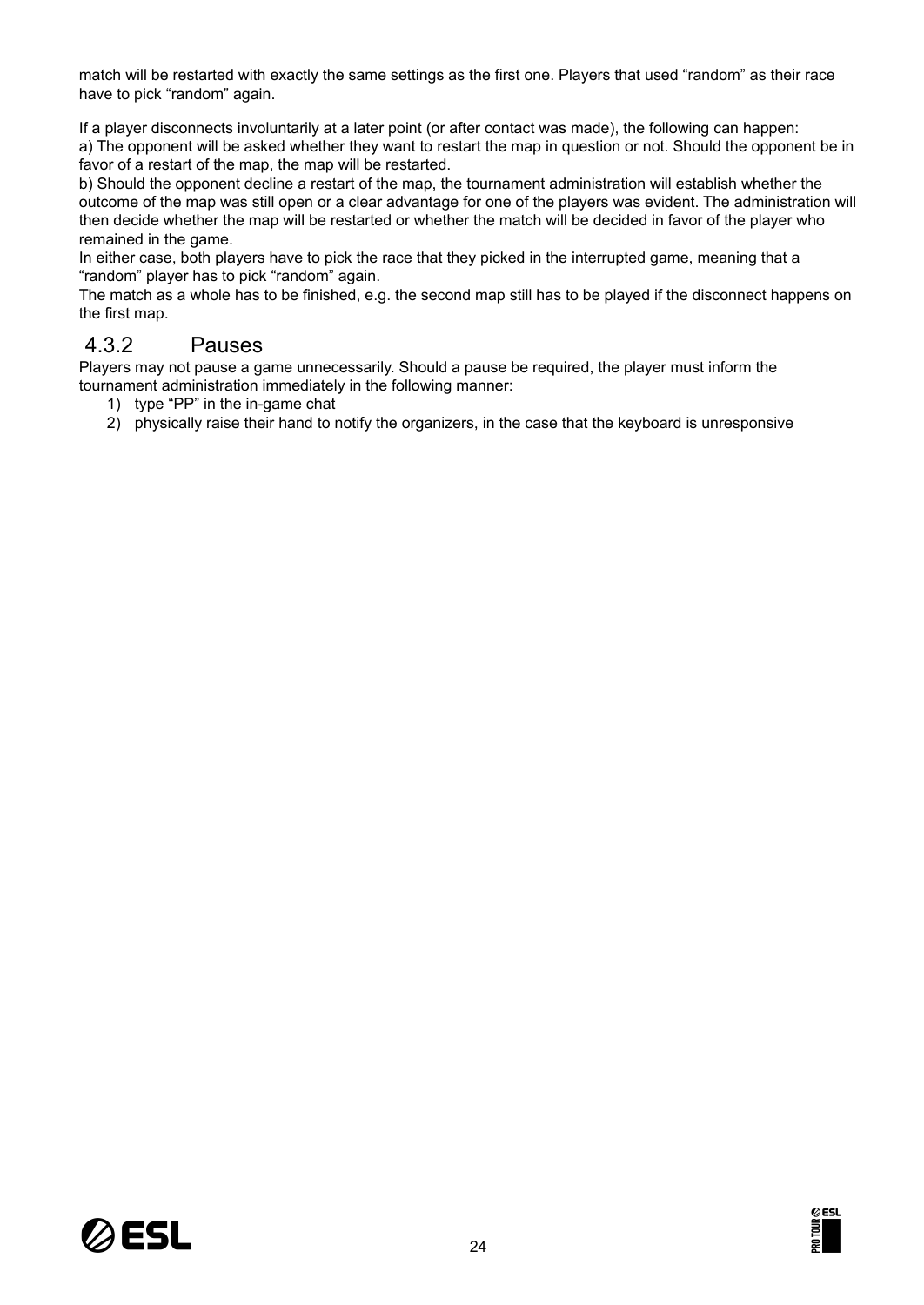match will be restarted with exactly the same settings as the first one. Players that used “random” as their race have to pick “random” again.

If a player disconnects involuntarily at a later point (or after contact was made), the following can happen:
a) The opponent will be asked whether they want to restart the map in question or not. Should the opponent be in favor of a restart of the map, the map will be restarted.
b) Should the opponent decline a restart of the map, the tournament administration will establish whether the outcome of the map was still open or a clear advantage for one of the players was evident. The administration will then decide whether the map will be restarted or whether the match will be decided in favor of the player who remained in the game.
In either case, both players have to pick the race that they picked in the interrupted game, meaning that a “random” player has to pick “random” again.
The match as a whole has to be finished, e.g. the second map still has to be played if the disconnect happens on the first map.

### 4.3.2 Pauses

Players may not pause a game unnecessarily. Should a pause be required, the player must inform the tournament administration immediately in the following manner:

1) type “PP” in the in-game chat
2) physically raise their hand to notify the organizers, in the case that the keyboard is unresponsive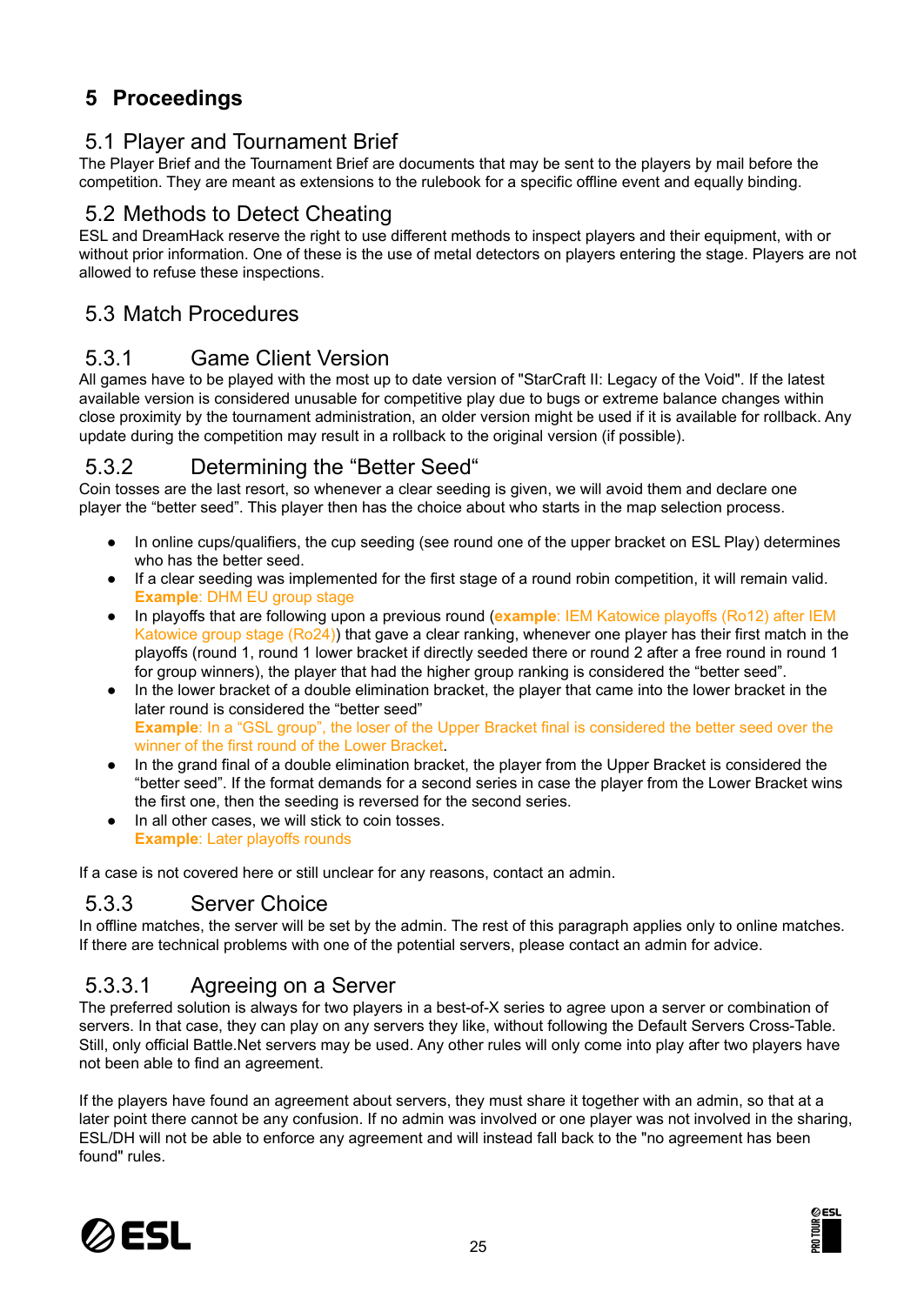# 5 Proceedings

## 5.1 Player and Tournament Brief

The Player Brief and the Tournament Brief are documents that may be sent to the players by mail before the competition. They are meant as extensions to the rulebook for a specific offline event and equally binding.

## 5.2 Methods to Detect Cheating

ESL and DreamHack reserve the right to use different methods to inspect players and their equipment, with or without prior information. One of these is the use of metal detectors on players entering the stage. Players are not allowed to refuse these inspections.

## 5.3 Match Procedures

### 5.3.1 Game Client Version

All games have to be played with the most up to date version of "StarCraft II: Legacy of the Void". If the latest available version is considered unusable for competitive play due to bugs or extreme balance changes within close proximity by the tournament administration, an older version might be used if it is available for rollback. Any update during the competition may result in a rollback to the original version (if possible).

### 5.3.2 Determining the “Better Seed“

Coin tosses are the last resort, so whenever a clear seeding is given, we will avoid them and declare one player the “better seed”. This player then has the choice about who starts in the map selection process.

- In online cups/qualifiers, the cup seeding (see round one of the upper bracket on ESL Play) determines who has the better seed.
- If a clear seeding was implemented for the first stage of a round robin competition, it will remain valid.
  **Example**: DHM EU group stage
- In playoffs that are following upon a previous round (**example**: IEM Katowice playoffs (Ro12) after IEM Katowice group stage (Ro24)) that gave a clear ranking, whenever one player has their first match in the playoffs (round 1, round 1 lower bracket if directly seeded there or round 2 after a free round in round 1 for group winners), the player that had the higher group ranking is considered the “better seed”.
- In the lower bracket of a double elimination bracket, the player that came into the lower bracket in the later round is considered the “better seed”
  **Example**: In a “GSL group”, the loser of the Upper Bracket final is considered the better seed over the winner of the first round of the Lower Bracket.
- In the grand final of a double elimination bracket, the player from the Upper Bracket is considered the “better seed”. If the format demands for a second series in case the player from the Lower Bracket wins the first one, then the seeding is reversed for the second series.
- In all other cases, we will stick to coin tosses.
  **Example**: Later playoffs rounds

If a case is not covered here or still unclear for any reasons, contact an admin.

### 5.3.3 Server Choice

In offline matches, the server will be set by the admin. The rest of this paragraph applies only to online matches. If there are technical problems with one of the potential servers, please contact an admin for advice.

#### 5.3.3.1 Agreeing on a Server

The preferred solution is always for two players in a best-of-X series to agree upon a server or combination of servers. In that case, they can play on any servers they like, without following the Default Servers Cross-Table. Still, only official Battle.Net servers may be used. Any other rules will only come into play after two players have not been able to find an agreement.

If the players have found an agreement about servers, they must share it together with an admin, so that at a later point there cannot be any confusion. If no admin was involved or one player was not involved in the sharing, ESL/DH will not be able to enforce any agreement and will instead fall back to the "no agreement has been found" rules.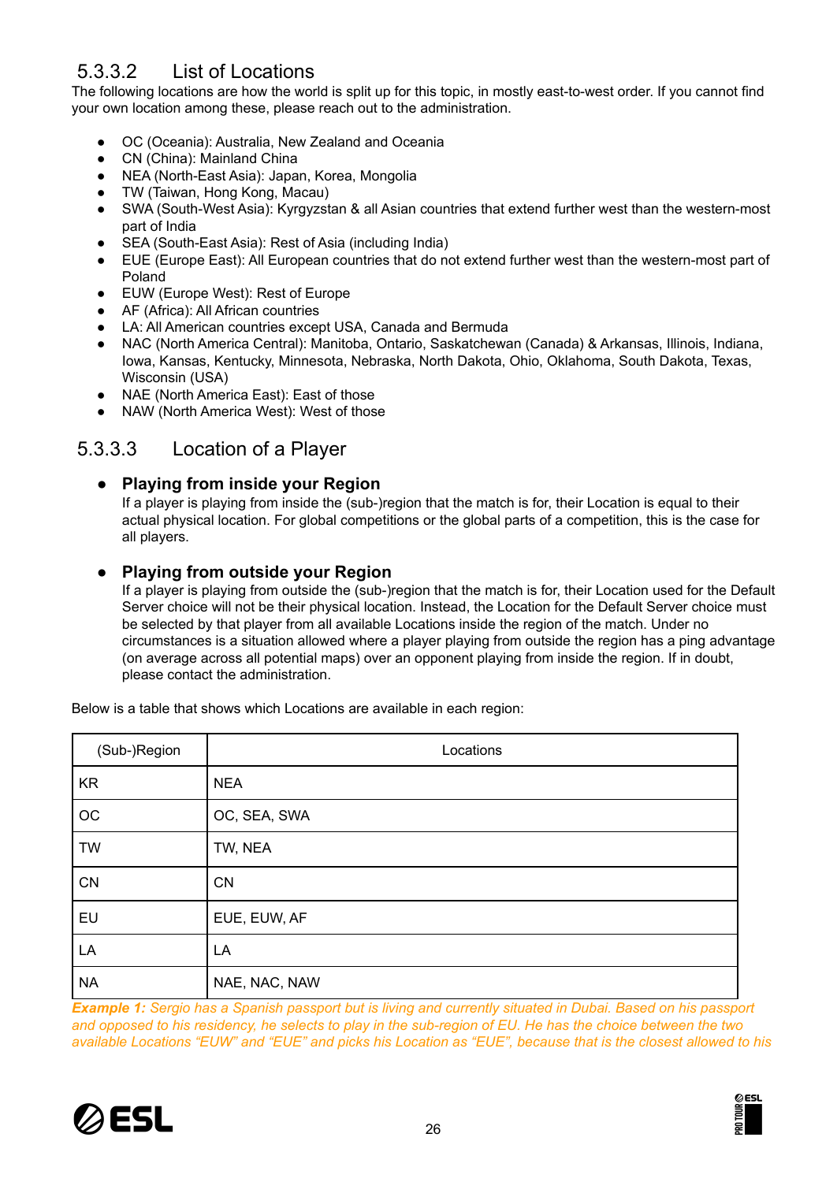### 5.3.3.2 List of Locations

The following locations are how the world is split up for this topic, in mostly east-to-west order. If you cannot find your own location among these, please reach out to the administration.

- OC (Oceania): Australia, New Zealand and Oceania
- CN (China): Mainland China
- NEA (North-East Asia): Japan, Korea, Mongolia
- TW (Taiwan, Hong Kong, Macau)
- SWA (South-West Asia): Kyrgyzstan & all Asian countries that extend further west than the western-most part of India
- SEA (South-East Asia): Rest of Asia (including India)
- EUE (Europe East): All European countries that do not extend further west than the western-most part of Poland
- EUW (Europe West): Rest of Europe
- AF (Africa): All African countries
- LA: All American countries except USA, Canada and Bermuda
- NAC (North America Central): Manitoba, Ontario, Saskatchewan (Canada) & Arkansas, Illinois, Indiana, Iowa, Kansas, Kentucky, Minnesota, Nebraska, North Dakota, Ohio, Oklahoma, South Dakota, Texas, Wisconsin (USA)
- NAE (North America East): East of those
- NAW (North America West): West of those

### 5.3.3.3 Location of a Player

- **Playing from inside your Region**
  If a player is playing from inside the (sub-)region that the match is for, their Location is equal to their actual physical location. For global competitions or the global parts of a competition, this is the case for all players.

- **Playing from outside your Region**
  If a player is playing from outside the (sub-)region that the match is for, their Location used for the Default Server choice will not be their physical location. Instead, the Location for the Default Server choice must be selected by that player from all available Locations inside the region of the match. Under no circumstances is a situation allowed where a player playing from outside the region has a ping advantage (on average across all potential maps) over an opponent playing from inside the region. If in doubt, please contact the administration.

Below is a table that shows which Locations are available in each region:

| (Sub-)Region | Locations |
|---|---|
| KR | NEA |
| OC | OC, SEA, SWA |
| TW | TW, NEA |
| CN | CN |
| EU | EUE, EUW, AF |
| LA | LA |
| NA | NAE, NAC, NAW |

***Example 1:*** *Sergio has a Spanish passport but is living and currently situated in Dubai. Based on his passport and opposed to his residency, he selects to play in the sub-region of EU. He has the choice between the two available Locations "EUW" and "EUE" and picks his Location as "EUE", because that is the closest allowed to his*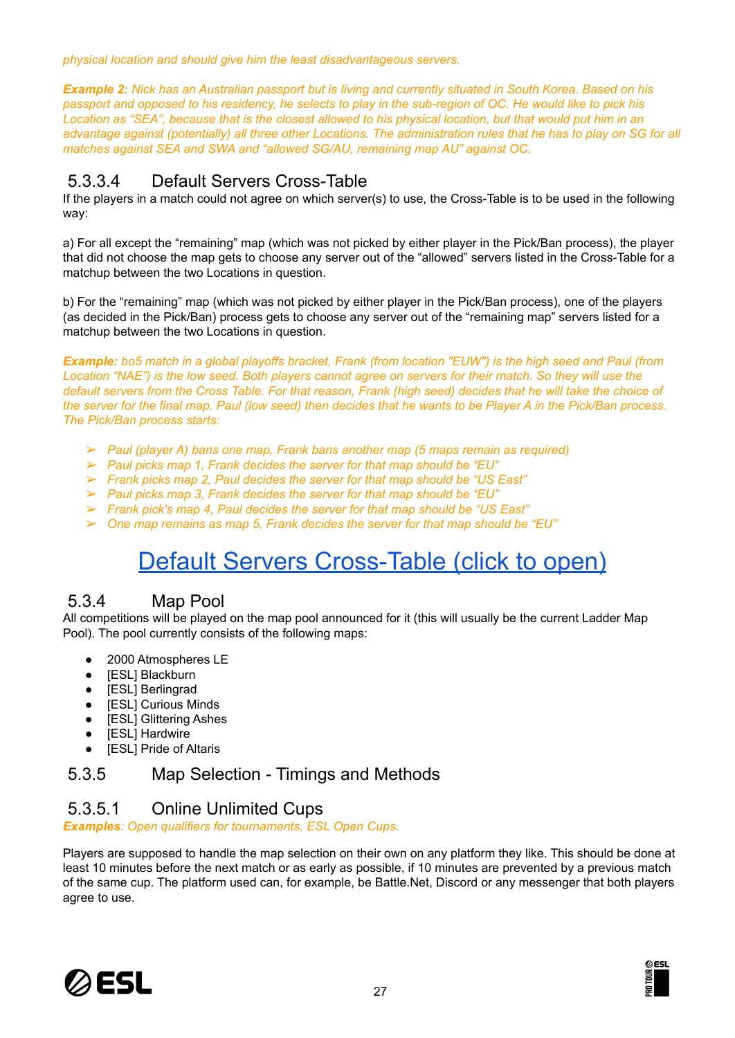*physical location and should give him the least disadvantageous servers.*

***Example 2:*** *Nick has an Australian passport but is living and currently situated in South Korea. Based on his passport and opposed to his residency, he selects to play in the sub-region of OC. He would like to pick his Location as "SEA", because that is the closest allowed to his physical location, but that would put him in an advantage against (potentially) all three other Locations. The administration rules that he has to play on SG for all matches against SEA and SWA and "allowed SG/AU, remaining map AU" against OC.*

### 5.3.3.4 Default Servers Cross-Table

If the players in a match could not agree on which server(s) to use, the Cross-Table is to be used in the following way:

a) For all except the "remaining" map (which was not picked by either player in the Pick/Ban process), the player that did not choose the map gets to choose any server out of the "allowed" servers listed in the Cross-Table for a matchup between the two Locations in question.

b) For the "remaining" map (which was not picked by either player in the Pick/Ban process), one of the players (as decided in the Pick/Ban) process gets to choose any server out of the "remaining map" servers listed for a matchup between the two Locations in question.

***Example:*** *bo5 match in a global playoffs bracket, Frank (from location "EUW") is the high seed and Paul (from Location "NAE") is the low seed. Both players cannot agree on servers for their match. So they will use the default servers from the Cross Table. For that reason, Frank (high seed) decides that he will take the choice of the server for the final map. Paul (low seed) then decides that he wants to be Player A in the Pick/Ban process. The Pick/Ban process starts:*

- *Paul (player A) bans one map, Frank bans another map (5 maps remain as required)*
- *Paul picks map 1, Frank decides the server for that map should be "EU"*
- *Frank picks map 2, Paul decides the server for that map should be "US East"*
- *Paul picks map 3, Frank decides the server for that map should be "EU"*
- *Frank pick's map 4, Paul decides the server for that map should be "US East"*
- *One map remains as map 5, Frank decides the server for that map should be "EU"*

## Default Servers Cross-Table (click to open)

### 5.3.4 Map Pool

All competitions will be played on the map pool announced for it (this will usually be the current Ladder Map Pool). The pool currently consists of the following maps:

- 2000 Atmospheres LE
- [ESL] Blackburn
- [ESL] Berlingrad
- [ESL] Curious Minds
- [ESL] Glittering Ashes
- [ESL] Hardwire
- [ESL] Pride of Altaris

### 5.3.5 Map Selection - Timings and Methods

### 5.3.5.1 Online Unlimited Cups

***Examples****: Open qualifiers for tournaments, ESL Open Cups.*

Players are supposed to handle the map selection on their own on any platform they like. This should be done at least 10 minutes before the next match or as early as possible, if 10 minutes are prevented by a previous match of the same cup. The platform used can, for example, be Battle.Net, Discord or any messenger that both players agree to use.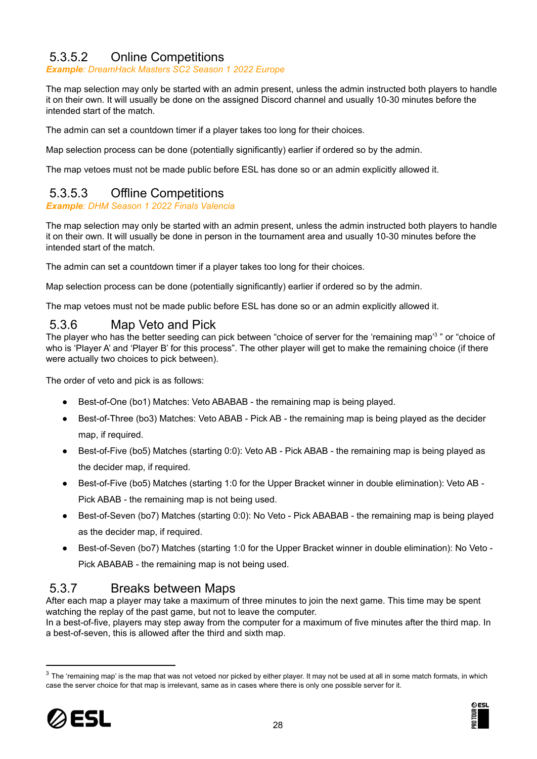#### 5.3.5.2 Online Competitions

***Example**: DreamHack Masters SC2 Season 1 2022 Europe*

The map selection may only be started with an admin present, unless the admin instructed both players to handle it on their own. It will usually be done on the assigned Discord channel and usually 10-30 minutes before the intended start of the match.

The admin can set a countdown timer if a player takes too long for their choices.

Map selection process can be done (potentially significantly) earlier if ordered so by the admin.

The map vetoes must not be made public before ESL has done so or an admin explicitly allowed it.

#### 5.3.5.3 Offline Competitions

***Example**: DHM Season 1 2022 Finals Valencia*

The map selection may only be started with an admin present, unless the admin instructed both players to handle it on their own. It will usually be done in person in the tournament area and usually 10-30 minutes before the intended start of the match.

The admin can set a countdown timer if a player takes too long for their choices.

Map selection process can be done (potentially significantly) earlier if ordered so by the admin.

The map vetoes must not be made public before ESL has done so or an admin explicitly allowed it.

### 5.3.6 Map Veto and Pick

The player who has the better seeding can pick between "choice of server for the 'remaining map'[3] " or "choice of who is 'Player A' and 'Player B' for this process". The other player will get to make the remaining choice (if there were actually two choices to pick between).

The order of veto and pick is as follows:

- Best-of-One (bo1) Matches: Veto ABABAB - the remaining map is being played.
- Best-of-Three (bo3) Matches: Veto ABAB - Pick AB - the remaining map is being played as the decider map, if required.
- Best-of-Five (bo5) Matches (starting 0:0): Veto AB - Pick ABAB - the remaining map is being played as the decider map, if required.
- Best-of-Five (bo5) Matches (starting 1:0 for the Upper Bracket winner in double elimination): Veto AB - Pick ABAB - the remaining map is not being used.
- Best-of-Seven (bo7) Matches (starting 0:0): No Veto - Pick ABABAB - the remaining map is being played as the decider map, if required.
- Best-of-Seven (bo7) Matches (starting 1:0 for the Upper Bracket winner in double elimination): No Veto - Pick ABABAB - the remaining map is not being used.

### 5.3.7 Breaks between Maps

After each map a player may take a maximum of three minutes to join the next game. This time may be spent watching the replay of the past game, but not to leave the computer.
In a best-of-five, players may step away from the computer for a maximum of five minutes after the third map. In a best-of-seven, this is allowed after the third and sixth map.

[3] The 'remaining map' is the map that was not vetoed nor picked by either player. It may not be used at all in some match formats, in which case the server choice for that map is irrelevant, same as in cases where there is only one possible server for it.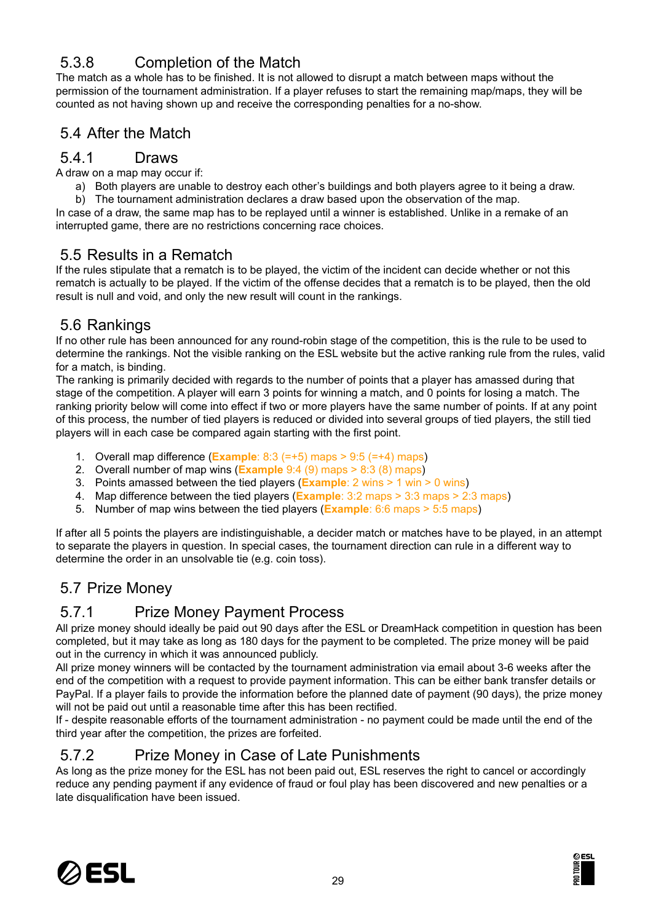### 5.3.8 Completion of the Match

The match as a whole has to be finished. It is not allowed to disrupt a match between maps without the permission of the tournament administration. If a player refuses to start the remaining map/maps, they will be counted as not having shown up and receive the corresponding penalties for a no-show.

## 5.4 After the Match

### 5.4.1 Draws

A draw on a map may occur if:

a) Both players are unable to destroy each other's buildings and both players agree to it being a draw.
b) The tournament administration declares a draw based upon the observation of the map.

In case of a draw, the same map has to be replayed until a winner is established. Unlike in a remake of an interrupted game, there are no restrictions concerning race choices.

## 5.5 Results in a Rematch

If the rules stipulate that a rematch is to be played, the victim of the incident can decide whether or not this rematch is actually to be played. If the victim of the offense decides that a rematch is to be played, then the old result is null and void, and only the new result will count in the rankings.

## 5.6 Rankings

If no other rule has been announced for any round-robin stage of the competition, this is the rule to be used to determine the rankings. Not the visible ranking on the ESL website but the active ranking rule from the rules, valid for a match, is binding.

The ranking is primarily decided with regards to the number of points that a player has amassed during that stage of the competition. A player will earn 3 points for winning a match, and 0 points for losing a match. The ranking priority below will come into effect if two or more players have the same number of points. If at any point of this process, the number of tied players is reduced or divided into several groups of tied players, the still tied players will in each case be compared again starting with the first point.

1. Overall map difference (**Example**: 8:3 (=+5) maps > 9:5 (=+4) maps)
2. Overall number of map wins (**Example** 9:4 (9) maps > 8:3 (8) maps)
3. Points amassed between the tied players (**Example**: 2 wins > 1 win > 0 wins)
4. Map difference between the tied players (**Example**: 3:2 maps > 3:3 maps > 2:3 maps)
5. Number of map wins between the tied players (**Example**: 6:6 maps > 5:5 maps)

If after all 5 points the players are indistinguishable, a decider match or matches have to be played, in an attempt to separate the players in question. In special cases, the tournament direction can rule in a different way to determine the order in an unsolvable tie (e.g. coin toss).

## 5.7 Prize Money

### 5.7.1 Prize Money Payment Process

All prize money should ideally be paid out 90 days after the ESL or DreamHack competition in question has been completed, but it may take as long as 180 days for the payment to be completed. The prize money will be paid out in the currency in which it was announced publicly.

All prize money winners will be contacted by the tournament administration via email about 3-6 weeks after the end of the competition with a request to provide payment information. This can be either bank transfer details or PayPal. If a player fails to provide the information before the planned date of payment (90 days), the prize money will not be paid out until a reasonable time after this has been rectified.

If - despite reasonable efforts of the tournament administration - no payment could be made until the end of the third year after the competition, the prizes are forfeited.

### 5.7.2 Prize Money in Case of Late Punishments

As long as the prize money for the ESL has not been paid out, ESL reserves the right to cancel or accordingly reduce any pending payment if any evidence of fraud or foul play has been discovered and new penalties or a late disqualification have been issued.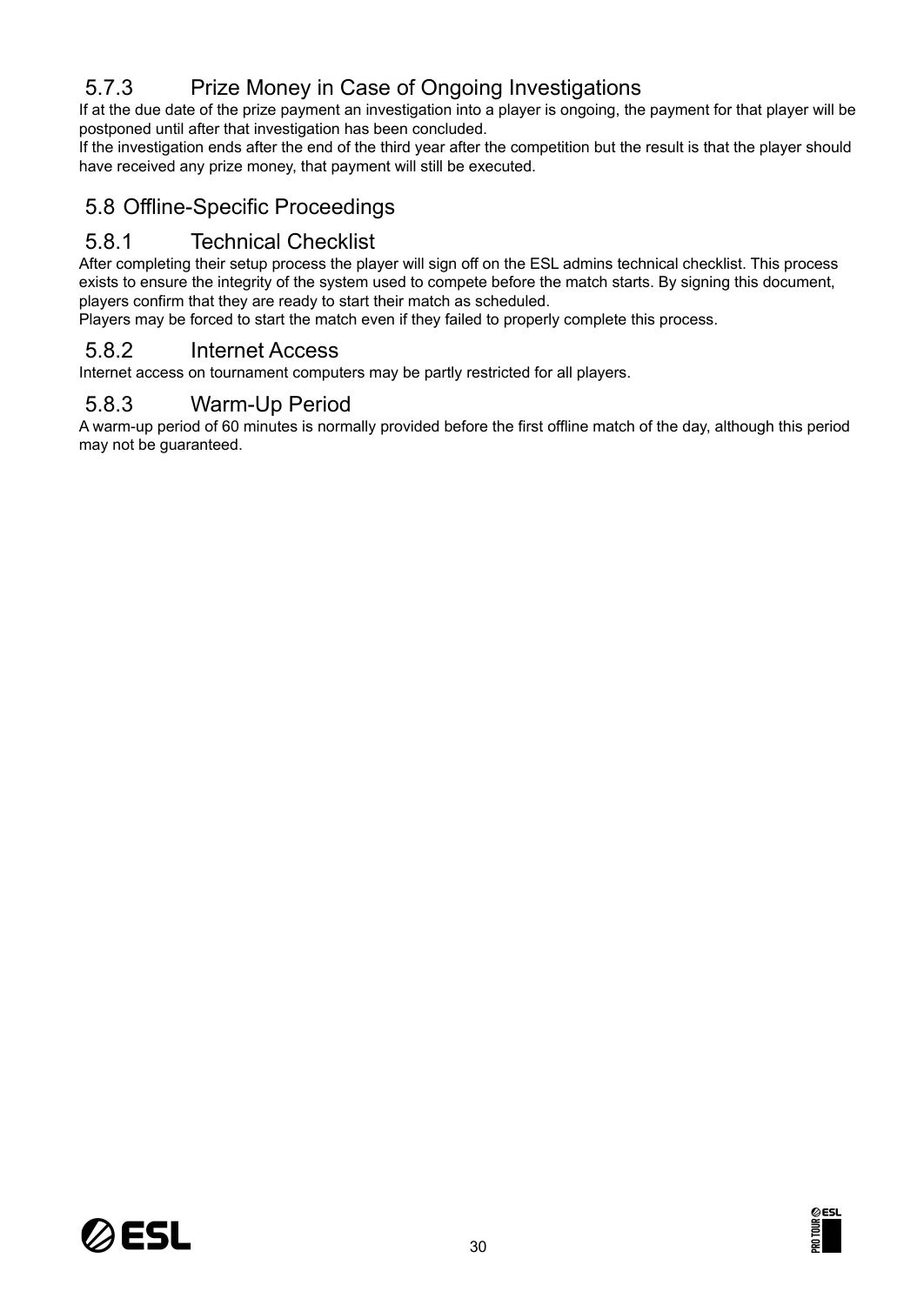### 5.7.3 Prize Money in Case of Ongoing Investigations

If at the due date of the prize payment an investigation into a player is ongoing, the payment for that player will be postponed until after that investigation has been concluded.

If the investigation ends after the end of the third year after the competition but the result is that the player should have received any prize money, that payment will still be executed.

## 5.8 Offline-Specific Proceedings

### 5.8.1 Technical Checklist

After completing their setup process the player will sign off on the ESL admins technical checklist. This process exists to ensure the integrity of the system used to compete before the match starts. By signing this document, players confirm that they are ready to start their match as scheduled.

Players may be forced to start the match even if they failed to properly complete this process.

### 5.8.2 Internet Access

Internet access on tournament computers may be partly restricted for all players.

### 5.8.3 Warm-Up Period

A warm-up period of 60 minutes is normally provided before the first offline match of the day, although this period may not be guaranteed.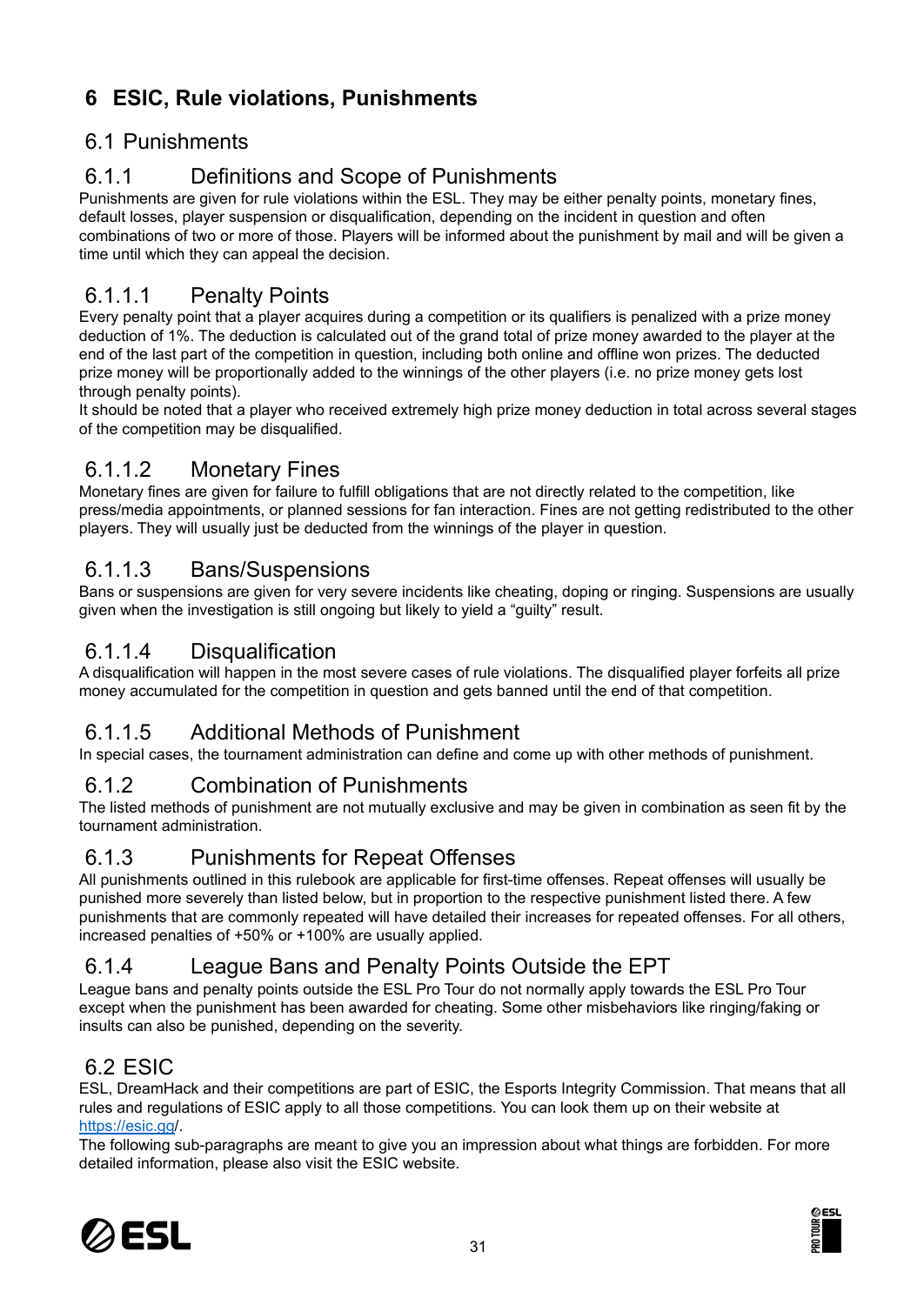# 6 ESIC, Rule violations, Punishments

## 6.1 Punishments

### 6.1.1 Definitions and Scope of Punishments

Punishments are given for rule violations within the ESL. They may be either penalty points, monetary fines, default losses, player suspension or disqualification, depending on the incident in question and often combinations of two or more of those. Players will be informed about the punishment by mail and will be given a time until which they can appeal the decision.

#### 6.1.1.1 Penalty Points

Every penalty point that a player acquires during a competition or its qualifiers is penalized with a prize money deduction of 1%. The deduction is calculated out of the grand total of prize money awarded to the player at the end of the last part of the competition in question, including both online and offline won prizes. The deducted prize money will be proportionally added to the winnings of the other players (i.e. no prize money gets lost through penalty points).

It should be noted that a player who received extremely high prize money deduction in total across several stages of the competition may be disqualified.

#### 6.1.1.2 Monetary Fines

Monetary fines are given for failure to fulfill obligations that are not directly related to the competition, like press/media appointments, or planned sessions for fan interaction. Fines are not getting redistributed to the other players. They will usually just be deducted from the winnings of the player in question.

#### 6.1.1.3 Bans/Suspensions

Bans or suspensions are given for very severe incidents like cheating, doping or ringing. Suspensions are usually given when the investigation is still ongoing but likely to yield a "guilty" result.

#### 6.1.1.4 Disqualification

A disqualification will happen in the most severe cases of rule violations. The disqualified player forfeits all prize money accumulated for the competition in question and gets banned until the end of that competition.

#### 6.1.1.5 Additional Methods of Punishment

In special cases, the tournament administration can define and come up with other methods of punishment.

### 6.1.2 Combination of Punishments

The listed methods of punishment are not mutually exclusive and may be given in combination as seen fit by the tournament administration.

### 6.1.3 Punishments for Repeat Offenses

All punishments outlined in this rulebook are applicable for first-time offenses. Repeat offenses will usually be punished more severely than listed below, but in proportion to the respective punishment listed there. A few punishments that are commonly repeated will have detailed their increases for repeated offenses. For all others, increased penalties of +50% or +100% are usually applied.

### 6.1.4 League Bans and Penalty Points Outside the EPT

League bans and penalty points outside the ESL Pro Tour do not normally apply towards the ESL Pro Tour except when the punishment has been awarded for cheating. Some other misbehaviors like ringing/faking or insults can also be punished, depending on the severity.

## 6.2 ESIC

ESL, DreamHack and their competitions are part of ESIC, the Esports Integrity Commission. That means that all rules and regulations of ESIC apply to all those competitions. You can look them up on their website at [https://esic.gg/](https://esic.gg/).

The following sub-paragraphs are meant to give you an impression about what things are forbidden. For more detailed information, please also visit the ESIC website.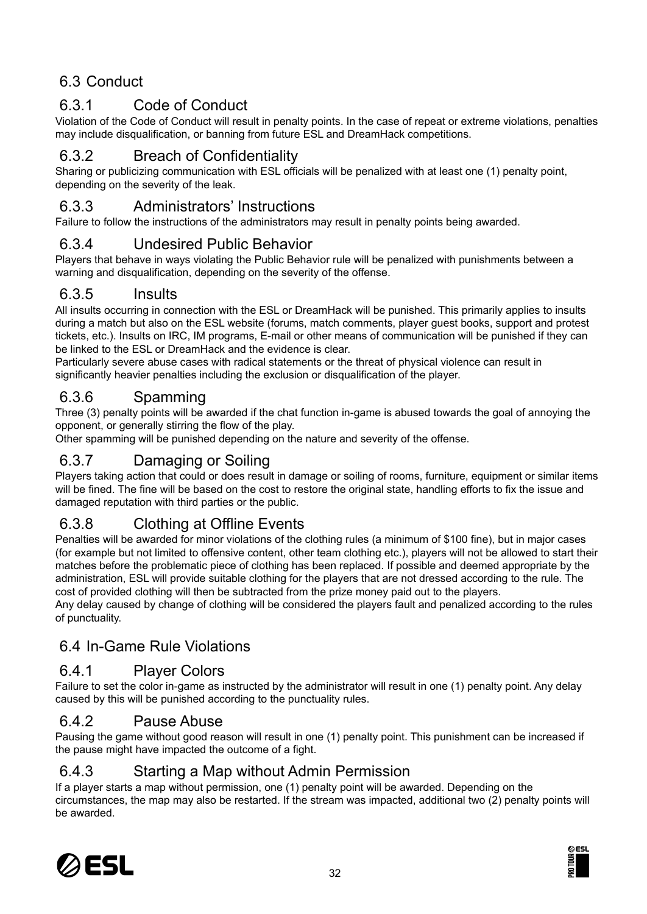## 6.3 Conduct

### 6.3.1 Code of Conduct

Violation of the Code of Conduct will result in penalty points. In the case of repeat or extreme violations, penalties may include disqualification, or banning from future ESL and DreamHack competitions.

### 6.3.2 Breach of Confidentiality

Sharing or publicizing communication with ESL officials will be penalized with at least one (1) penalty point, depending on the severity of the leak.

### 6.3.3 Administrators' Instructions

Failure to follow the instructions of the administrators may result in penalty points being awarded.

### 6.3.4 Undesired Public Behavior

Players that behave in ways violating the Public Behavior rule will be penalized with punishments between a warning and disqualification, depending on the severity of the offense.

### 6.3.5 Insults

All insults occurring in connection with the ESL or DreamHack will be punished. This primarily applies to insults during a match but also on the ESL website (forums, match comments, player guest books, support and protest tickets, etc.). Insults on IRC, IM programs, E-mail or other means of communication will be punished if they can be linked to the ESL or DreamHack and the evidence is clear.

Particularly severe abuse cases with radical statements or the threat of physical violence can result in significantly heavier penalties including the exclusion or disqualification of the player.

### 6.3.6 Spamming

Three (3) penalty points will be awarded if the chat function in-game is abused towards the goal of annoying the opponent, or generally stirring the flow of the play.

Other spamming will be punished depending on the nature and severity of the offense.

### 6.3.7 Damaging or Soiling

Players taking action that could or does result in damage or soiling of rooms, furniture, equipment or similar items will be fined. The fine will be based on the cost to restore the original state, handling efforts to fix the issue and damaged reputation with third parties or the public.

### 6.3.8 Clothing at Offline Events

Penalties will be awarded for minor violations of the clothing rules (a minimum of $100 fine), but in major cases (for example but not limited to offensive content, other team clothing etc.), players will not be allowed to start their matches before the problematic piece of clothing has been replaced. If possible and deemed appropriate by the administration, ESL will provide suitable clothing for the players that are not dressed according to the rule. The cost of provided clothing will then be subtracted from the prize money paid out to the players.

Any delay caused by change of clothing will be considered the players fault and penalized according to the rules of punctuality.

## 6.4 In-Game Rule Violations

### 6.4.1 Player Colors

Failure to set the color in-game as instructed by the administrator will result in one (1) penalty point. Any delay caused by this will be punished according to the punctuality rules.

### 6.4.2 Pause Abuse

Pausing the game without good reason will result in one (1) penalty point. This punishment can be increased if the pause might have impacted the outcome of a fight.

### 6.4.3 Starting a Map without Admin Permission

If a player starts a map without permission, one (1) penalty point will be awarded. Depending on the circumstances, the map may also be restarted. If the stream was impacted, additional two (2) penalty points will be awarded.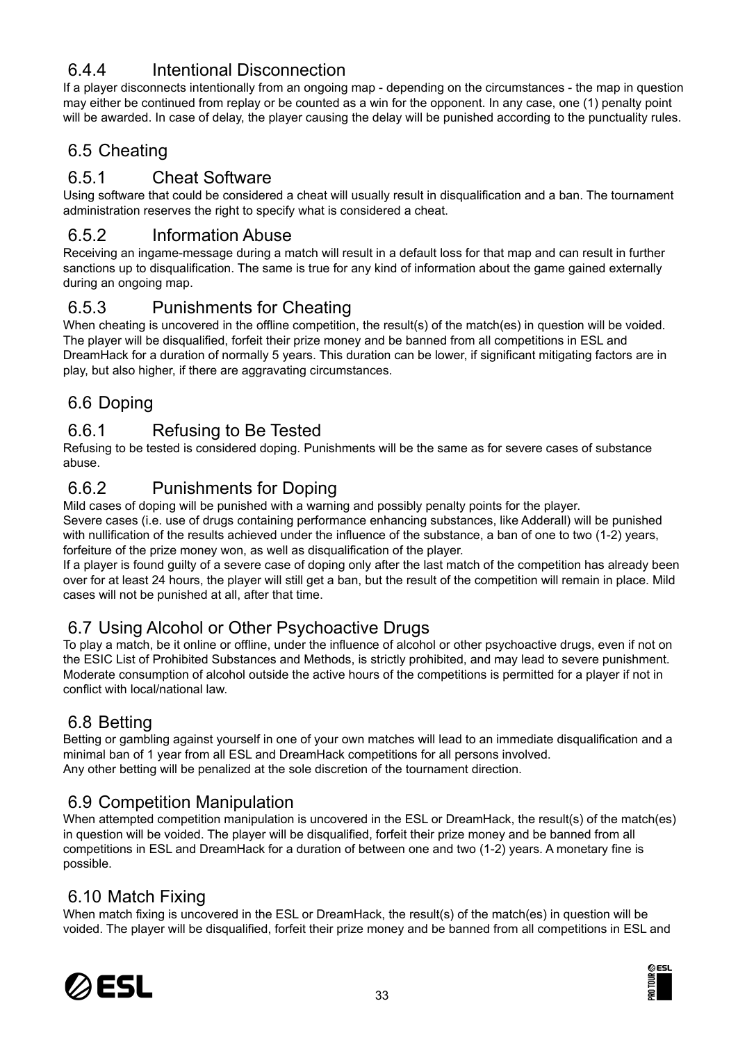### 6.4.4 Intentional Disconnection

If a player disconnects intentionally from an ongoing map - depending on the circumstances - the map in question may either be continued from replay or be counted as a win for the opponent. In any case, one (1) penalty point will be awarded. In case of delay, the player causing the delay will be punished according to the punctuality rules.

## 6.5 Cheating

### 6.5.1 Cheat Software

Using software that could be considered a cheat will usually result in disqualification and a ban. The tournament administration reserves the right to specify what is considered a cheat.

### 6.5.2 Information Abuse

Receiving an ingame-message during a match will result in a default loss for that map and can result in further sanctions up to disqualification. The same is true for any kind of information about the game gained externally during an ongoing map.

### 6.5.3 Punishments for Cheating

When cheating is uncovered in the offline competition, the result(s) of the match(es) in question will be voided. The player will be disqualified, forfeit their prize money and be banned from all competitions in ESL and DreamHack for a duration of normally 5 years. This duration can be lower, if significant mitigating factors are in play, but also higher, if there are aggravating circumstances.

## 6.6 Doping

### 6.6.1 Refusing to Be Tested

Refusing to be tested is considered doping. Punishments will be the same as for severe cases of substance abuse.

### 6.6.2 Punishments for Doping

Mild cases of doping will be punished with a warning and possibly penalty points for the player.
Severe cases (i.e. use of drugs containing performance enhancing substances, like Adderall) will be punished with nullification of the results achieved under the influence of the substance, a ban of one to two (1-2) years, forfeiture of the prize money won, as well as disqualification of the player.
If a player is found guilty of a severe case of doping only after the last match of the competition has already been over for at least 24 hours, the player will still get a ban, but the result of the competition will remain in place. Mild cases will not be punished at all, after that time.

## 6.7 Using Alcohol or Other Psychoactive Drugs

To play a match, be it online or offline, under the influence of alcohol or other psychoactive drugs, even if not on the ESIC List of Prohibited Substances and Methods, is strictly prohibited, and may lead to severe punishment. Moderate consumption of alcohol outside the active hours of the competitions is permitted for a player if not in conflict with local/national law.

## 6.8 Betting

Betting or gambling against yourself in one of your own matches will lead to an immediate disqualification and a minimal ban of 1 year from all ESL and DreamHack competitions for all persons involved.
Any other betting will be penalized at the sole discretion of the tournament direction.

## 6.9 Competition Manipulation

When attempted competition manipulation is uncovered in the ESL or DreamHack, the result(s) of the match(es) in question will be voided. The player will be disqualified, forfeit their prize money and be banned from all competitions in ESL and DreamHack for a duration of between one and two (1-2) years. A monetary fine is possible.

## 6.10 Match Fixing

When match fixing is uncovered in the ESL or DreamHack, the result(s) of the match(es) in question will be voided. The player will be disqualified, forfeit their prize money and be banned from all competitions in ESL and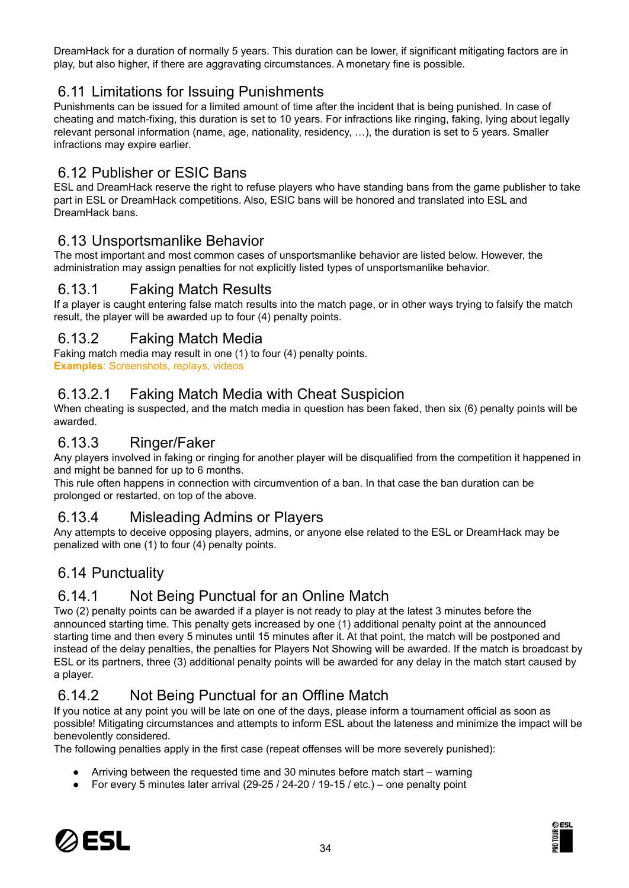DreamHack for a duration of normally 5 years. This duration can be lower, if significant mitigating factors are in play, but also higher, if there are aggravating circumstances. A monetary fine is possible.

## 6.11 Limitations for Issuing Punishments

Punishments can be issued for a limited amount of time after the incident that is being punished. In case of cheating and match-fixing, this duration is set to 10 years. For infractions like ringing, faking, lying about legally relevant personal information (name, age, nationality, residency, …), the duration is set to 5 years. Smaller infractions may expire earlier.

## 6.12 Publisher or ESIC Bans

ESL and DreamHack reserve the right to refuse players who have standing bans from the game publisher to take part in ESL or DreamHack competitions. Also, ESIC bans will be honored and translated into ESL and DreamHack bans.

## 6.13 Unsportsmanlike Behavior

The most important and most common cases of unsportsmanlike behavior are listed below. However, the administration may assign penalties for not explicitly listed types of unsportsmanlike behavior.

### 6.13.1 Faking Match Results

If a player is caught entering false match results into the match page, or in other ways trying to falsify the match result, the player will be awarded up to four (4) penalty points.

### 6.13.2 Faking Match Media

Faking match media may result in one (1) to four (4) penalty points.
**Examples**: Screenshots, replays, videos

#### 6.13.2.1 Faking Match Media with Cheat Suspicion

When cheating is suspected, and the match media in question has been faked, then six (6) penalty points will be awarded.

### 6.13.3 Ringer/Faker

Any players involved in faking or ringing for another player will be disqualified from the competition it happened in and might be banned for up to 6 months.
This rule often happens in connection with circumvention of a ban. In that case the ban duration can be prolonged or restarted, on top of the above.

### 6.13.4 Misleading Admins or Players

Any attempts to deceive opposing players, admins, or anyone else related to the ESL or DreamHack may be penalized with one (1) to four (4) penalty points.

## 6.14 Punctuality

### 6.14.1 Not Being Punctual for an Online Match

Two (2) penalty points can be awarded if a player is not ready to play at the latest 3 minutes before the announced starting time. This penalty gets increased by one (1) additional penalty point at the announced starting time and then every 5 minutes until 15 minutes after it. At that point, the match will be postponed and instead of the delay penalties, the penalties for Players Not Showing will be awarded. If the match is broadcast by ESL or its partners, three (3) additional penalty points will be awarded for any delay in the match start caused by a player.

### 6.14.2 Not Being Punctual for an Offline Match

If you notice at any point you will be late on one of the days, please inform a tournament official as soon as possible! Mitigating circumstances and attempts to inform ESL about the lateness and minimize the impact will be benevolently considered.
The following penalties apply in the first case (repeat offenses will be more severely punished):

- Arriving between the requested time and 30 minutes before match start – warning
- For every 5 minutes later arrival (29-25 / 24-20 / 19-15 / etc.) – one penalty point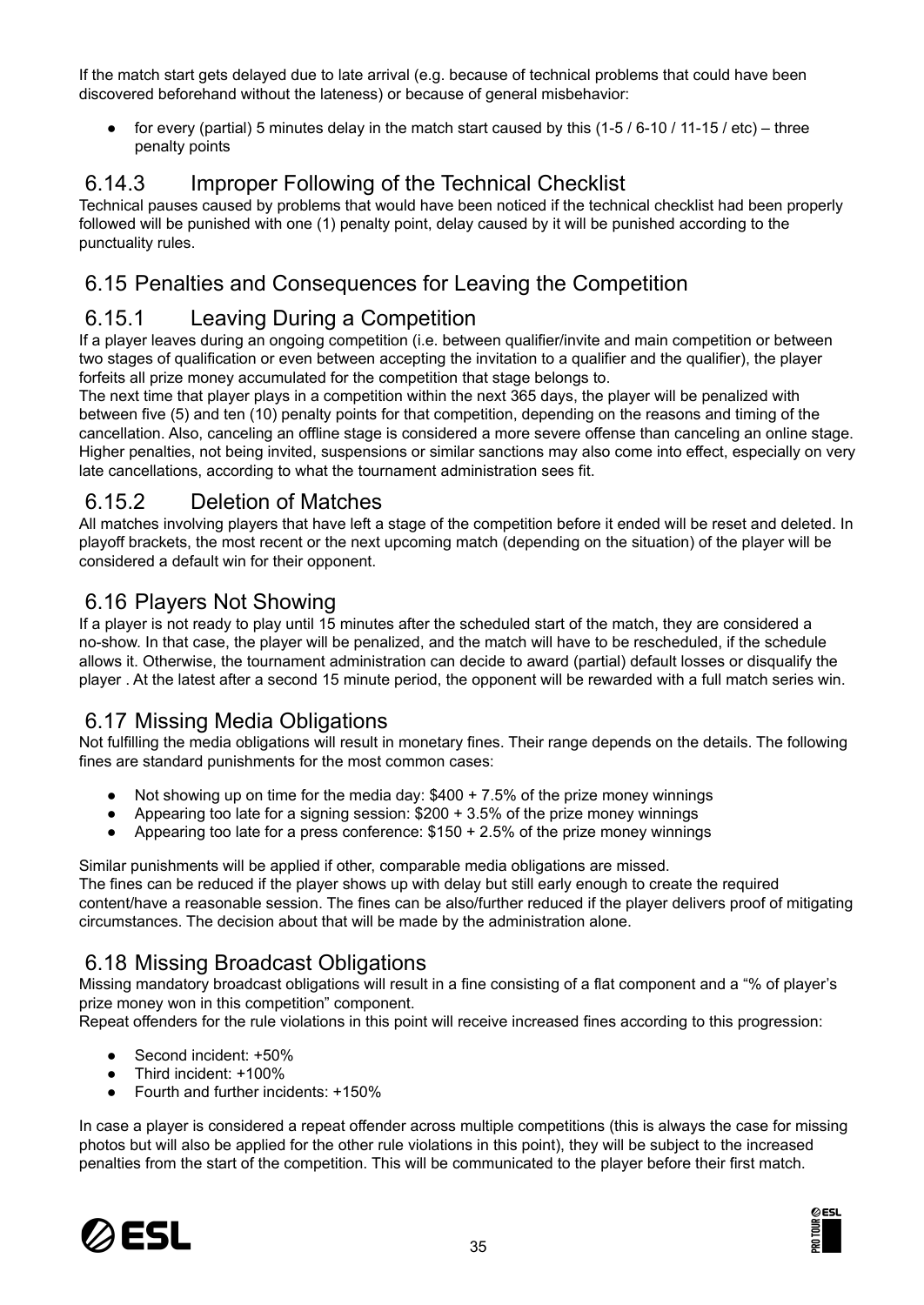If the match start gets delayed due to late arrival (e.g. because of technical problems that could have been discovered beforehand without the lateness) or because of general misbehavior:

- for every (partial) 5 minutes delay in the match start caused by this (1-5 / 6-10 / 11-15 / etc) – three penalty points

### 6.14.3 Improper Following of the Technical Checklist

Technical pauses caused by problems that would have been noticed if the technical checklist had been properly followed will be punished with one (1) penalty point, delay caused by it will be punished according to the punctuality rules.

## 6.15 Penalties and Consequences for Leaving the Competition

### 6.15.1 Leaving During a Competition

If a player leaves during an ongoing competition (i.e. between qualifier/invite and main competition or between two stages of qualification or even between accepting the invitation to a qualifier and the qualifier), the player forfeits all prize money accumulated for the competition that stage belongs to.

The next time that player plays in a competition within the next 365 days, the player will be penalized with between five (5) and ten (10) penalty points for that competition, depending on the reasons and timing of the cancellation. Also, canceling an offline stage is considered a more severe offense than canceling an online stage. Higher penalties, not being invited, suspensions or similar sanctions may also come into effect, especially on very late cancellations, according to what the tournament administration sees fit.

### 6.15.2 Deletion of Matches

All matches involving players that have left a stage of the competition before it ended will be reset and deleted. In playoff brackets, the most recent or the next upcoming match (depending on the situation) of the player will be considered a default win for their opponent.

## 6.16 Players Not Showing

If a player is not ready to play until 15 minutes after the scheduled start of the match, they are considered a no-show. In that case, the player will be penalized, and the match will have to be rescheduled, if the schedule allows it. Otherwise, the tournament administration can decide to award (partial) default losses or disqualify the player . At the latest after a second 15 minute period, the opponent will be rewarded with a full match series win.

## 6.17 Missing Media Obligations

Not fulfilling the media obligations will result in monetary fines. Their range depends on the details. The following fines are standard punishments for the most common cases:

- Not showing up on time for the media day: $400 + 7.5% of the prize money winnings
- Appearing too late for a signing session: $200 + 3.5% of the prize money winnings
- Appearing too late for a press conference: $150 + 2.5% of the prize money winnings

Similar punishments will be applied if other, comparable media obligations are missed.

The fines can be reduced if the player shows up with delay but still early enough to create the required content/have a reasonable session. The fines can be also/further reduced if the player delivers proof of mitigating circumstances. The decision about that will be made by the administration alone.

## 6.18 Missing Broadcast Obligations

Missing mandatory broadcast obligations will result in a fine consisting of a flat component and a "% of player's prize money won in this competition" component.

Repeat offenders for the rule violations in this point will receive increased fines according to this progression:

- Second incident: +50%
- Third incident: +100%
- Fourth and further incidents: +150%

In case a player is considered a repeat offender across multiple competitions (this is always the case for missing photos but will also be applied for the other rule violations in this point), they will be subject to the increased penalties from the start of the competition. This will be communicated to the player before their first match.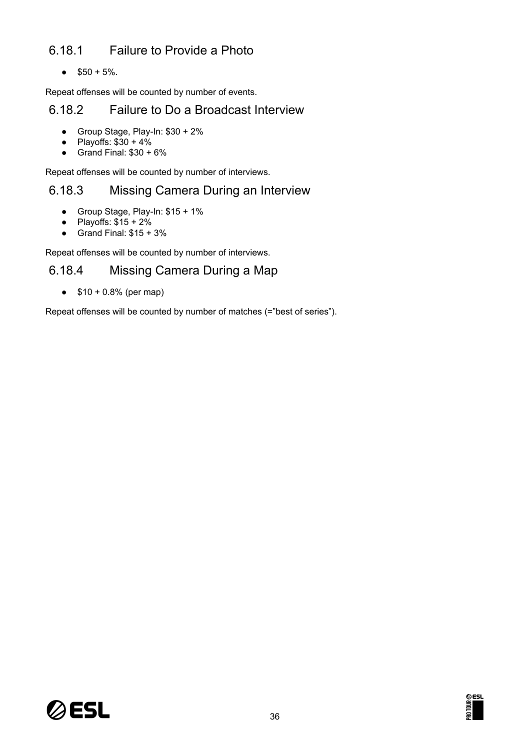### 6.18.1 Failure to Provide a Photo

- $50 + 5%.

Repeat offenses will be counted by number of events.

### 6.18.2 Failure to Do a Broadcast Interview

- Group Stage, Play-In: $30 + 2%
- Playoffs: $30 + 4%
- Grand Final: $30 + 6%

Repeat offenses will be counted by number of interviews.

### 6.18.3 Missing Camera During an Interview

- Group Stage, Play-In: $15 + 1%
- Playoffs: $15 + 2%
- Grand Final: $15 + 3%

Repeat offenses will be counted by number of interviews.

### 6.18.4 Missing Camera During a Map

- $10 + 0.8% (per map)

Repeat offenses will be counted by number of matches (="best of series").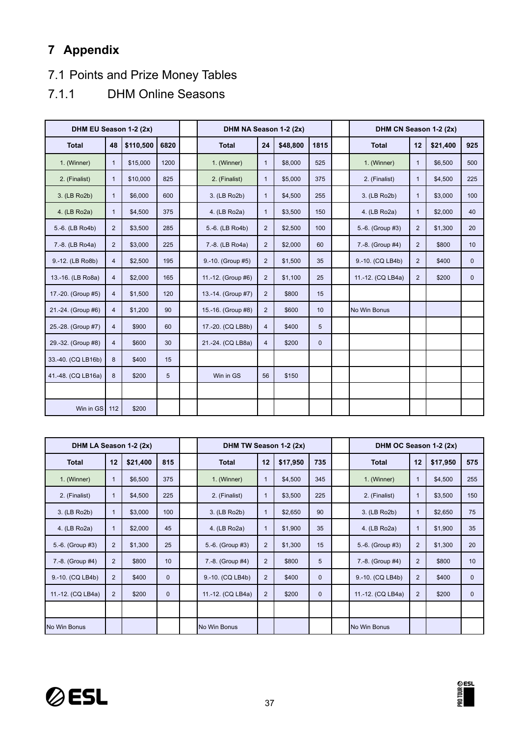# 7 Appendix

## 7.1 Points and Prize Money Tables

### 7.1.1 DHM Online Seasons

| DHM EU Season 1-2 (2x) | | | |
|---|---|---|---|
| **Total** | **48** | **$110,500** | **6820** |
| 1. (Winner) | 1 | $15,000 | 1200 |
| 2. (Finalist) | 1 | $10,000 | 825 |
| 3. (LB Ro2b) | 1 | $6,000 | 600 |
| 4. (LB Ro2a) | 1 | $4,500 | 375 |
| 5.-6. (LB Ro4b) | 2 | $3,500 | 285 |
| 7.-8. (LB Ro4a) | 2 | $3,000 | 225 |
| 9.-12. (LB Ro8b) | 4 | $2,500 | 195 |
| 13.-16. (LB Ro8a) | 4 | $2,000 | 165 |
| 17.-20. (Group #5) | 4 | $1,500 | 120 |
| 21.-24. (Group #6) | 4 | $1,200 | 90 |
| 25.-28. (Group #7) | 4 | $900 | 60 |
| 29.-32. (Group #8) | 4 | $600 | 30 |
| 33.-40. (CQ LB16b) | 8 | $400 | 15 |
| 41.-48. (CQ LB16a) | 8 | $200 | 5 |
| | | | |
| Win in GS | 112 | $200 | |

| DHM NA Season 1-2 (2x) | | | |
|---|---|---|---|
| **Total** | **24** | **$48,800** | **1815** |
| 1. (Winner) | 1 | $8,000 | 525 |
| 2. (Finalist) | 1 | $5,000 | 375 |
| 3. (LB Ro2b) | 1 | $4,500 | 255 |
| 4. (LB Ro2a) | 1 | $3,500 | 150 |
| 5.-6. (LB Ro4b) | 2 | $2,500 | 100 |
| 7.-8. (LB Ro4a) | 2 | $2,000 | 60 |
| 9.-10. (Group #5) | 2 | $1,500 | 35 |
| 11.-12. (Group #6) | 2 | $1,100 | 25 |
| 13.-14. (Group #7) | 2 | $800 | 15 |
| 15.-16. (Group #8) | 2 | $600 | 10 |
| 17.-20. (CQ LB8b) | 4 | $400 | 5 |
| 21.-24. (CQ LB8a) | 4 | $200 | 0 |
| | | | |
| Win in GS | 56 | $150 | |

| DHM CN Season 1-2 (2x) | | | |
|---|---|---|---|
| **Total** | **12** | **$21,400** | **925** |
| 1. (Winner) | 1 | $6,500 | 500 |
| 2. (Finalist) | 1 | $4,500 | 225 |
| 3. (LB Ro2b) | 1 | $3,000 | 100 |
| 4. (LB Ro2a) | 1 | $2,000 | 40 |
| 5.-6. (Group #3) | 2 | $1,300 | 20 |
| 7.-8. (Group #4) | 2 | $800 | 10 |
| 9.-10. (CQ LB4b) | 2 | $400 | 0 |
| 11.-12. (CQ LB4a) | 2 | $200 | 0 |
| | | | |
| No Win Bonus | | | |

| DHM LA Season 1-2 (2x) | | | |
|---|---|---|---|
| **Total** | **12** | **$21,400** | **815** |
| 1. (Winner) | 1 | $6,500 | 375 |
| 2. (Finalist) | 1 | $4,500 | 225 |
| 3. (LB Ro2b) | 1 | $3,000 | 100 |
| 4. (LB Ro2a) | 1 | $2,000 | 45 |
| 5.-6. (Group #3) | 2 | $1,300 | 25 |
| 7.-8. (Group #4) | 2 | $800 | 10 |
| 9.-10. (CQ LB4b) | 2 | $400 | 0 |
| 11.-12. (CQ LB4a) | 2 | $200 | 0 |
| | | | |
| No Win Bonus | | | |

| DHM TW Season 1-2 (2x) | | | |
|---|---|---|---|
| **Total** | **12** | **$17,950** | **735** |
| 1. (Winner) | 1 | $4,500 | 345 |
| 2. (Finalist) | 1 | $3,500 | 225 |
| 3. (LB Ro2b) | 1 | $2,650 | 90 |
| 4. (LB Ro2a) | 1 | $1,900 | 35 |
| 5.-6. (Group #3) | 2 | $1,300 | 15 |
| 7.-8. (Group #4) | 2 | $800 | 5 |
| 9.-10. (CQ LB4b) | 2 | $400 | 0 |
| 11.-12. (CQ LB4a) | 2 | $200 | 0 |
| | | | |
| No Win Bonus | | | |

| DHM OC Season 1-2 (2x) | | | |
|---|---|---|---|
| **Total** | **12** | **$17,950** | **575** |
| 1. (Winner) | 1 | $4,500 | 255 |
| 2. (Finalist) | 1 | $3,500 | 150 |
| 3. (LB Ro2b) | 1 | $2,650 | 75 |
| 4. (LB Ro2a) | 1 | $1,900 | 35 |
| 5.-6. (Group #3) | 2 | $1,300 | 20 |
| 7.-8. (Group #4) | 2 | $800 | 10 |
| 9.-10. (CQ LB4b) | 2 | $400 | 0 |
| 11.-12. (CQ LB4a) | 2 | $200 | 0 |
| | | | |
| No Win Bonus | | | |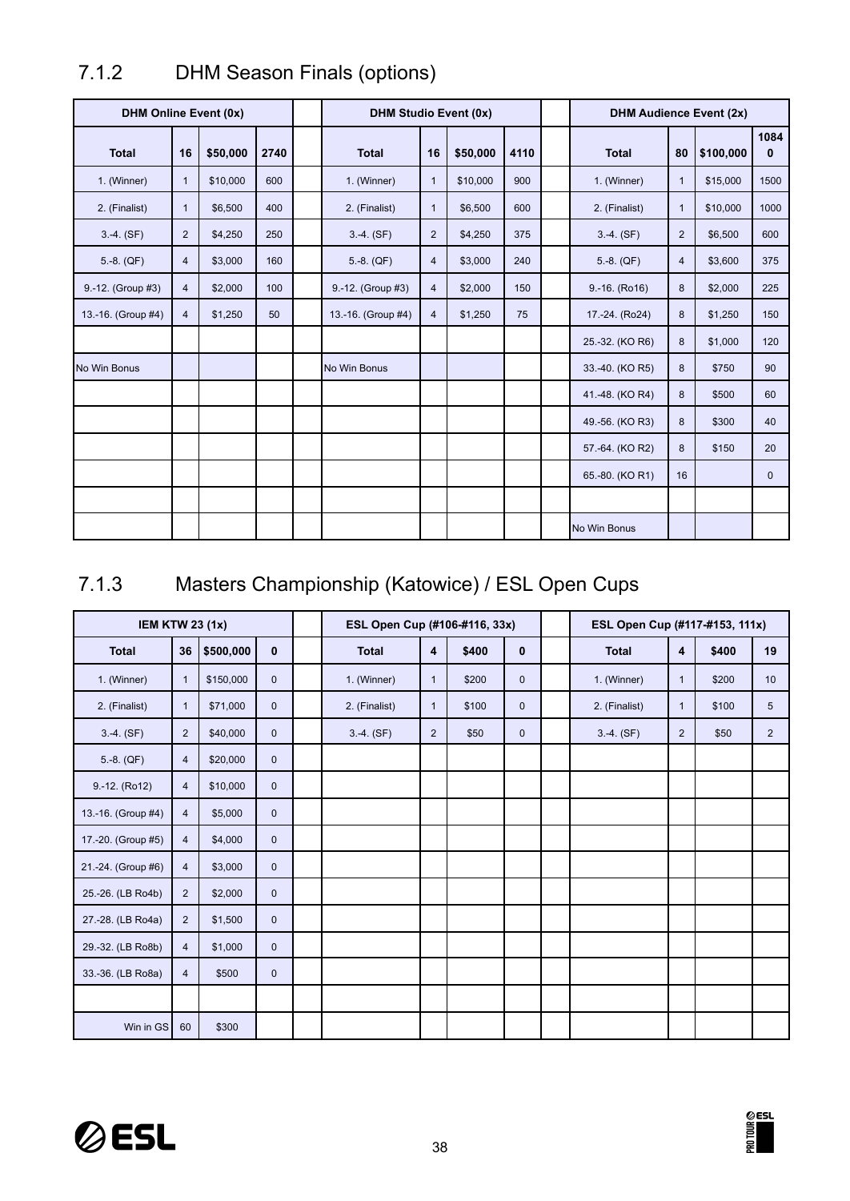## 7.1.2 DHM Season Finals (options)

| DHM Online Event (0x) | | | | | DHM Studio Event (0x) | | | | | DHM Audience Event (2x) | | | |
|---|---|---|---|---|---|---|---|---|---|---|---|---|---|
| **Total** | **16** | **$50,000** | **2740** | | **Total** | **16** | **$50,000** | **4110** | | **Total** | **80** | **$100,000** | **10840** |
| 1. (Winner) | 1 | $10,000 | 600 | | 1. (Winner) | 1 | $10,000 | 900 | | 1. (Winner) | 1 | $15,000 | 1500 |
| 2. (Finalist) | 1 | $6,500 | 400 | | 2. (Finalist) | 1 | $6,500 | 600 | | 2. (Finalist) | 1 | $10,000 | 1000 |
| 3.-4. (SF) | 2 | $4,250 | 250 | | 3.-4. (SF) | 2 | $4,250 | 375 | | 3.-4. (SF) | 2 | $6,500 | 600 |
| 5.-8. (QF) | 4 | $3,000 | 160 | | 5.-8. (QF) | 4 | $3,000 | 240 | | 5.-8. (QF) | 4 | $3,600 | 375 |
| 9.-12. (Group #3) | 4 | $2,000 | 100 | | 9.-12. (Group #3) | 4 | $2,000 | 150 | | 9.-16. (Ro16) | 8 | $2,000 | 225 |
| 13.-16. (Group #4) | 4 | $1,250 | 50 | | 13.-16. (Group #4) | 4 | $1,250 | 75 | | 17.-24. (Ro24) | 8 | $1,250 | 150 |
| | | | | | | | | | | 25.-32. (KO R6) | 8 | $1,000 | 120 |
| No Win Bonus | | | | | No Win Bonus | | | | | 33.-40. (KO R5) | 8 | $750 | 90 |
| | | | | | | | | | | 41.-48. (KO R4) | 8 | $500 | 60 |
| | | | | | | | | | | 49.-56. (KO R3) | 8 | $300 | 40 |
| | | | | | | | | | | 57.-64. (KO R2) | 8 | $150 | 20 |
| | | | | | | | | | | 65.-80. (KO R1) | 16 | | 0 |
| | | | | | | | | | | | | | |
| | | | | | | | | | | No Win Bonus | | | |

## 7.1.3 Masters Championship (Katowice) / ESL Open Cups

| IEM KTW 23 (1x) | | | | | ESL Open Cup (#106-#116, 33x) | | | | | ESL Open Cup (#117-#153, 111x) | | | |
|---|---|---|---|---|---|---|---|---|---|---|---|---|---|
| **Total** | **36** | **$500,000** | **0** | | **Total** | **4** | **$400** | **0** | | **Total** | **4** | **$400** | **19** |
| 1. (Winner) | 1 | $150,000 | 0 | | 1. (Winner) | 1 | $200 | 0 | | 1. (Winner) | 1 | $200 | 10 |
| 2. (Finalist) | 1 | $71,000 | 0 | | 2. (Finalist) | 1 | $100 | 0 | | 2. (Finalist) | 1 | $100 | 5 |
| 3.-4. (SF) | 2 | $40,000 | 0 | | 3.-4. (SF) | 2 | $50 | 0 | | 3.-4. (SF) | 2 | $50 | 2 |
| 5.-8. (QF) | 4 | $20,000 | 0 | | | | | | | | | | |
| 9.-12. (Ro12) | 4 | $10,000 | 0 | | | | | | | | | | |
| 13.-16. (Group #4) | 4 | $5,000 | 0 | | | | | | | | | | |
| 17.-20. (Group #5) | 4 | $4,000 | 0 | | | | | | | | | | |
| 21.-24. (Group #6) | 4 | $3,000 | 0 | | | | | | | | | | |
| 25.-26. (LB Ro4b) | 2 | $2,000 | 0 | | | | | | | | | | |
| 27.-28. (LB Ro4a) | 2 | $1,500 | 0 | | | | | | | | | | |
| 29.-32. (LB Ro8b) | 4 | $1,000 | 0 | | | | | | | | | | |
| 33.-36. (LB Ro8a) | 4 | $500 | 0 | | | | | | | | | | |
| | | | | | | | | | | | | | |
| Win in GS | 60 | $300 | | | | | | | | | | | |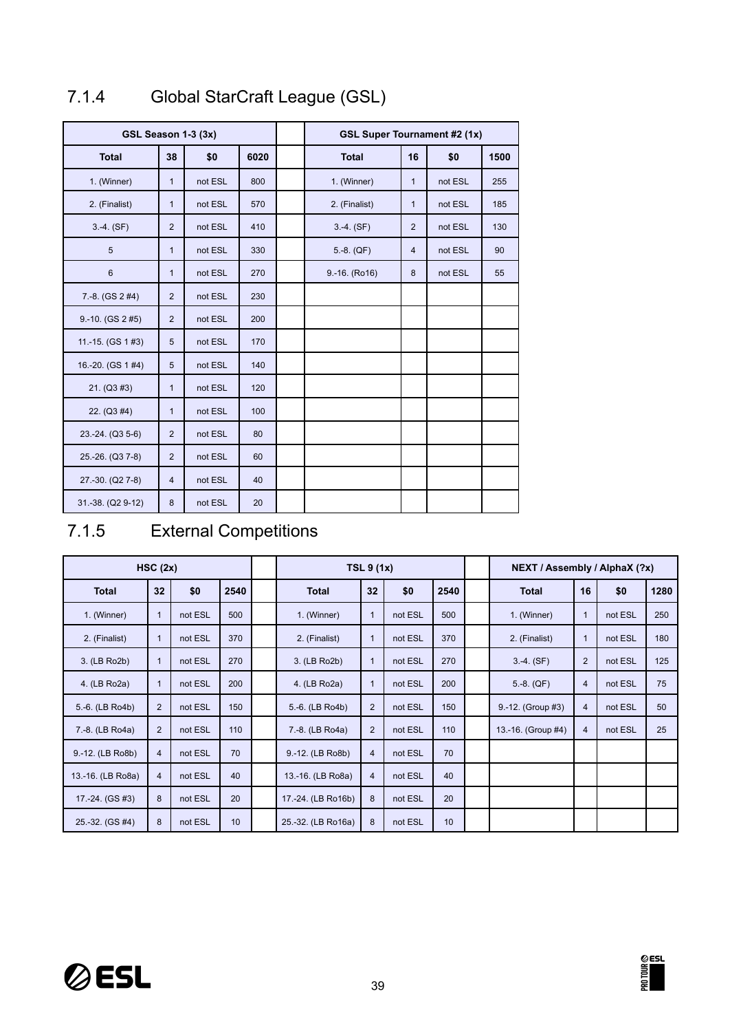### 7.1.4 Global StarCraft League (GSL)

| GSL Season 1-3 (3x) | | | |
|---|---|---|---|
| **Total** | **38** | **$0** | **6020** |
| 1. (Winner) | 1 | not ESL | 800 |
| 2. (Finalist) | 1 | not ESL | 570 |
| 3.-4. (SF) | 2 | not ESL | 410 |
| 5 | 1 | not ESL | 330 |
| 6 | 1 | not ESL | 270 |
| 7.-8. (GS 2 #4) | 2 | not ESL | 230 |
| 9.-10. (GS 2 #5) | 2 | not ESL | 200 |
| 11.-15. (GS 1 #3) | 5 | not ESL | 170 |
| 16.-20. (GS 1 #4) | 5 | not ESL | 140 |
| 21. (Q3 #3) | 1 | not ESL | 120 |
| 22. (Q3 #4) | 1 | not ESL | 100 |
| 23.-24. (Q3 5-6) | 2 | not ESL | 80 |
| 25.-26. (Q3 7-8) | 2 | not ESL | 60 |
| 27.-30. (Q2 7-8) | 4 | not ESL | 40 |
| 31.-38. (Q2 9-12) | 8 | not ESL | 20 |

| GSL Super Tournament #2 (1x) | | | |
|---|---|---|---|
| **Total** | **16** | **$0** | **1500** |
| 1. (Winner) | 1 | not ESL | 255 |
| 2. (Finalist) | 1 | not ESL | 185 |
| 3.-4. (SF) | 2 | not ESL | 130 |
| 5.-8. (QF) | 4 | not ESL | 90 |
| 9.-16. (Ro16) | 8 | not ESL | 55 |

### 7.1.5 External Competitions

| HSC (2x) | | | |
|---|---|---|---|
| **Total** | **32** | **$0** | **2540** |
| 1. (Winner) | 1 | not ESL | 500 |
| 2. (Finalist) | 1 | not ESL | 370 |
| 3. (LB Ro2b) | 1 | not ESL | 270 |
| 4. (LB Ro2a) | 1 | not ESL | 200 |
| 5.-6. (LB Ro4b) | 2 | not ESL | 150 |
| 7.-8. (LB Ro4a) | 2 | not ESL | 110 |
| 9.-12. (LB Ro8b) | 4 | not ESL | 70 |
| 13.-16. (LB Ro8a) | 4 | not ESL | 40 |
| 17.-24. (GS #3) | 8 | not ESL | 20 |
| 25.-32. (GS #4) | 8 | not ESL | 10 |

| TSL 9 (1x) | | | |
|---|---|---|---|
| **Total** | **32** | **$0** | **2540** |
| 1. (Winner) | 1 | not ESL | 500 |
| 2. (Finalist) | 1 | not ESL | 370 |
| 3. (LB Ro2b) | 1 | not ESL | 270 |
| 4. (LB Ro2a) | 1 | not ESL | 200 |
| 5.-6. (LB Ro4b) | 2 | not ESL | 150 |
| 7.-8. (LB Ro4a) | 2 | not ESL | 110 |
| 9.-12. (LB Ro8b) | 4 | not ESL | 70 |
| 13.-16. (LB Ro8a) | 4 | not ESL | 40 |
| 17.-24. (LB Ro16b) | 8 | not ESL | 20 |
| 25.-32. (LB Ro16a) | 8 | not ESL | 10 |

| NEXT / Assembly / AlphaX (?x) | | | |
|---|---|---|---|
| **Total** | **16** | **$0** | **1280** |
| 1. (Winner) | 1 | not ESL | 250 |
| 2. (Finalist) | 1 | not ESL | 180 |
| 3.-4. (SF) | 2 | not ESL | 125 |
| 5.-8. (QF) | 4 | not ESL | 75 |
| 9.-12. (Group #3) | 4 | not ESL | 50 |
| 13.-16. (Group #4) | 4 | not ESL | 25 |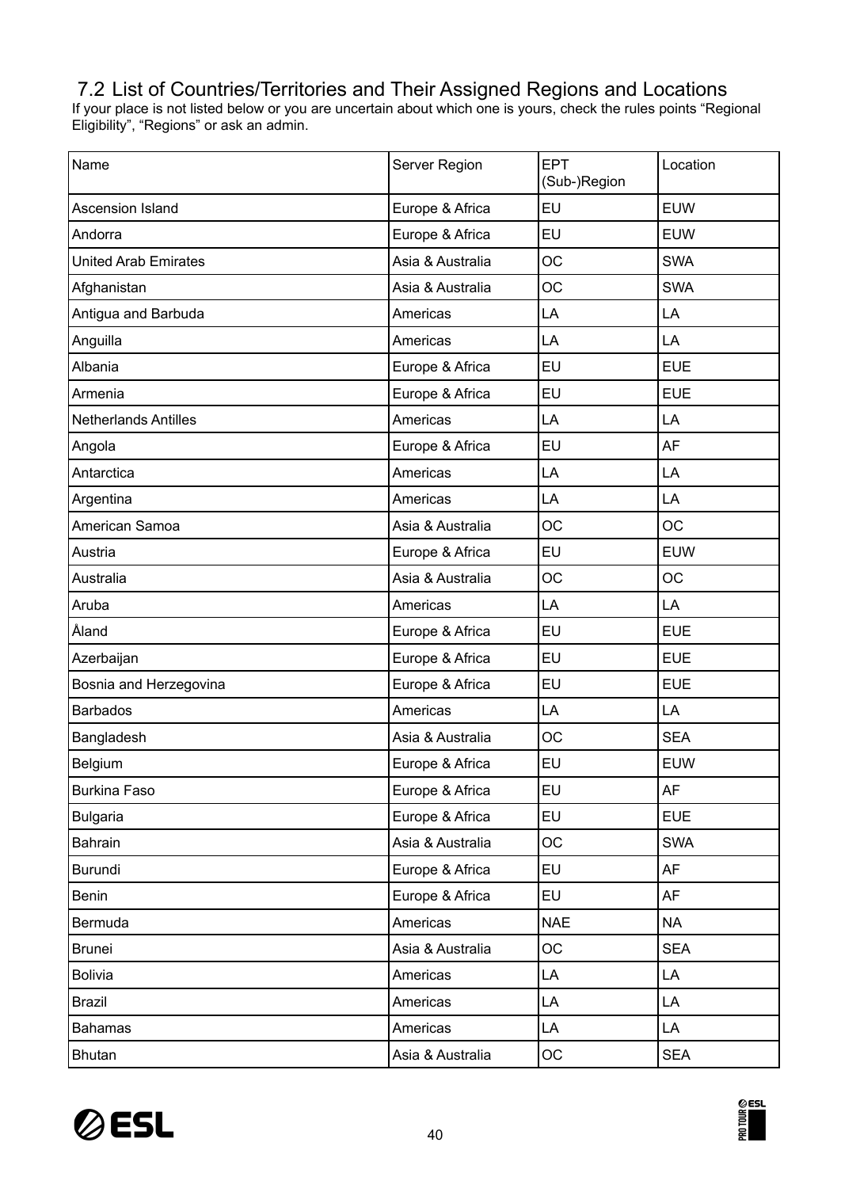## 7.2 List of Countries/Territories and Their Assigned Regions and Locations

If your place is not listed below or you are uncertain about which one is yours, check the rules points "Regional Eligibility", "Regions" or ask an admin.

| Name | Server Region | EPT (Sub-)Region | Location |
|---|---|---|---|
| Ascension Island | Europe & Africa | EU | EUW |
| Andorra | Europe & Africa | EU | EUW |
| United Arab Emirates | Asia & Australia | OC | SWA |
| Afghanistan | Asia & Australia | OC | SWA |
| Antigua and Barbuda | Americas | LA | LA |
| Anguilla | Americas | LA | LA |
| Albania | Europe & Africa | EU | EUE |
| Armenia | Europe & Africa | EU | EUE |
| Netherlands Antilles | Americas | LA | LA |
| Angola | Europe & Africa | EU | AF |
| Antarctica | Americas | LA | LA |
| Argentina | Americas | LA | LA |
| American Samoa | Asia & Australia | OC | OC |
| Austria | Europe & Africa | EU | EUW |
| Australia | Asia & Australia | OC | OC |
| Aruba | Americas | LA | LA |
| Åland | Europe & Africa | EU | EUE |
| Azerbaijan | Europe & Africa | EU | EUE |
| Bosnia and Herzegovina | Europe & Africa | EU | EUE |
| Barbados | Americas | LA | LA |
| Bangladesh | Asia & Australia | OC | SEA |
| Belgium | Europe & Africa | EU | EUW |
| Burkina Faso | Europe & Africa | EU | AF |
| Bulgaria | Europe & Africa | EU | EUE |
| Bahrain | Asia & Australia | OC | SWA |
| Burundi | Europe & Africa | EU | AF |
| Benin | Europe & Africa | EU | AF |
| Bermuda | Americas | NAE | NA |
| Brunei | Asia & Australia | OC | SEA |
| Bolivia | Americas | LA | LA |
| Brazil | Americas | LA | LA |
| Bahamas | Americas | LA | LA |
| Bhutan | Asia & Australia | OC | SEA |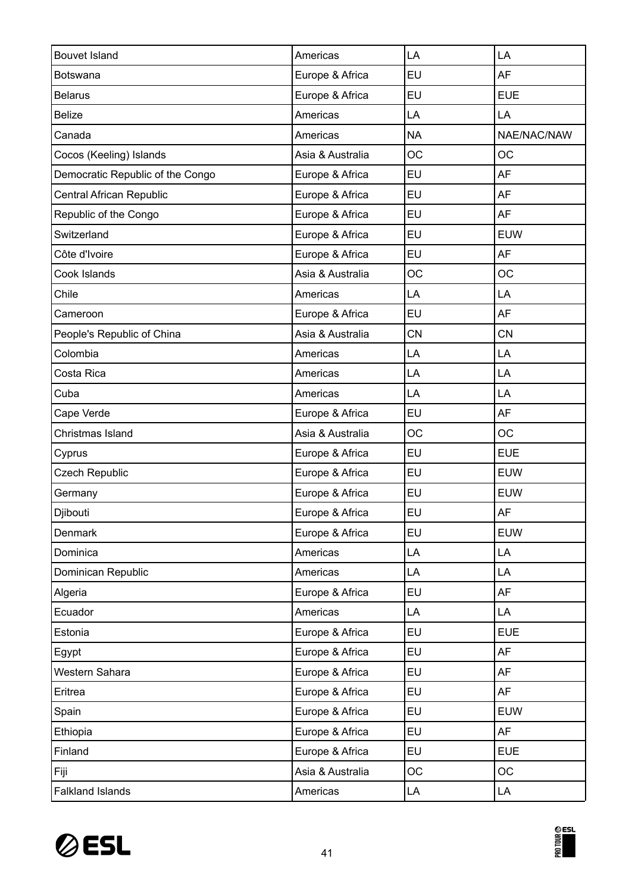| Bouvet Island | Americas | LA | LA |
|---|---|---|---|
| Botswana | Europe & Africa | EU | AF |
| Belarus | Europe & Africa | EU | EUE |
| Belize | Americas | LA | LA |
| Canada | Americas | NA | NAE/NAC/NAW |
| Cocos (Keeling) Islands | Asia & Australia | OC | OC |
| Democratic Republic of the Congo | Europe & Africa | EU | AF |
| Central African Republic | Europe & Africa | EU | AF |
| Republic of the Congo | Europe & Africa | EU | AF |
| Switzerland | Europe & Africa | EU | EUW |
| Côte d'Ivoire | Europe & Africa | EU | AF |
| Cook Islands | Asia & Australia | OC | OC |
| Chile | Americas | LA | LA |
| Cameroon | Europe & Africa | EU | AF |
| People's Republic of China | Asia & Australia | CN | CN |
| Colombia | Americas | LA | LA |
| Costa Rica | Americas | LA | LA |
| Cuba | Americas | LA | LA |
| Cape Verde | Europe & Africa | EU | AF |
| Christmas Island | Asia & Australia | OC | OC |
| Cyprus | Europe & Africa | EU | EUE |
| Czech Republic | Europe & Africa | EU | EUW |
| Germany | Europe & Africa | EU | EUW |
| Djibouti | Europe & Africa | EU | AF |
| Denmark | Europe & Africa | EU | EUW |
| Dominica | Americas | LA | LA |
| Dominican Republic | Americas | LA | LA |
| Algeria | Europe & Africa | EU | AF |
| Ecuador | Americas | LA | LA |
| Estonia | Europe & Africa | EU | EUE |
| Egypt | Europe & Africa | EU | AF |
| Western Sahara | Europe & Africa | EU | AF |
| Eritrea | Europe & Africa | EU | AF |
| Spain | Europe & Africa | EU | EUW |
| Ethiopia | Europe & Africa | EU | AF |
| Finland | Europe & Africa | EU | EUE |
| Fiji | Asia & Australia | OC | OC |
| Falkland Islands | Americas | LA | LA |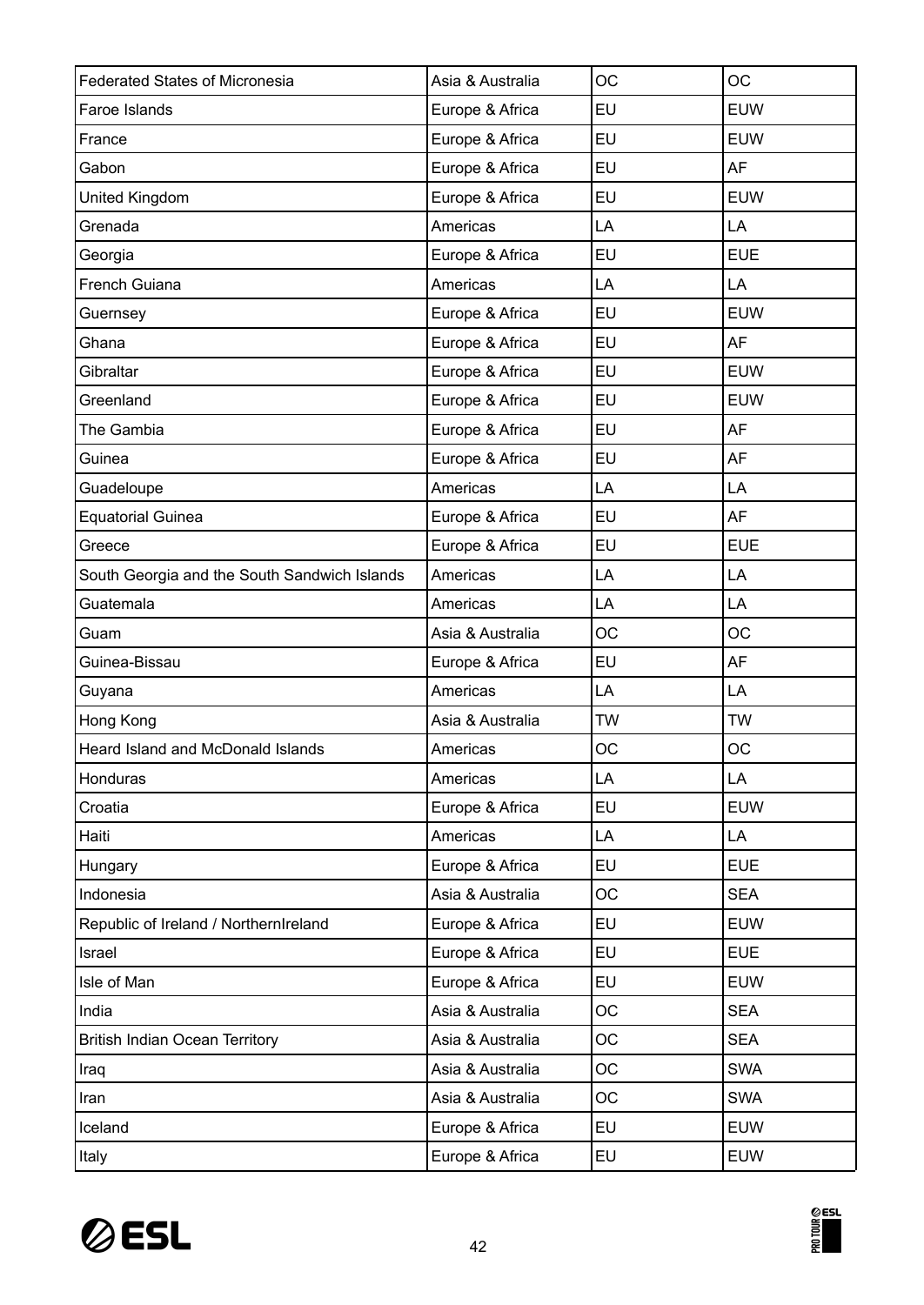| Federated States of Micronesia | Asia & Australia | OC | OC |
|---|---|---|---|
| Faroe Islands | Europe & Africa | EU | EUW |
| France | Europe & Africa | EU | EUW |
| Gabon | Europe & Africa | EU | AF |
| United Kingdom | Europe & Africa | EU | EUW |
| Grenada | Americas | LA | LA |
| Georgia | Europe & Africa | EU | EUE |
| French Guiana | Americas | LA | LA |
| Guernsey | Europe & Africa | EU | EUW |
| Ghana | Europe & Africa | EU | AF |
| Gibraltar | Europe & Africa | EU | EUW |
| Greenland | Europe & Africa | EU | EUW |
| The Gambia | Europe & Africa | EU | AF |
| Guinea | Europe & Africa | EU | AF |
| Guadeloupe | Americas | LA | LA |
| Equatorial Guinea | Europe & Africa | EU | AF |
| Greece | Europe & Africa | EU | EUE |
| South Georgia and the South Sandwich Islands | Americas | LA | LA |
| Guatemala | Americas | LA | LA |
| Guam | Asia & Australia | OC | OC |
| Guinea-Bissau | Europe & Africa | EU | AF |
| Guyana | Americas | LA | LA |
| Hong Kong | Asia & Australia | TW | TW |
| Heard Island and McDonald Islands | Americas | OC | OC |
| Honduras | Americas | LA | LA |
| Croatia | Europe & Africa | EU | EUW |
| Haiti | Americas | LA | LA |
| Hungary | Europe & Africa | EU | EUE |
| Indonesia | Asia & Australia | OC | SEA |
| Republic of Ireland / NorthernIreland | Europe & Africa | EU | EUW |
| Israel | Europe & Africa | EU | EUE |
| Isle of Man | Europe & Africa | EU | EUW |
| India | Asia & Australia | OC | SEA |
| British Indian Ocean Territory | Asia & Australia | OC | SEA |
| Iraq | Asia & Australia | OC | SWA |
| Iran | Asia & Australia | OC | SWA |
| Iceland | Europe & Africa | EU | EUW |
| Italy | Europe & Africa | EU | EUW |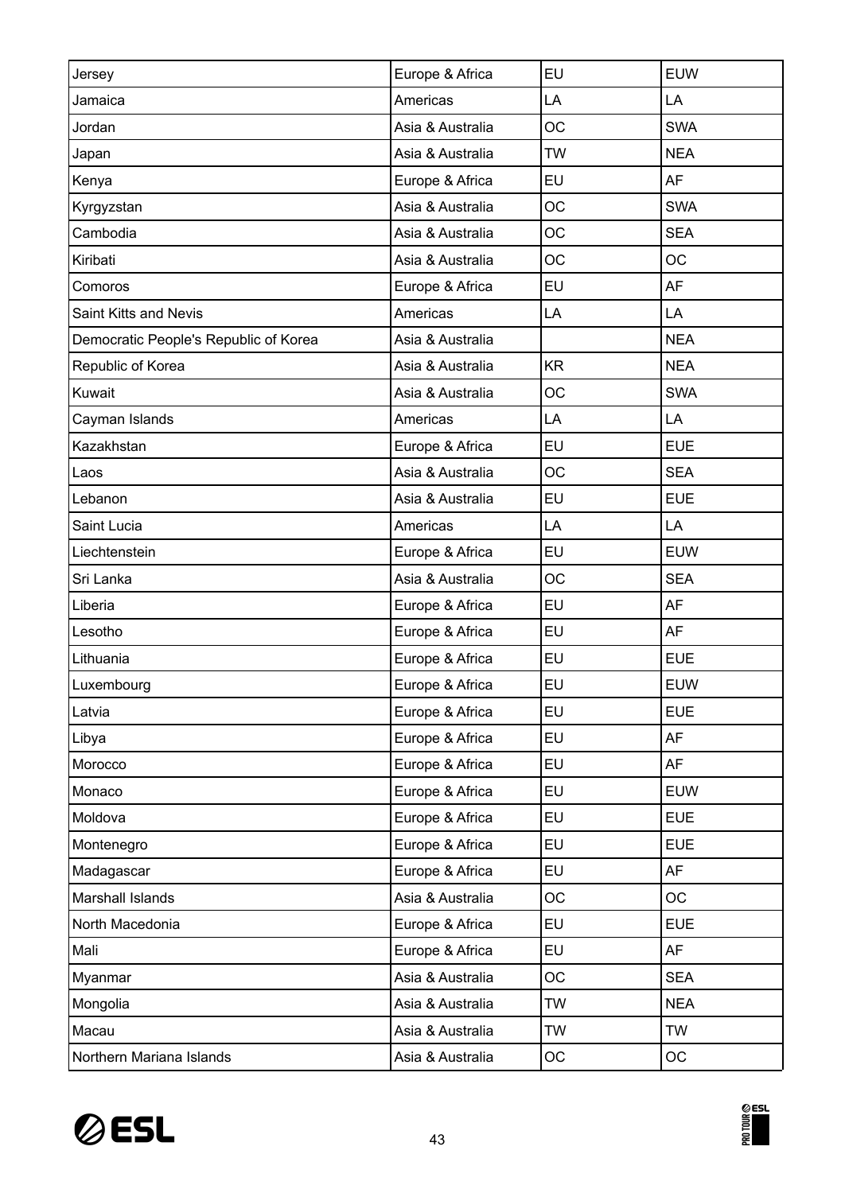| Jersey | Europe & Africa | EU | EUW |
|---|---|---|---|
| Jamaica | Americas | LA | LA |
| Jordan | Asia & Australia | OC | SWA |
| Japan | Asia & Australia | TW | NEA |
| Kenya | Europe & Africa | EU | AF |
| Kyrgyzstan | Asia & Australia | OC | SWA |
| Cambodia | Asia & Australia | OC | SEA |
| Kiribati | Asia & Australia | OC | OC |
| Comoros | Europe & Africa | EU | AF |
| Saint Kitts and Nevis | Americas | LA | LA |
| Democratic People's Republic of Korea | Asia & Australia | | NEA |
| Republic of Korea | Asia & Australia | KR | NEA |
| Kuwait | Asia & Australia | OC | SWA |
| Cayman Islands | Americas | LA | LA |
| Kazakhstan | Europe & Africa | EU | EUE |
| Laos | Asia & Australia | OC | SEA |
| Lebanon | Asia & Australia | EU | EUE |
| Saint Lucia | Americas | LA | LA |
| Liechtenstein | Europe & Africa | EU | EUW |
| Sri Lanka | Asia & Australia | OC | SEA |
| Liberia | Europe & Africa | EU | AF |
| Lesotho | Europe & Africa | EU | AF |
| Lithuania | Europe & Africa | EU | EUE |
| Luxembourg | Europe & Africa | EU | EUW |
| Latvia | Europe & Africa | EU | EUE |
| Libya | Europe & Africa | EU | AF |
| Morocco | Europe & Africa | EU | AF |
| Monaco | Europe & Africa | EU | EUW |
| Moldova | Europe & Africa | EU | EUE |
| Montenegro | Europe & Africa | EU | EUE |
| Madagascar | Europe & Africa | EU | AF |
| Marshall Islands | Asia & Australia | OC | OC |
| North Macedonia | Europe & Africa | EU | EUE |
| Mali | Europe & Africa | EU | AF |
| Myanmar | Asia & Australia | OC | SEA |
| Mongolia | Asia & Australia | TW | NEA |
| Macau | Asia & Australia | TW | TW |
| Northern Mariana Islands | Asia & Australia | OC | OC |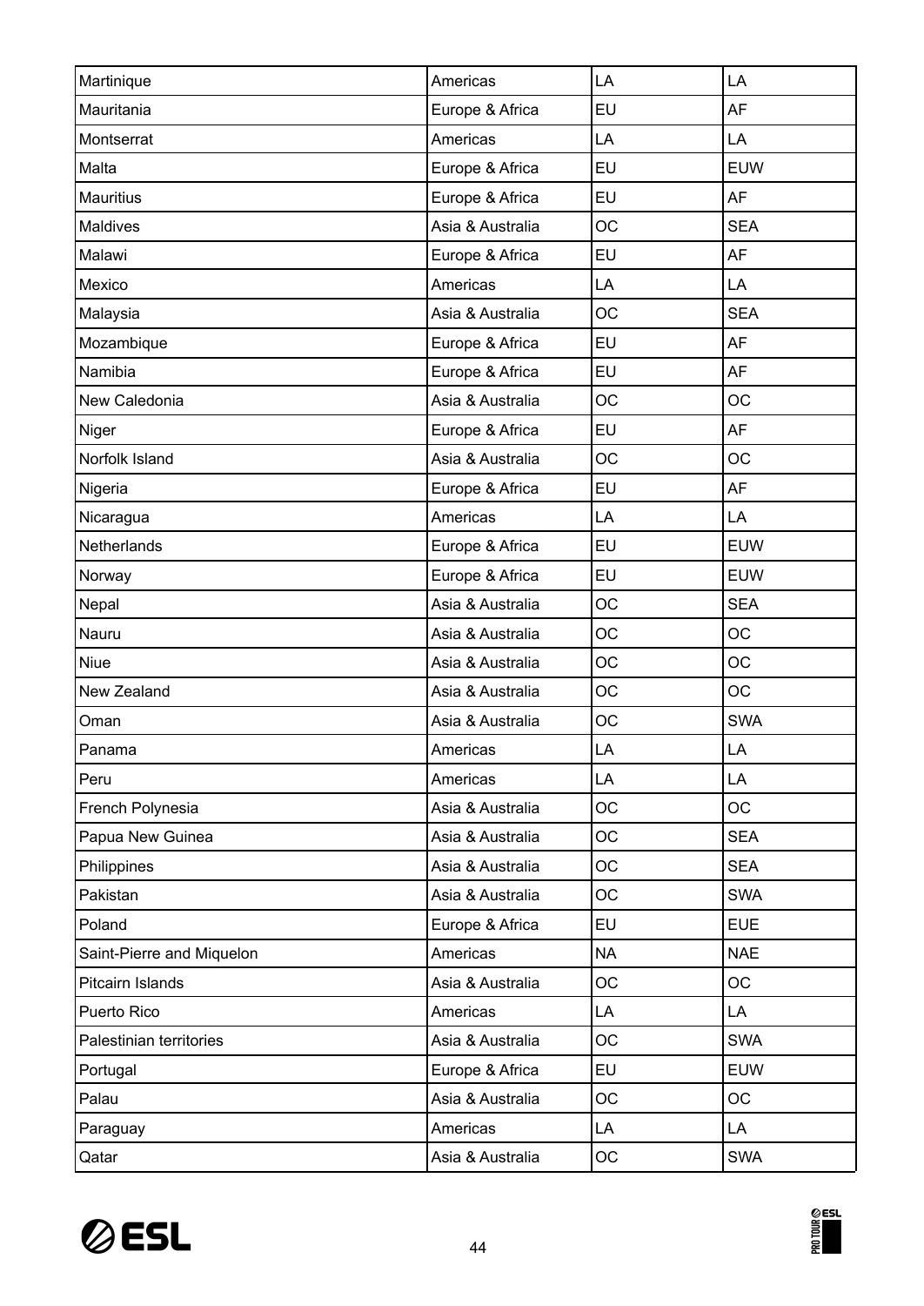| Martinique | Americas | LA | LA |
|---|---|---|---|
| Mauritania | Europe & Africa | EU | AF |
| Montserrat | Americas | LA | LA |
| Malta | Europe & Africa | EU | EUW |
| Mauritius | Europe & Africa | EU | AF |
| Maldives | Asia & Australia | OC | SEA |
| Malawi | Europe & Africa | EU | AF |
| Mexico | Americas | LA | LA |
| Malaysia | Asia & Australia | OC | SEA |
| Mozambique | Europe & Africa | EU | AF |
| Namibia | Europe & Africa | EU | AF |
| New Caledonia | Asia & Australia | OC | OC |
| Niger | Europe & Africa | EU | AF |
| Norfolk Island | Asia & Australia | OC | OC |
| Nigeria | Europe & Africa | EU | AF |
| Nicaragua | Americas | LA | LA |
| Netherlands | Europe & Africa | EU | EUW |
| Norway | Europe & Africa | EU | EUW |
| Nepal | Asia & Australia | OC | SEA |
| Nauru | Asia & Australia | OC | OC |
| Niue | Asia & Australia | OC | OC |
| New Zealand | Asia & Australia | OC | OC |
| Oman | Asia & Australia | OC | SWA |
| Panama | Americas | LA | LA |
| Peru | Americas | LA | LA |
| French Polynesia | Asia & Australia | OC | OC |
| Papua New Guinea | Asia & Australia | OC | SEA |
| Philippines | Asia & Australia | OC | SEA |
| Pakistan | Asia & Australia | OC | SWA |
| Poland | Europe & Africa | EU | EUE |
| Saint-Pierre and Miquelon | Americas | NA | NAE |
| Pitcairn Islands | Asia & Australia | OC | OC |
| Puerto Rico | Americas | LA | LA |
| Palestinian territories | Asia & Australia | OC | SWA |
| Portugal | Europe & Africa | EU | EUW |
| Palau | Asia & Australia | OC | OC |
| Paraguay | Americas | LA | LA |
| Qatar | Asia & Australia | OC | SWA |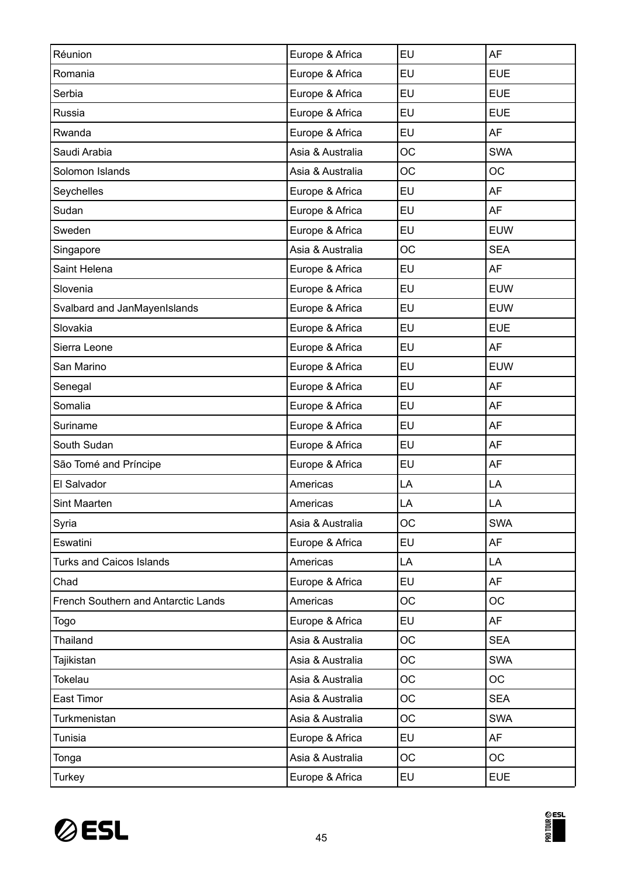| Réunion | Europe & Africa | EU | AF |
|---|---|---|---|
| Romania | Europe & Africa | EU | EUE |
| Serbia | Europe & Africa | EU | EUE |
| Russia | Europe & Africa | EU | EUE |
| Rwanda | Europe & Africa | EU | AF |
| Saudi Arabia | Asia & Australia | OC | SWA |
| Solomon Islands | Asia & Australia | OC | OC |
| Seychelles | Europe & Africa | EU | AF |
| Sudan | Europe & Africa | EU | AF |
| Sweden | Europe & Africa | EU | EUW |
| Singapore | Asia & Australia | OC | SEA |
| Saint Helena | Europe & Africa | EU | AF |
| Slovenia | Europe & Africa | EU | EUW |
| Svalbard and JanMayenIslands | Europe & Africa | EU | EUW |
| Slovakia | Europe & Africa | EU | EUE |
| Sierra Leone | Europe & Africa | EU | AF |
| San Marino | Europe & Africa | EU | EUW |
| Senegal | Europe & Africa | EU | AF |
| Somalia | Europe & Africa | EU | AF |
| Suriname | Europe & Africa | EU | AF |
| South Sudan | Europe & Africa | EU | AF |
| São Tomé and Príncipe | Europe & Africa | EU | AF |
| El Salvador | Americas | LA | LA |
| Sint Maarten | Americas | LA | LA |
| Syria | Asia & Australia | OC | SWA |
| Eswatini | Europe & Africa | EU | AF |
| Turks and Caicos Islands | Americas | LA | LA |
| Chad | Europe & Africa | EU | AF |
| French Southern and Antarctic Lands | Americas | OC | OC |
| Togo | Europe & Africa | EU | AF |
| Thailand | Asia & Australia | OC | SEA |
| Tajikistan | Asia & Australia | OC | SWA |
| Tokelau | Asia & Australia | OC | OC |
| East Timor | Asia & Australia | OC | SEA |
| Turkmenistan | Asia & Australia | OC | SWA |
| Tunisia | Europe & Africa | EU | AF |
| Tonga | Asia & Australia | OC | OC |
| Turkey | Europe & Africa | EU | EUE |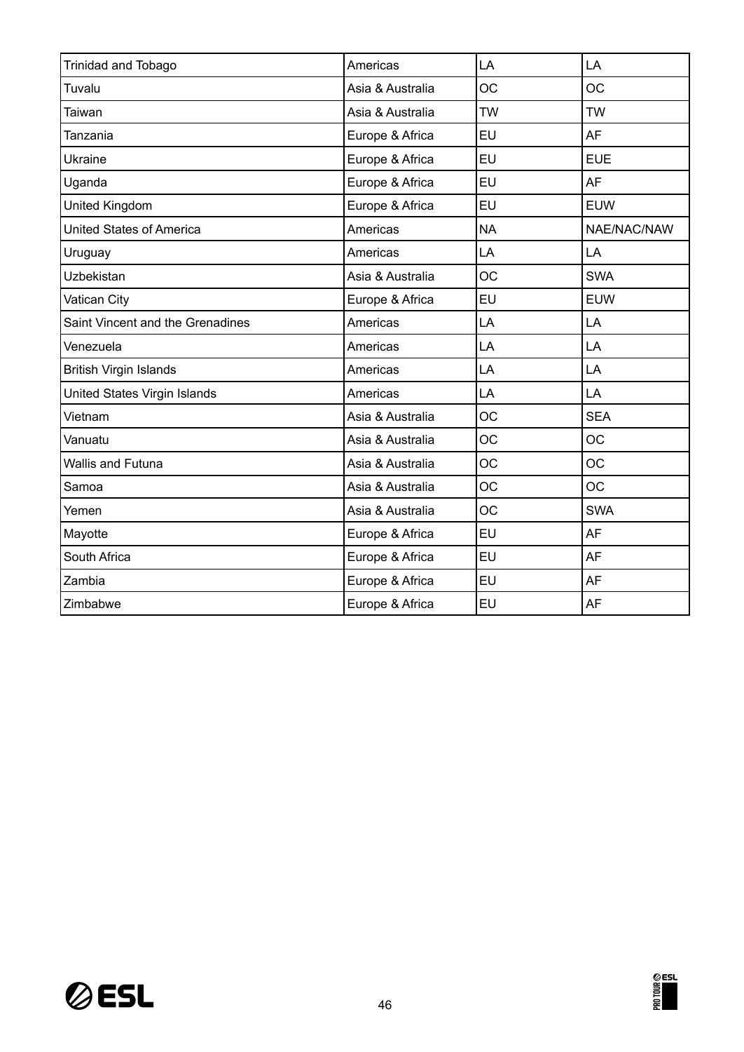| Trinidad and Tobago | Americas | LA | LA |
|---|---|---|---|
| Tuvalu | Asia & Australia | OC | OC |
| Taiwan | Asia & Australia | TW | TW |
| Tanzania | Europe & Africa | EU | AF |
| Ukraine | Europe & Africa | EU | EUE |
| Uganda | Europe & Africa | EU | AF |
| United Kingdom | Europe & Africa | EU | EUW |
| United States of America | Americas | NA | NAE/NAC/NAW |
| Uruguay | Americas | LA | LA |
| Uzbekistan | Asia & Australia | OC | SWA |
| Vatican City | Europe & Africa | EU | EUW |
| Saint Vincent and the Grenadines | Americas | LA | LA |
| Venezuela | Americas | LA | LA |
| British Virgin Islands | Americas | LA | LA |
| United States Virgin Islands | Americas | LA | LA |
| Vietnam | Asia & Australia | OC | SEA |
| Vanuatu | Asia & Australia | OC | OC |
| Wallis and Futuna | Asia & Australia | OC | OC |
| Samoa | Asia & Australia | OC | OC |
| Yemen | Asia & Australia | OC | SWA |
| Mayotte | Europe & Africa | EU | AF |
| South Africa | Europe & Africa | EU | AF |
| Zambia | Europe & Africa | EU | AF |
| Zimbabwe | Europe & Africa | EU | AF |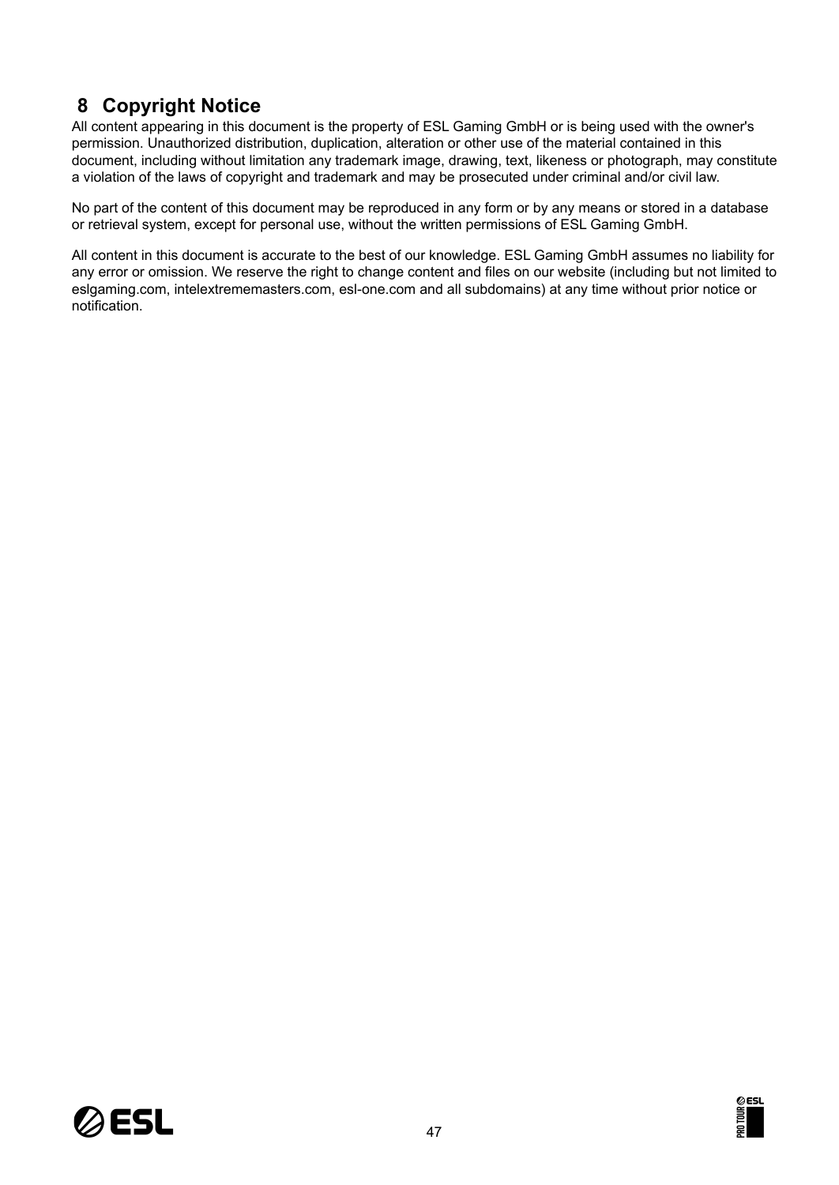# 8 Copyright Notice

All content appearing in this document is the property of ESL Gaming GmbH or is being used with the owner's permission. Unauthorized distribution, duplication, alteration or other use of the material contained in this document, including without limitation any trademark image, drawing, text, likeness or photograph, may constitute a violation of the laws of copyright and trademark and may be prosecuted under criminal and/or civil law.

No part of the content of this document may be reproduced in any form or by any means or stored in a database or retrieval system, except for personal use, without the written permissions of ESL Gaming GmbH.

All content in this document is accurate to the best of our knowledge. ESL Gaming GmbH assumes no liability for any error or omission. We reserve the right to change content and files on our website (including but not limited to eslgaming.com, intelextrememasters.com, esl-one.com and all subdomains) at any time without prior notice or notification.